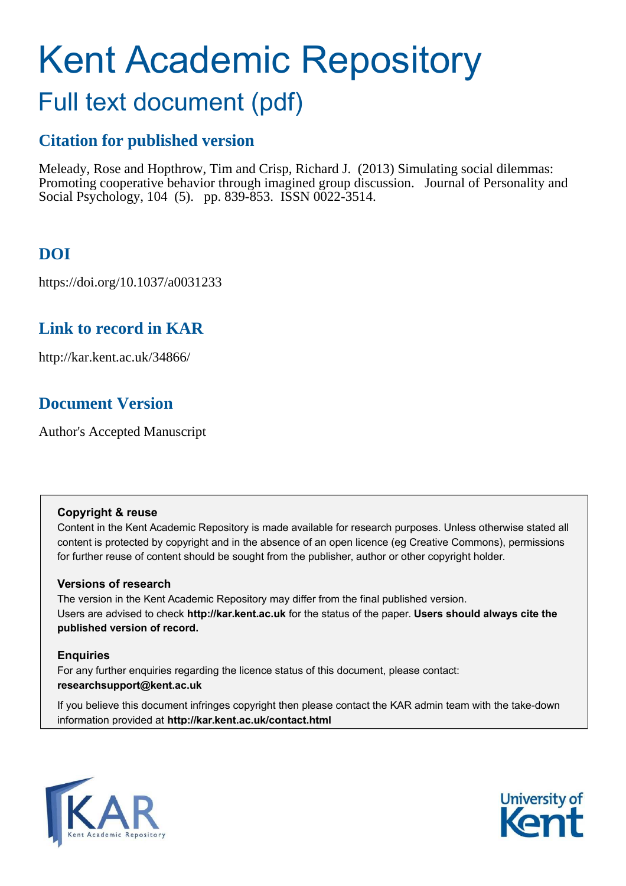# Kent Academic Repository

## Full text document (pdf)

### Citation for published version

Meleady, Rose and Hopthrow, Tim and Crisp, Richard J. (2013) Simulating social dilemmas: Promoting cooperative behavior through imagined group discussion. Journal of Personality and Social Psychology, 104 (5). pp. 839-853. ISSN 0022-3514.

### DOI

https://doi.org/10.1037/a0031233

### Link to record in KAR

http://kar.kent.ac.uk/34866/

### Document Version

Author's Accepted Manuscript

**Copyright & reuse**

Content in the Kent Academic Repository is made available for research purposes. Unless otherwise stated all content is protected by copyright and in the absence of an open licence (eg Creative Commons), permissions for further reuse of content should be sought from the publisher, author or other copyright holder.

**Versions of research**

The version in the Kent Academic Repository may differ from the final published version. Users are advised to check **http://kar.kent.ac.uk** for the status of the paper. **Users should always cite the published version of record.**

**Enquiries**

For any further enquiries regarding the licence status of this document, please contact: **researchsupport@kent.ac.uk**

If you believe this document infringes copyright then please contact the KAR admin team with the take-down information provided at **http://kar.kent.ac.uk/contact.html**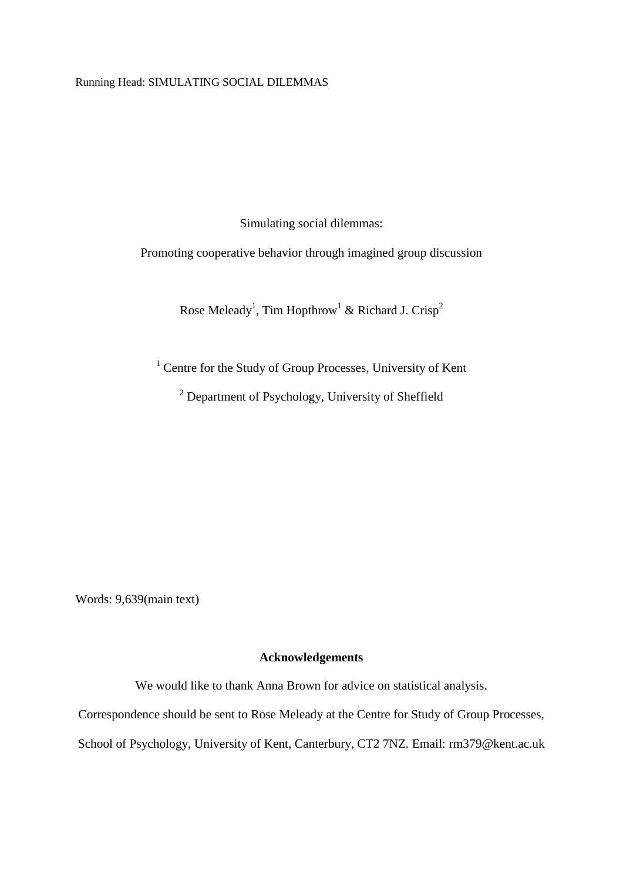Running Head: SIMULATING SOCIAL DILEMMAS

Simulating social dilemmas:

Promoting cooperative behavior through imagined group discussion

Rose Meleady[1], Tim Hopthrow[1] & Richard J. Crisp[2]

[1] Centre for the Study of Group Processes, University of Kent

[2] Department of Psychology, University of Sheffield

Words: 9,639(main text)

**Acknowledgements**

We would like to thank Anna Brown for advice on statistical analysis.

Correspondence should be sent to Rose Meleady at the Centre for Study of Group Processes, School of Psychology, University of Kent, Canterbury, CT2 7NZ. Email: rm379@kent.ac.uk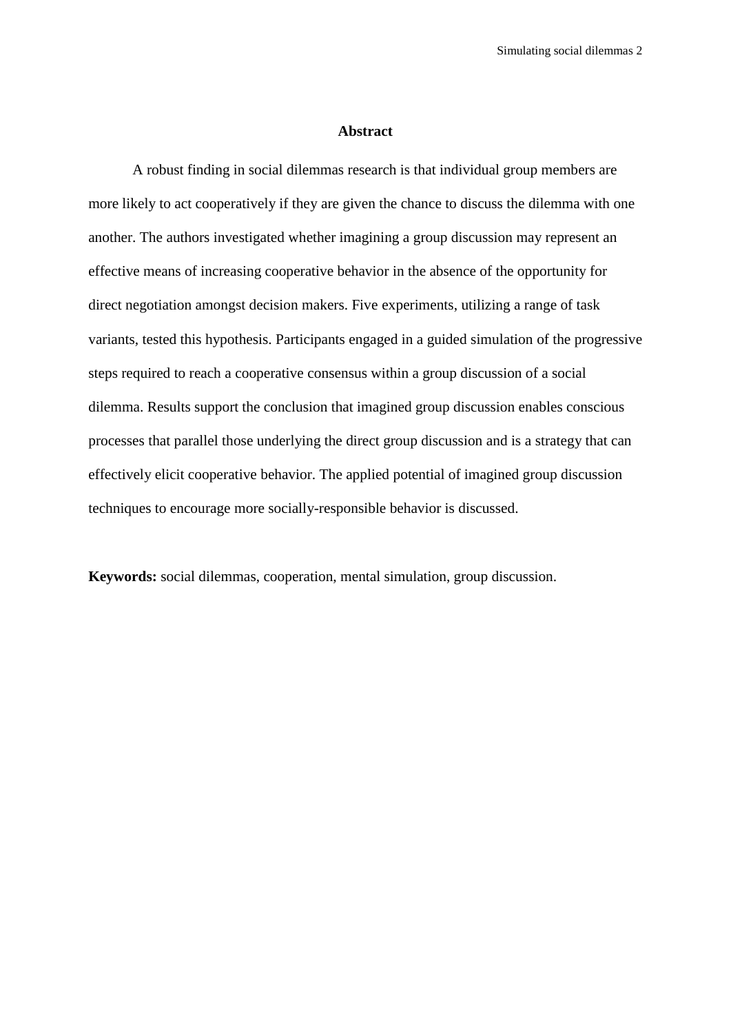## Abstract

A robust finding in social dilemmas research is that individual group members are more likely to act cooperatively if they are given the chance to discuss the dilemma with one another. The authors investigated whether imagining a group discussion may represent an effective means of increasing cooperative behavior in the absence of the opportunity for direct negotiation amongst decision makers. Five experiments, utilizing a range of task variants, tested this hypothesis. Participants engaged in a guided simulation of the progressive steps required to reach a cooperative consensus within a group discussion of a social dilemma. Results support the conclusion that imagined group discussion enables conscious processes that parallel those underlying the direct group discussion and is a strategy that can effectively elicit cooperative behavior. The applied potential of imagined group discussion techniques to encourage more socially-responsible behavior is discussed.

**Keywords:** social dilemmas, cooperation, mental simulation, group discussion.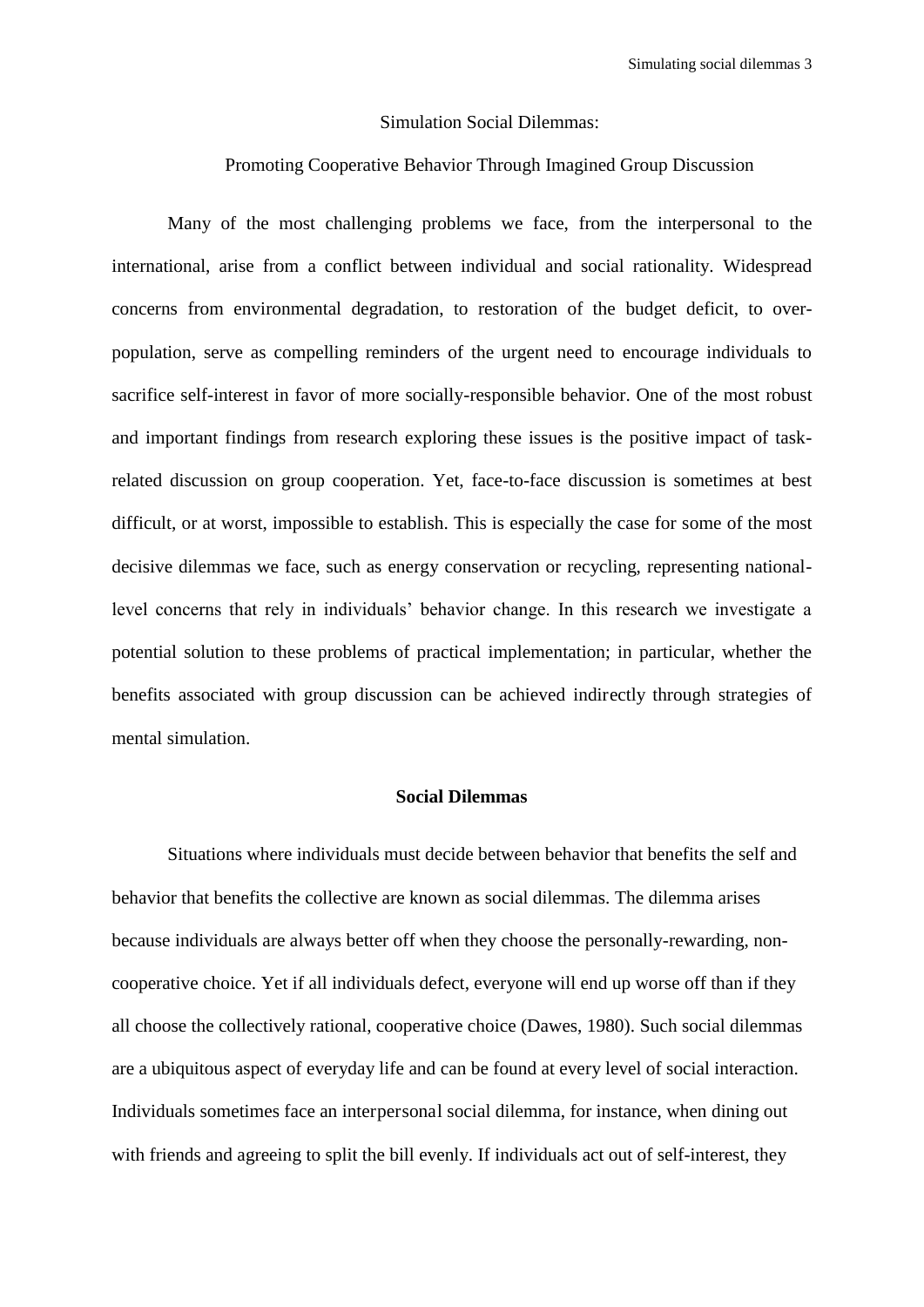Simulation Social Dilemmas:

Promoting Cooperative Behavior Through Imagined Group Discussion

Many of the most challenging problems we face, from the interpersonal to the international, arise from a conflict between individual and social rationality. Widespread concerns from environmental degradation, to restoration of the budget deficit, to over-population, serve as compelling reminders of the urgent need to encourage individuals to sacrifice self-interest in favor of more socially-responsible behavior. One of the most robust and important findings from research exploring these issues is the positive impact of task-related discussion on group cooperation. Yet, face-to-face discussion is sometimes at best difficult, or at worst, impossible to establish. This is especially the case for some of the most decisive dilemmas we face, such as energy conservation or recycling, representing national-level concerns that rely in individuals' behavior change. In this research we investigate a potential solution to these problems of practical implementation; in particular, whether the benefits associated with group discussion can be achieved indirectly through strategies of mental simulation.

## Social Dilemmas

Situations where individuals must decide between behavior that benefits the self and behavior that benefits the collective are known as social dilemmas. The dilemma arises because individuals are always better off when they choose the personally-rewarding, non-cooperative choice. Yet if all individuals defect, everyone will end up worse off than if they all choose the collectively rational, cooperative choice (Dawes, 1980). Such social dilemmas are a ubiquitous aspect of everyday life and can be found at every level of social interaction. Individuals sometimes face an interpersonal social dilemma, for instance, when dining out with friends and agreeing to split the bill evenly. If individuals act out of self-interest, they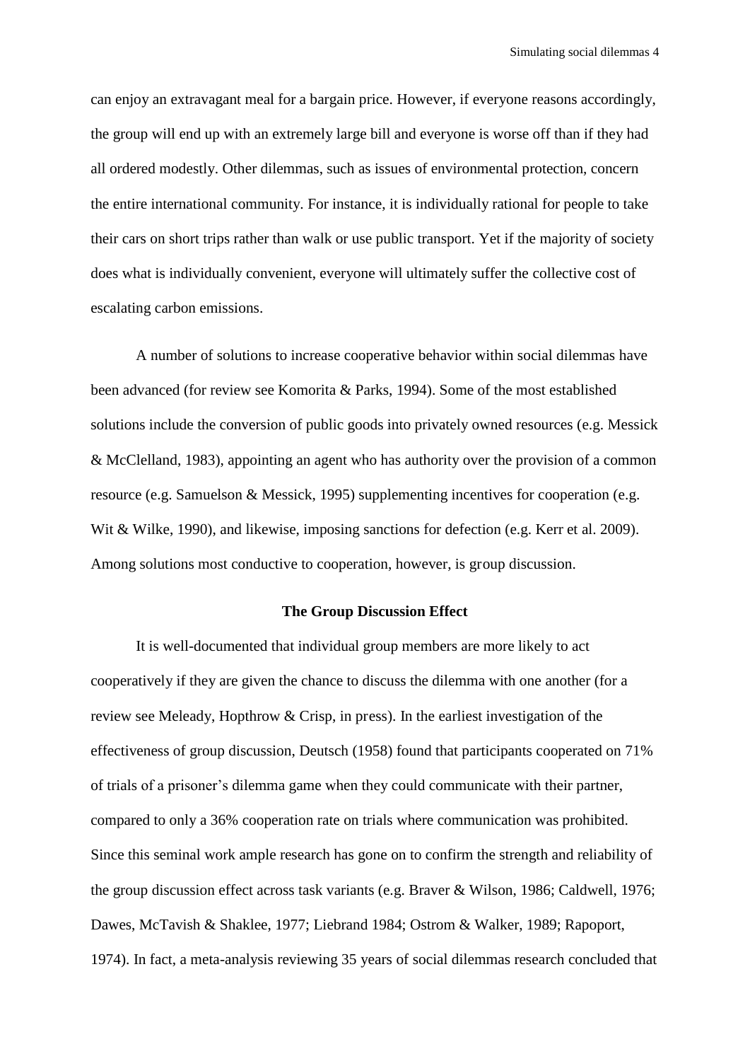can enjoy an extravagant meal for a bargain price. However, if everyone reasons accordingly, the group will end up with an extremely large bill and everyone is worse off than if they had all ordered modestly. Other dilemmas, such as issues of environmental protection, concern the entire international community. For instance, it is individually rational for people to take their cars on short trips rather than walk or use public transport. Yet if the majority of society does what is individually convenient, everyone will ultimately suffer the collective cost of escalating carbon emissions.

A number of solutions to increase cooperative behavior within social dilemmas have been advanced (for review see Komorita & Parks, 1994). Some of the most established solutions include the conversion of public goods into privately owned resources (e.g. Messick & McClelland, 1983), appointing an agent who has authority over the provision of a common resource (e.g. Samuelson & Messick, 1995) supplementing incentives for cooperation (e.g. Wit & Wilke, 1990), and likewise, imposing sanctions for defection (e.g. Kerr et al. 2009). Among solutions most conductive to cooperation, however, is group discussion.

## The Group Discussion Effect

It is well-documented that individual group members are more likely to act cooperatively if they are given the chance to discuss the dilemma with one another (for a review see Meleady, Hopthrow & Crisp, in press). In the earliest investigation of the effectiveness of group discussion, Deutsch (1958) found that participants cooperated on 71% of trials of a prisoner's dilemma game when they could communicate with their partner, compared to only a 36% cooperation rate on trials where communication was prohibited. Since this seminal work ample research has gone on to confirm the strength and reliability of the group discussion effect across task variants (e.g. Braver & Wilson, 1986; Caldwell, 1976; Dawes, McTavish & Shaklee, 1977; Liebrand 1984; Ostrom & Walker, 1989; Rapoport, 1974). In fact, a meta-analysis reviewing 35 years of social dilemmas research concluded that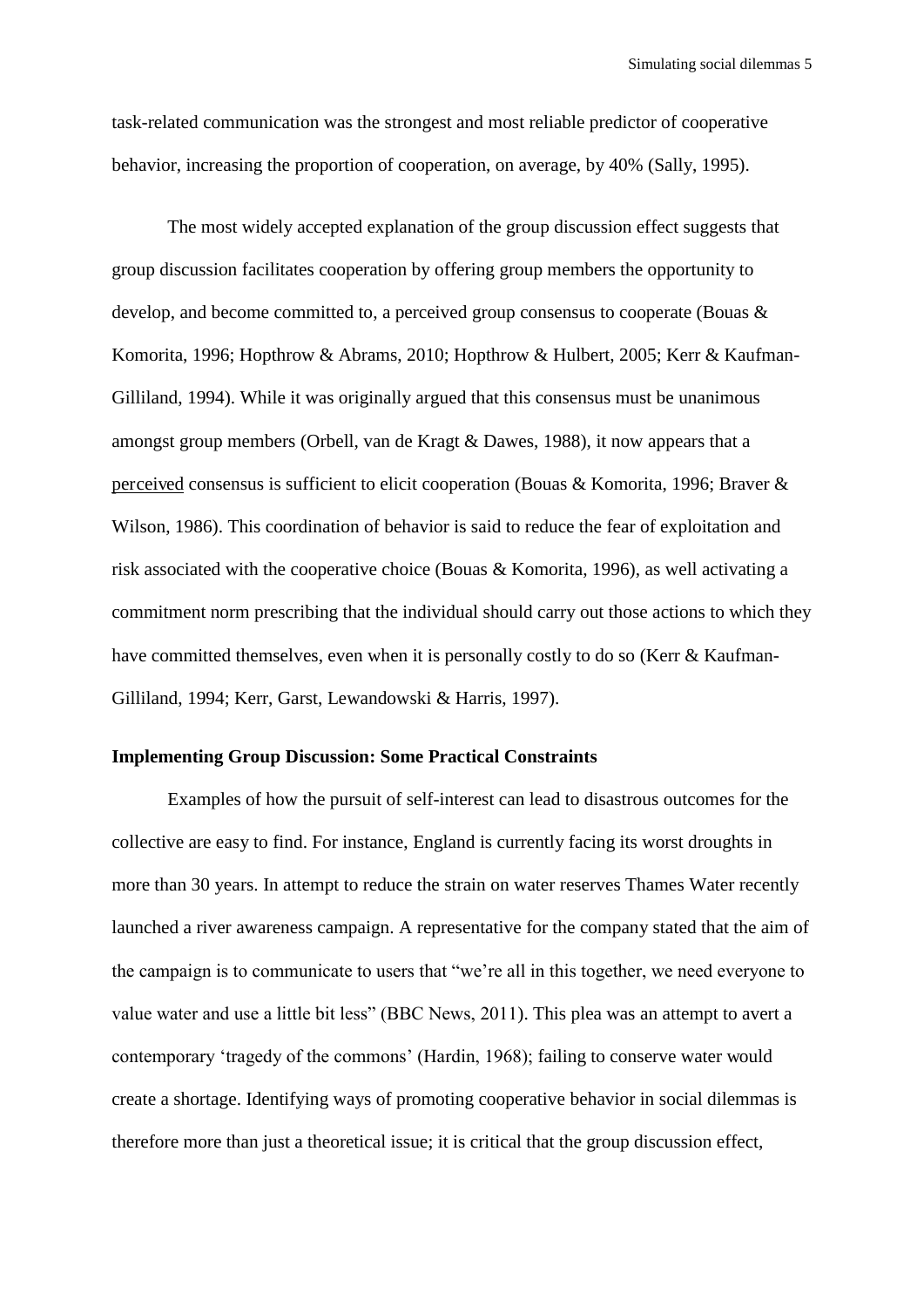task-related communication was the strongest and most reliable predictor of cooperative behavior, increasing the proportion of cooperation, on average, by 40% (Sally, 1995).

The most widely accepted explanation of the group discussion effect suggests that group discussion facilitates cooperation by offering group members the opportunity to develop, and become committed to, a perceived group consensus to cooperate (Bouas & Komorita, 1996; Hopthrow & Abrams, 2010; Hopthrow & Hulbert, 2005; Kerr & Kaufman-Gilliland, 1994). While it was originally argued that this consensus must be unanimous amongst group members (Orbell, van de Kragt & Dawes, 1988), it now appears that a <u>perceived</u> consensus is sufficient to elicit cooperation (Bouas & Komorita, 1996; Braver & Wilson, 1986). This coordination of behavior is said to reduce the fear of exploitation and risk associated with the cooperative choice (Bouas & Komorita, 1996), as well activating a commitment norm prescribing that the individual should carry out those actions to which they have committed themselves, even when it is personally costly to do so (Kerr & Kaufman-Gilliland, 1994; Kerr, Garst, Lewandowski & Harris, 1997).

**Implementing Group Discussion: Some Practical Constraints**

Examples of how the pursuit of self-interest can lead to disastrous outcomes for the collective are easy to find. For instance, England is currently facing its worst droughts in more than 30 years. In attempt to reduce the strain on water reserves Thames Water recently launched a river awareness campaign. A representative for the company stated that the aim of the campaign is to communicate to users that "we're all in this together, we need everyone to value water and use a little bit less" (BBC News, 2011). This plea was an attempt to avert a contemporary 'tragedy of the commons' (Hardin, 1968); failing to conserve water would create a shortage. Identifying ways of promoting cooperative behavior in social dilemmas is therefore more than just a theoretical issue; it is critical that the group discussion effect,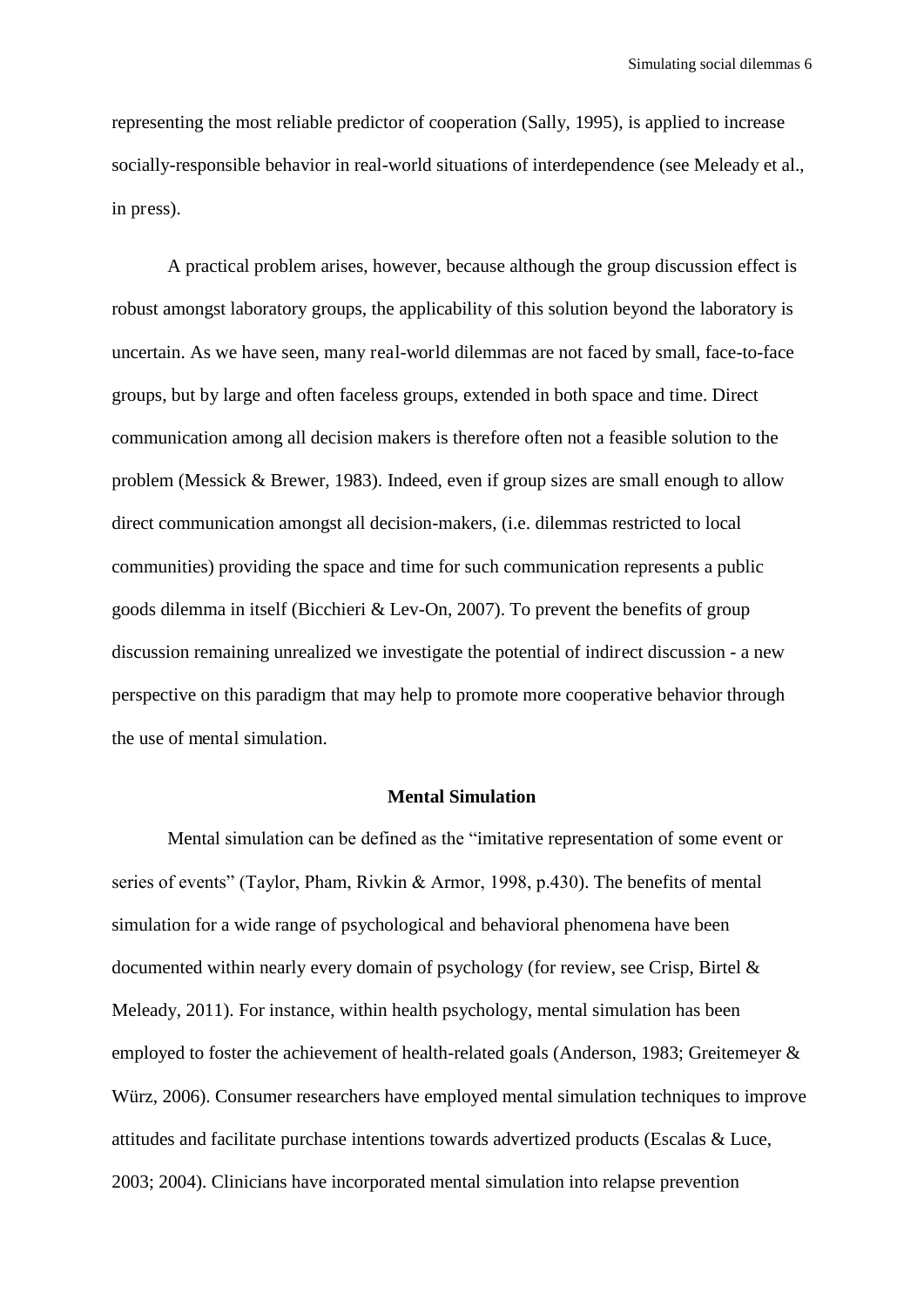representing the most reliable predictor of cooperation (Sally, 1995), is applied to increase socially-responsible behavior in real-world situations of interdependence (see Meleady et al., in press).

A practical problem arises, however, because although the group discussion effect is robust amongst laboratory groups, the applicability of this solution beyond the laboratory is uncertain. As we have seen, many real-world dilemmas are not faced by small, face-to-face groups, but by large and often faceless groups, extended in both space and time. Direct communication among all decision makers is therefore often not a feasible solution to the problem (Messick & Brewer, 1983). Indeed, even if group sizes are small enough to allow direct communication amongst all decision-makers, (i.e. dilemmas restricted to local communities) providing the space and time for such communication represents a public goods dilemma in itself (Bicchieri & Lev-On, 2007). To prevent the benefits of group discussion remaining unrealized we investigate the potential of indirect discussion - a new perspective on this paradigm that may help to promote more cooperative behavior through the use of mental simulation.

## Mental Simulation

Mental simulation can be defined as the "imitative representation of some event or series of events" (Taylor, Pham, Rivkin & Armor, 1998, p.430). The benefits of mental simulation for a wide range of psychological and behavioral phenomena have been documented within nearly every domain of psychology (for review, see Crisp, Birtel & Meleady, 2011). For instance, within health psychology, mental simulation has been employed to foster the achievement of health-related goals (Anderson, 1983; Greitemeyer & Würz, 2006). Consumer researchers have employed mental simulation techniques to improve attitudes and facilitate purchase intentions towards advertized products (Escalas & Luce, 2003; 2004). Clinicians have incorporated mental simulation into relapse prevention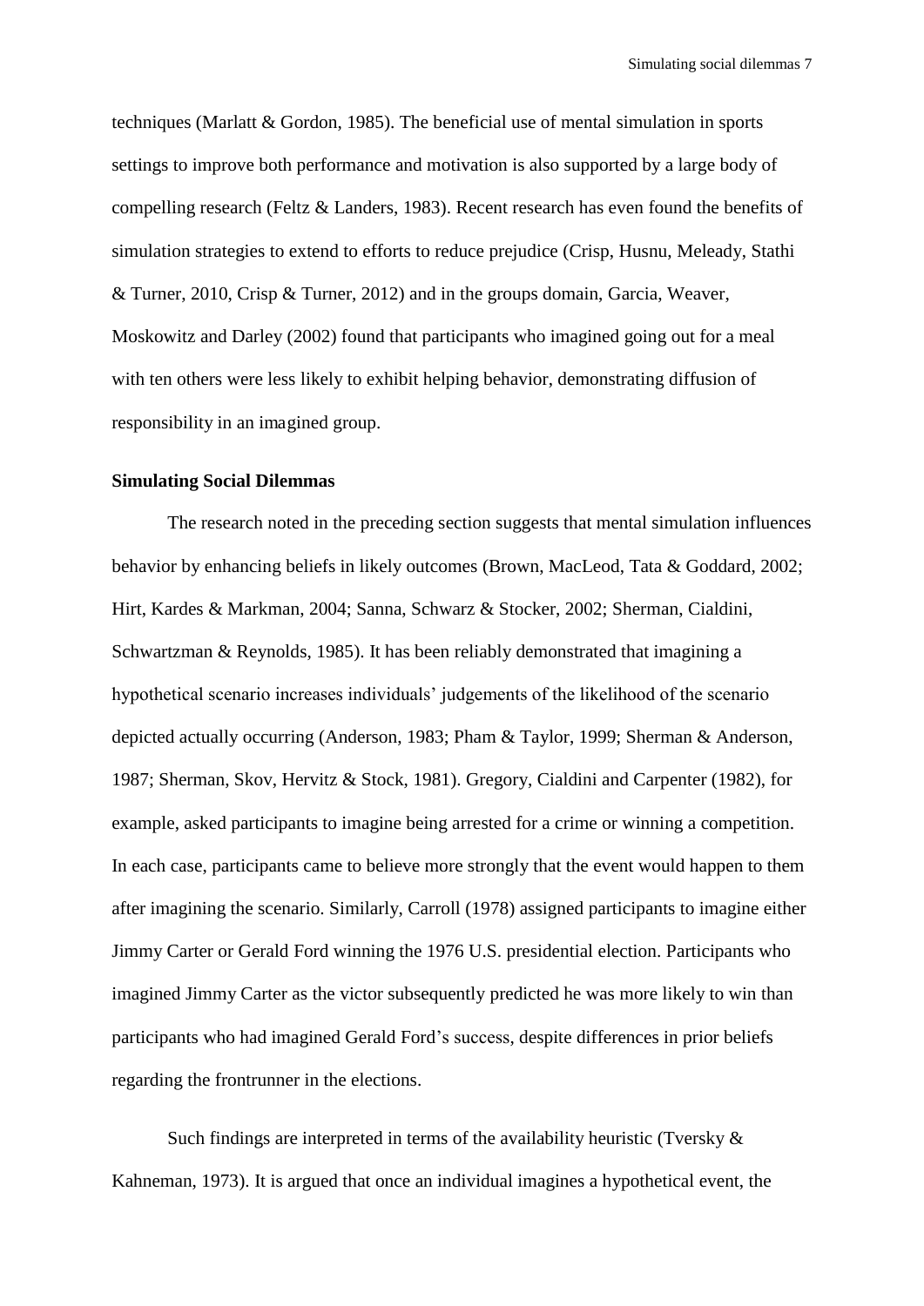techniques (Marlatt & Gordon, 1985). The beneficial use of mental simulation in sports settings to improve both performance and motivation is also supported by a large body of compelling research (Feltz & Landers, 1983). Recent research has even found the benefits of simulation strategies to extend to efforts to reduce prejudice (Crisp, Husnu, Meleady, Stathi & Turner, 2010, Crisp & Turner, 2012) and in the groups domain, Garcia, Weaver, Moskowitz and Darley (2002) found that participants who imagined going out for a meal with ten others were less likely to exhibit helping behavior, demonstrating diffusion of responsibility in an imagined group.

**Simulating Social Dilemmas**

The research noted in the preceding section suggests that mental simulation influences behavior by enhancing beliefs in likely outcomes (Brown, MacLeod, Tata & Goddard, 2002; Hirt, Kardes & Markman, 2004; Sanna, Schwarz & Stocker, 2002; Sherman, Cialdini, Schwartzman & Reynolds, 1985). It has been reliably demonstrated that imagining a hypothetical scenario increases individuals' judgements of the likelihood of the scenario depicted actually occurring (Anderson, 1983; Pham & Taylor, 1999; Sherman & Anderson, 1987; Sherman, Skov, Hervitz & Stock, 1981). Gregory, Cialdini and Carpenter (1982), for example, asked participants to imagine being arrested for a crime or winning a competition. In each case, participants came to believe more strongly that the event would happen to them after imagining the scenario. Similarly, Carroll (1978) assigned participants to imagine either Jimmy Carter or Gerald Ford winning the 1976 U.S. presidential election. Participants who imagined Jimmy Carter as the victor subsequently predicted he was more likely to win than participants who had imagined Gerald Ford's success, despite differences in prior beliefs regarding the frontrunner in the elections.

Such findings are interpreted in terms of the availability heuristic (Tversky & Kahneman, 1973). It is argued that once an individual imagines a hypothetical event, the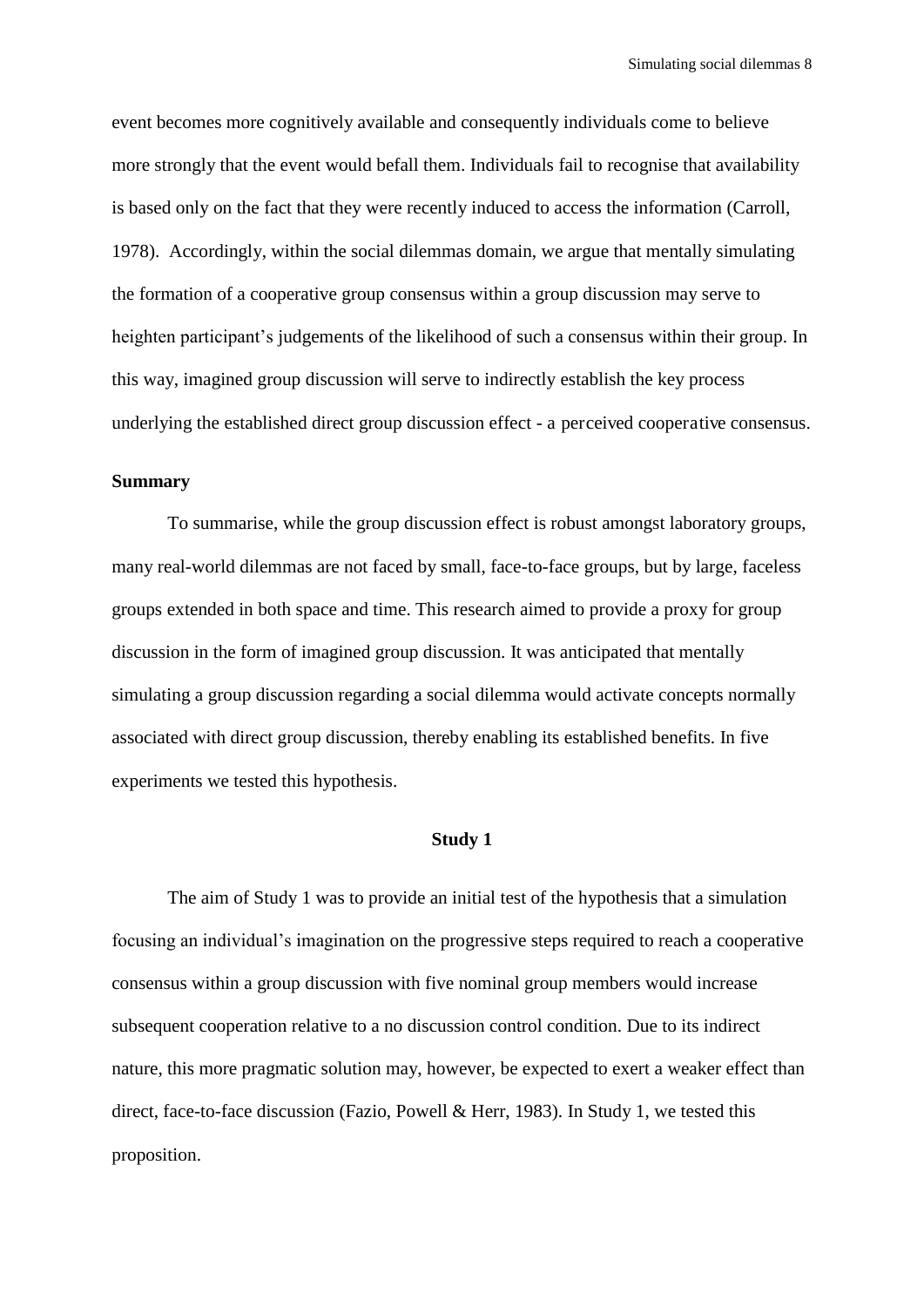event becomes more cognitively available and consequently individuals come to believe more strongly that the event would befall them. Individuals fail to recognise that availability is based only on the fact that they were recently induced to access the information (Carroll, 1978). Accordingly, within the social dilemmas domain, we argue that mentally simulating the formation of a cooperative group consensus within a group discussion may serve to heighten participant's judgements of the likelihood of such a consensus within their group. In this way, imagined group discussion will serve to indirectly establish the key process underlying the established direct group discussion effect - a perceived cooperative consensus.

**Summary**

To summarise, while the group discussion effect is robust amongst laboratory groups, many real-world dilemmas are not faced by small, face-to-face groups, but by large, faceless groups extended in both space and time. This research aimed to provide a proxy for group discussion in the form of imagined group discussion. It was anticipated that mentally simulating a group discussion regarding a social dilemma would activate concepts normally associated with direct group discussion, thereby enabling its established benefits. In five experiments we tested this hypothesis.

## Study 1

The aim of Study 1 was to provide an initial test of the hypothesis that a simulation focusing an individual's imagination on the progressive steps required to reach a cooperative consensus within a group discussion with five nominal group members would increase subsequent cooperation relative to a no discussion control condition. Due to its indirect nature, this more pragmatic solution may, however, be expected to exert a weaker effect than direct, face-to-face discussion (Fazio, Powell & Herr, 1983). In Study 1, we tested this proposition.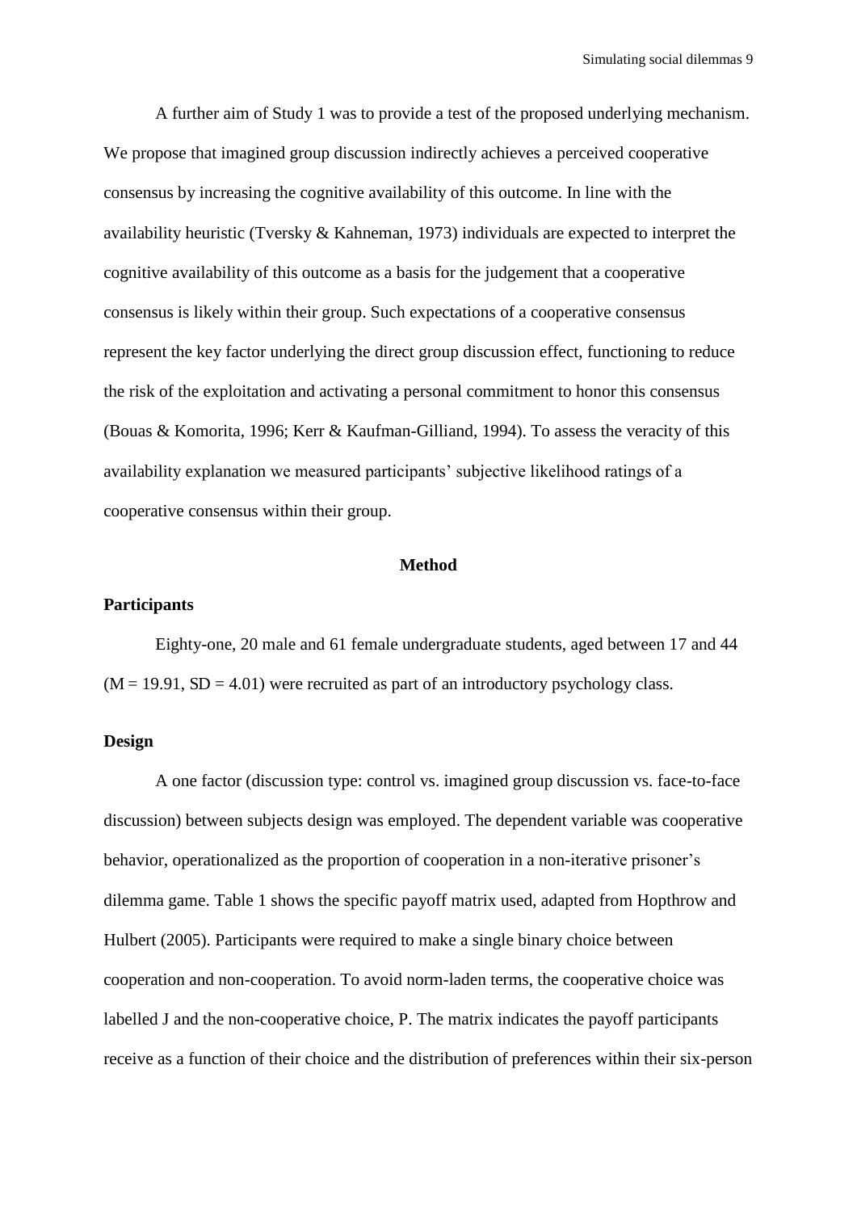A further aim of Study 1 was to provide a test of the proposed underlying mechanism. We propose that imagined group discussion indirectly achieves a perceived cooperative consensus by increasing the cognitive availability of this outcome. In line with the availability heuristic (Tversky & Kahneman, 1973) individuals are expected to interpret the cognitive availability of this outcome as a basis for the judgement that a cooperative consensus is likely within their group. Such expectations of a cooperative consensus represent the key factor underlying the direct group discussion effect, functioning to reduce the risk of the exploitation and activating a personal commitment to honor this consensus (Bouas & Komorita, 1996; Kerr & Kaufman-Gilliand, 1994). To assess the veracity of this availability explanation we measured participants' subjective likelihood ratings of a cooperative consensus within their group.

## Method

### Participants

Eighty-one, 20 male and 61 female undergraduate students, aged between 17 and 44 ($M = 19.91$, $SD = 4.01$) were recruited as part of an introductory psychology class.

### Design

A one factor (discussion type: control vs. imagined group discussion vs. face-to-face discussion) between subjects design was employed. The dependent variable was cooperative behavior, operationalized as the proportion of cooperation in a non-iterative prisoner's dilemma game. Table 1 shows the specific payoff matrix used, adapted from Hopthrow and Hulbert (2005). Participants were required to make a single binary choice between cooperation and non-cooperation. To avoid norm-laden terms, the cooperative choice was labelled J and the non-cooperative choice, P. The matrix indicates the payoff participants receive as a function of their choice and the distribution of preferences within their six-person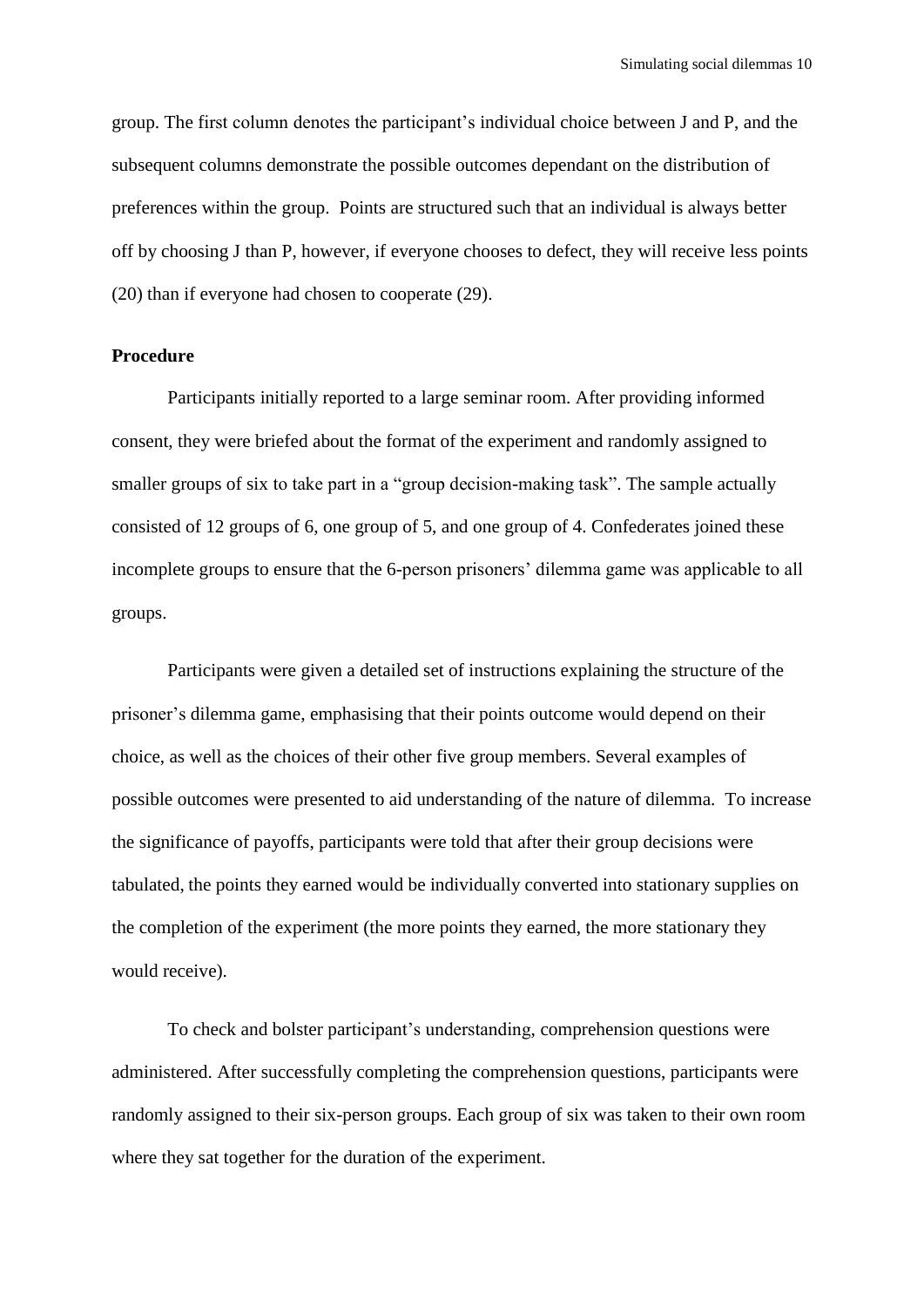group. The first column denotes the participant's individual choice between J and P, and the subsequent columns demonstrate the possible outcomes dependant on the distribution of preferences within the group. Points are structured such that an individual is always better off by choosing J than P, however, if everyone chooses to defect, they will receive less points (20) than if everyone had chosen to cooperate (29).

**Procedure**

Participants initially reported to a large seminar room. After providing informed consent, they were briefed about the format of the experiment and randomly assigned to smaller groups of six to take part in a "group decision-making task". The sample actually consisted of 12 groups of 6, one group of 5, and one group of 4. Confederates joined these incomplete groups to ensure that the 6-person prisoners' dilemma game was applicable to all groups.

Participants were given a detailed set of instructions explaining the structure of the prisoner's dilemma game, emphasising that their points outcome would depend on their choice, as well as the choices of their other five group members. Several examples of possible outcomes were presented to aid understanding of the nature of dilemma. To increase the significance of payoffs, participants were told that after their group decisions were tabulated, the points they earned would be individually converted into stationary supplies on the completion of the experiment (the more points they earned, the more stationary they would receive).

To check and bolster participant's understanding, comprehension questions were administered. After successfully completing the comprehension questions, participants were randomly assigned to their six-person groups. Each group of six was taken to their own room where they sat together for the duration of the experiment.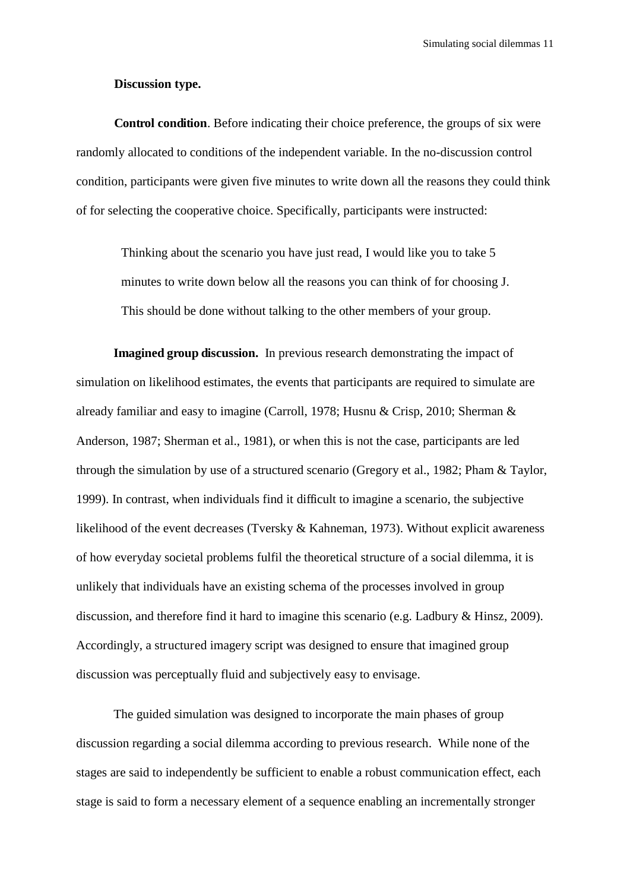**Discussion type.**

**Control condition**. Before indicating their choice preference, the groups of six were randomly allocated to conditions of the independent variable. In the no-discussion control condition, participants were given five minutes to write down all the reasons they could think of for selecting the cooperative choice. Specifically, participants were instructed:

> Thinking about the scenario you have just read, I would like you to take 5 minutes to write down below all the reasons you can think of for choosing J. This should be done without talking to the other members of your group.

**Imagined group discussion.** In previous research demonstrating the impact of simulation on likelihood estimates, the events that participants are required to simulate are already familiar and easy to imagine (Carroll, 1978; Husnu & Crisp, 2010; Sherman & Anderson, 1987; Sherman et al., 1981), or when this is not the case, participants are led through the simulation by use of a structured scenario (Gregory et al., 1982; Pham & Taylor, 1999). In contrast, when individuals find it difficult to imagine a scenario, the subjective likelihood of the event decreases (Tversky & Kahneman, 1973). Without explicit awareness of how everyday societal problems fulfil the theoretical structure of a social dilemma, it is unlikely that individuals have an existing schema of the processes involved in group discussion, and therefore find it hard to imagine this scenario (e.g. Ladbury & Hinsz, 2009). Accordingly, a structured imagery script was designed to ensure that imagined group discussion was perceptually fluid and subjectively easy to envisage.

The guided simulation was designed to incorporate the main phases of group discussion regarding a social dilemma according to previous research. While none of the stages are said to independently be sufficient to enable a robust communication effect, each stage is said to form a necessary element of a sequence enabling an incrementally stronger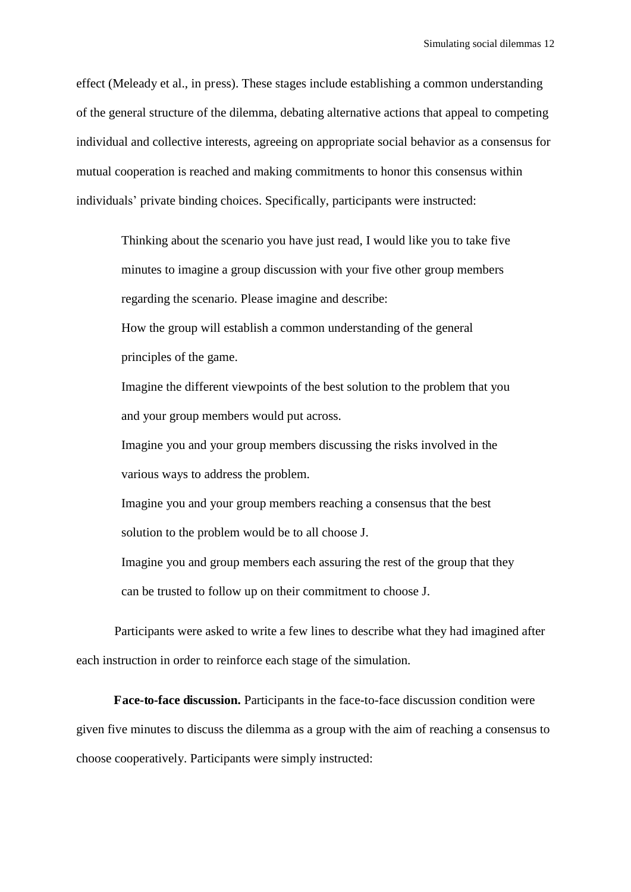effect (Meleady et al., in press). These stages include establishing a common understanding of the general structure of the dilemma, debating alternative actions that appeal to competing individual and collective interests, agreeing on appropriate social behavior as a consensus for mutual cooperation is reached and making commitments to honor this consensus within individuals' private binding choices. Specifically, participants were instructed:

> Thinking about the scenario you have just read, I would like you to take five minutes to imagine a group discussion with your five other group members regarding the scenario. Please imagine and describe:
>
> How the group will establish a common understanding of the general principles of the game.
>
> Imagine the different viewpoints of the best solution to the problem that you and your group members would put across.
>
> Imagine you and your group members discussing the risks involved in the various ways to address the problem.
>
> Imagine you and your group members reaching a consensus that the best solution to the problem would be to all choose J.
>
> Imagine you and group members each assuring the rest of the group that they can be trusted to follow up on their commitment to choose J.

Participants were asked to write a few lines to describe what they had imagined after each instruction in order to reinforce each stage of the simulation.

**Face-to-face discussion.** Participants in the face-to-face discussion condition were given five minutes to discuss the dilemma as a group with the aim of reaching a consensus to choose cooperatively. Participants were simply instructed: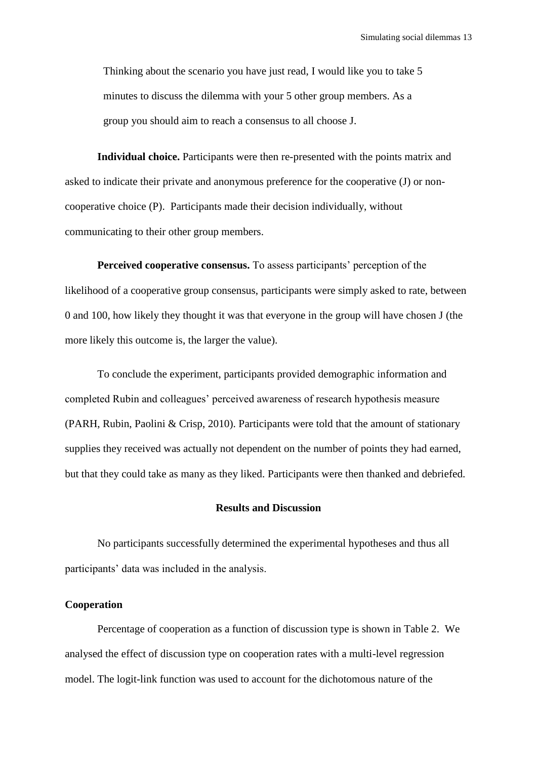> Thinking about the scenario you have just read, I would like you to take 5 minutes to discuss the dilemma with your 5 other group members. As a group you should aim to reach a consensus to all choose J.

**Individual choice.** Participants were then re-presented with the points matrix and asked to indicate their private and anonymous preference for the cooperative (J) or non-cooperative choice (P). Participants made their decision individually, without communicating to their other group members.

**Perceived cooperative consensus.** To assess participants' perception of the likelihood of a cooperative group consensus, participants were simply asked to rate, between 0 and 100, how likely they thought it was that everyone in the group will have chosen J (the more likely this outcome is, the larger the value).

To conclude the experiment, participants provided demographic information and completed Rubin and colleagues' perceived awareness of research hypothesis measure (PARH, Rubin, Paolini & Crisp, 2010). Participants were told that the amount of stationary supplies they received was actually not dependent on the number of points they had earned, but that they could take as many as they liked. Participants were then thanked and debriefed.

## Results and Discussion

No participants successfully determined the experimental hypotheses and thus all participants' data was included in the analysis.

### Cooperation

Percentage of cooperation as a function of discussion type is shown in Table 2. We analysed the effect of discussion type on cooperation rates with a multi-level regression model. The logit-link function was used to account for the dichotomous nature of the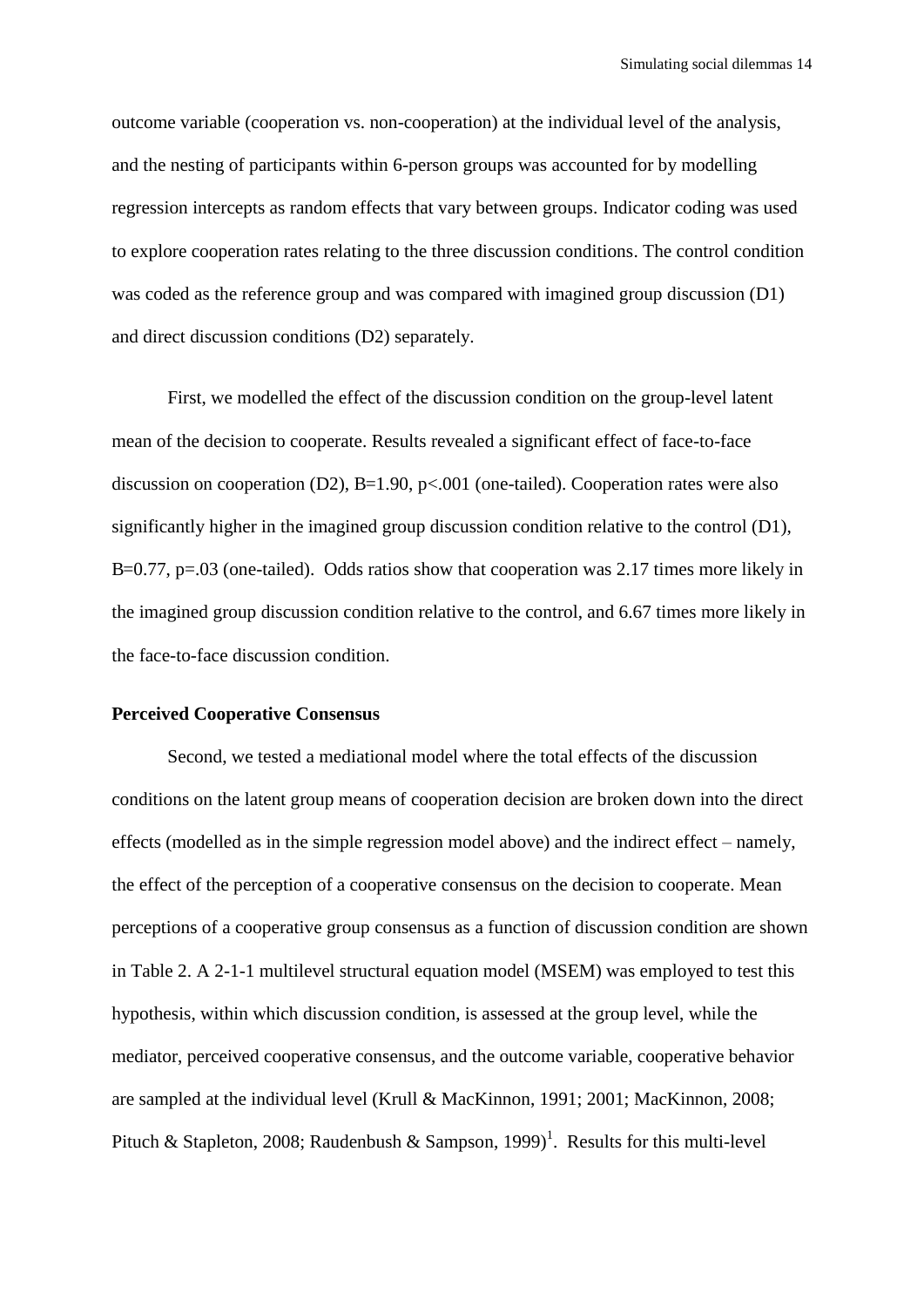outcome variable (cooperation vs. non-cooperation) at the individual level of the analysis, and the nesting of participants within 6-person groups was accounted for by modelling regression intercepts as random effects that vary between groups. Indicator coding was used to explore cooperation rates relating to the three discussion conditions. The control condition was coded as the reference group and was compared with imagined group discussion (D1) and direct discussion conditions (D2) separately.

First, we modelled the effect of the discussion condition on the group-level latent mean of the decision to cooperate. Results revealed a significant effect of face-to-face discussion on cooperation (D2), $B=1.90$, $p<.001$ (one-tailed). Cooperation rates were also significantly higher in the imagined group discussion condition relative to the control (D1), $B=0.77$, $p=.03$ (one-tailed). Odds ratios show that cooperation was 2.17 times more likely in the imagined group discussion condition relative to the control, and 6.67 times more likely in the face-to-face discussion condition.

**Perceived Cooperative Consensus**

Second, we tested a mediational model where the total effects of the discussion conditions on the latent group means of cooperation decision are broken down into the direct effects (modelled as in the simple regression model above) and the indirect effect – namely, the effect of the perception of a cooperative consensus on the decision to cooperate. Mean perceptions of a cooperative group consensus as a function of discussion condition are shown in Table 2. A 2-1-1 multilevel structural equation model (MSEM) was employed to test this hypothesis, within which discussion condition, is assessed at the group level, while the mediator, perceived cooperative consensus, and the outcome variable, cooperative behavior are sampled at the individual level (Krull & MacKinnon, 1991; 2001; MacKinnon, 2008; Pituch & Stapleton, 2008; Raudenbush & Sampson, 1999)[1]. Results for this multi-level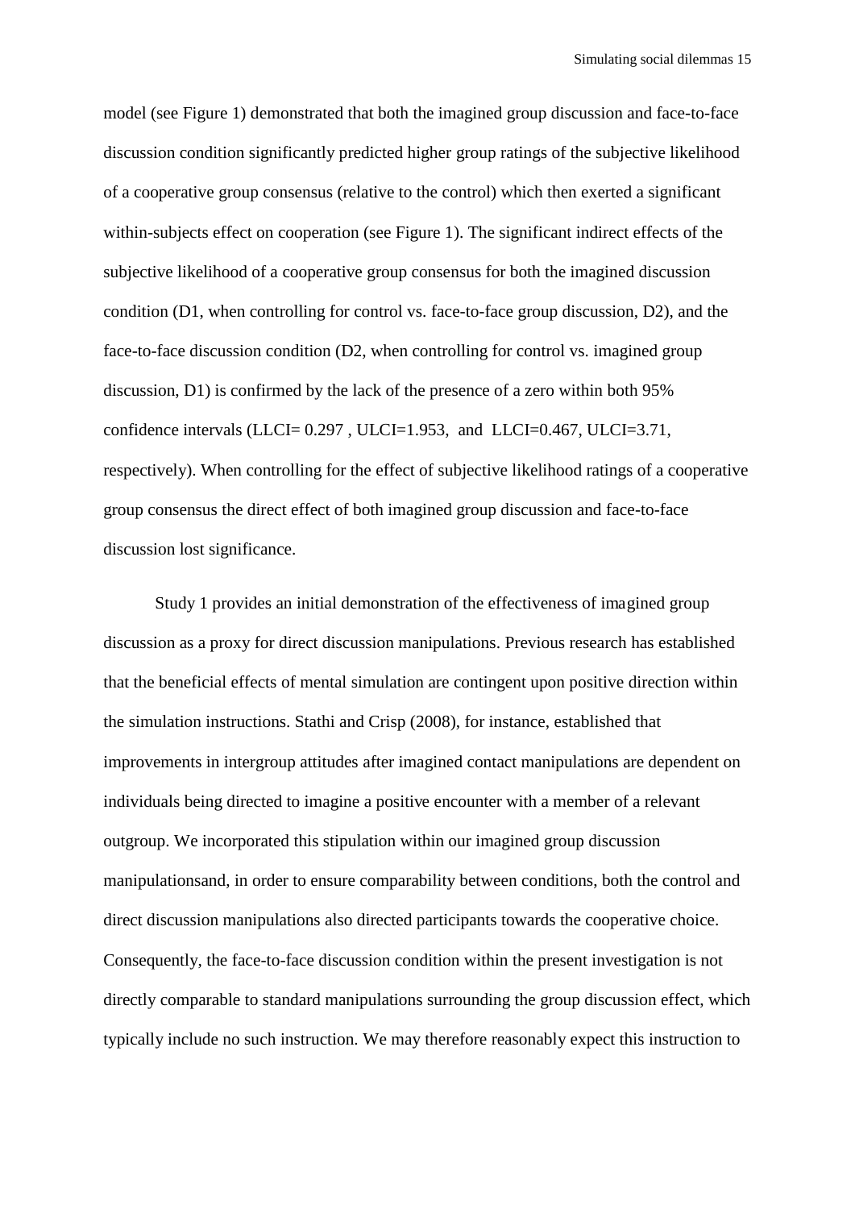model (see Figure 1) demonstrated that both the imagined group discussion and face-to-face discussion condition significantly predicted higher group ratings of the subjective likelihood of a cooperative group consensus (relative to the control) which then exerted a significant within-subjects effect on cooperation (see Figure 1). The significant indirect effects of the subjective likelihood of a cooperative group consensus for both the imagined discussion condition (D1, when controlling for control vs. face-to-face group discussion, D2), and the face-to-face discussion condition (D2, when controlling for control vs. imagined group discussion, D1) is confirmed by the lack of the presence of a zero within both 95% confidence intervals (LLCI= 0.297 , ULCI=1.953, and LLCI=0.467, ULCI=3.71, respectively). When controlling for the effect of subjective likelihood ratings of a cooperative group consensus the direct effect of both imagined group discussion and face-to-face discussion lost significance.

Study 1 provides an initial demonstration of the effectiveness of imagined group discussion as a proxy for direct discussion manipulations. Previous research has established that the beneficial effects of mental simulation are contingent upon positive direction within the simulation instructions. Stathi and Crisp (2008), for instance, established that improvements in intergroup attitudes after imagined contact manipulations are dependent on individuals being directed to imagine a positive encounter with a member of a relevant outgroup. We incorporated this stipulation within our imagined group discussion manipulationsand, in order to ensure comparability between conditions, both the control and direct discussion manipulations also directed participants towards the cooperative choice. Consequently, the face-to-face discussion condition within the present investigation is not directly comparable to standard manipulations surrounding the group discussion effect, which typically include no such instruction. We may therefore reasonably expect this instruction to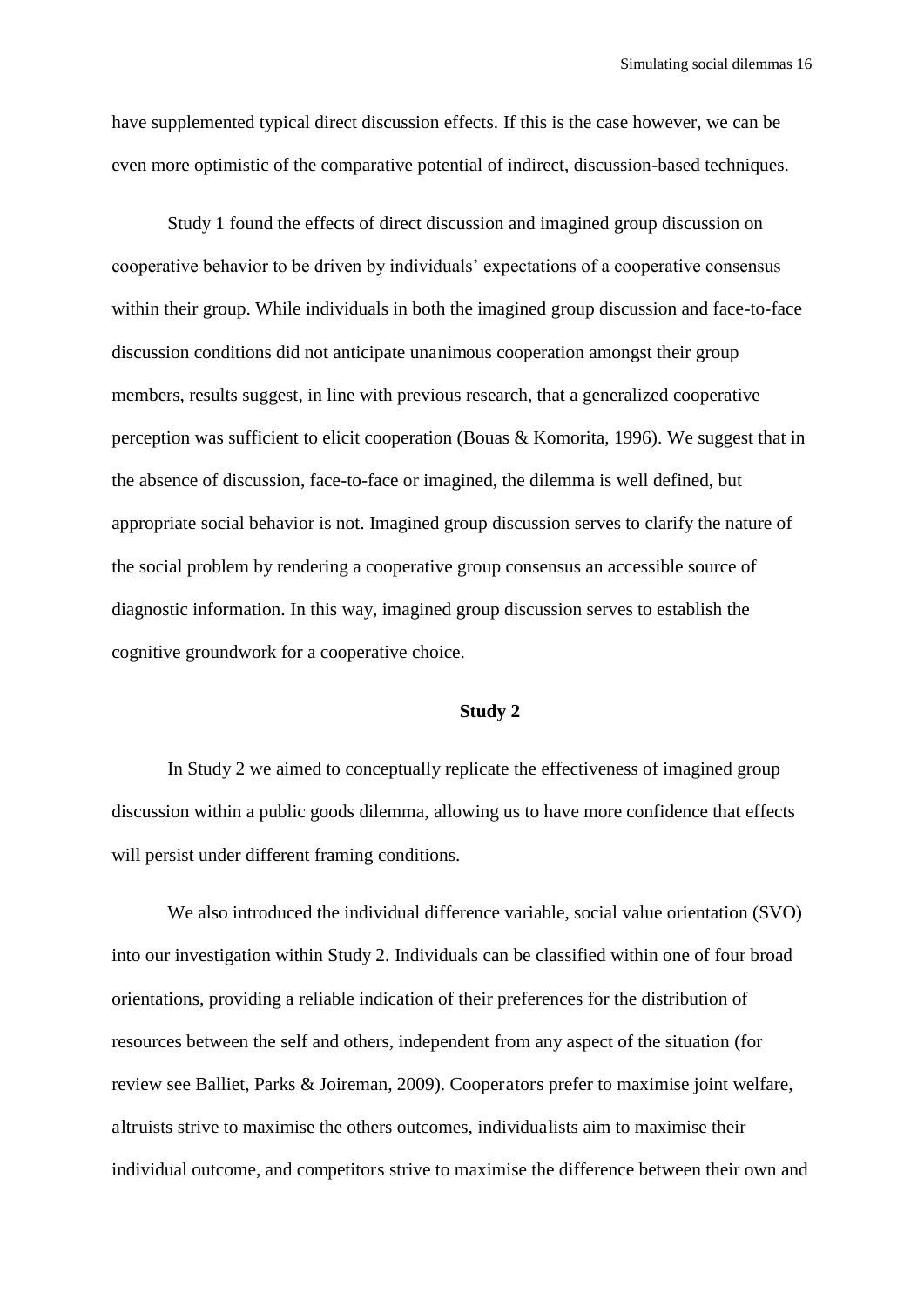have supplemented typical direct discussion effects. If this is the case however, we can be even more optimistic of the comparative potential of indirect, discussion-based techniques.

Study 1 found the effects of direct discussion and imagined group discussion on cooperative behavior to be driven by individuals' expectations of a cooperative consensus within their group. While individuals in both the imagined group discussion and face-to-face discussion conditions did not anticipate unanimous cooperation amongst their group members, results suggest, in line with previous research, that a generalized cooperative perception was sufficient to elicit cooperation (Bouas & Komorita, 1996). We suggest that in the absence of discussion, face-to-face or imagined, the dilemma is well defined, but appropriate social behavior is not. Imagined group discussion serves to clarify the nature of the social problem by rendering a cooperative group consensus an accessible source of diagnostic information. In this way, imagined group discussion serves to establish the cognitive groundwork for a cooperative choice.

## Study 2

In Study 2 we aimed to conceptually replicate the effectiveness of imagined group discussion within a public goods dilemma, allowing us to have more confidence that effects will persist under different framing conditions.

We also introduced the individual difference variable, social value orientation (SVO) into our investigation within Study 2. Individuals can be classified within one of four broad orientations, providing a reliable indication of their preferences for the distribution of resources between the self and others, independent from any aspect of the situation (for review see Balliet, Parks & Joireman, 2009). Cooperators prefer to maximise joint welfare, altruists strive to maximise the others outcomes, individualists aim to maximise their individual outcome, and competitors strive to maximise the difference between their own and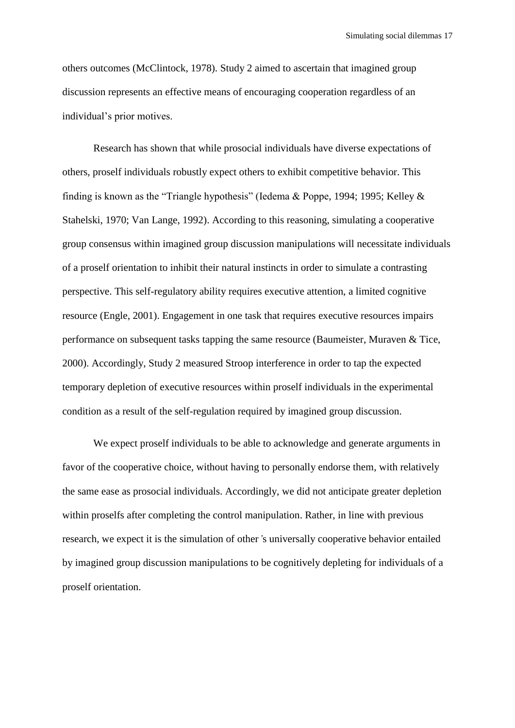others outcomes (McClintock, 1978). Study 2 aimed to ascertain that imagined group discussion represents an effective means of encouraging cooperation regardless of an individual's prior motives.

Research has shown that while prosocial individuals have diverse expectations of others, proself individuals robustly expect others to exhibit competitive behavior. This finding is known as the "Triangle hypothesis" (Iedema & Poppe, 1994; 1995; Kelley & Stahelski, 1970; Van Lange, 1992). According to this reasoning, simulating a cooperative group consensus within imagined group discussion manipulations will necessitate individuals of a proself orientation to inhibit their natural instincts in order to simulate a contrasting perspective. This self-regulatory ability requires executive attention, a limited cognitive resource (Engle, 2001). Engagement in one task that requires executive resources impairs performance on subsequent tasks tapping the same resource (Baumeister, Muraven & Tice, 2000). Accordingly, Study 2 measured Stroop interference in order to tap the expected temporary depletion of executive resources within proself individuals in the experimental condition as a result of the self-regulation required by imagined group discussion.

We expect proself individuals to be able to acknowledge and generate arguments in favor of the cooperative choice, without having to personally endorse them, with relatively the same ease as prosocial individuals. Accordingly, we did not anticipate greater depletion within proselfs after completing the control manipulation. Rather, in line with previous research, we expect it is the simulation of other's universally cooperative behavior entailed by imagined group discussion manipulations to be cognitively depleting for individuals of a proself orientation.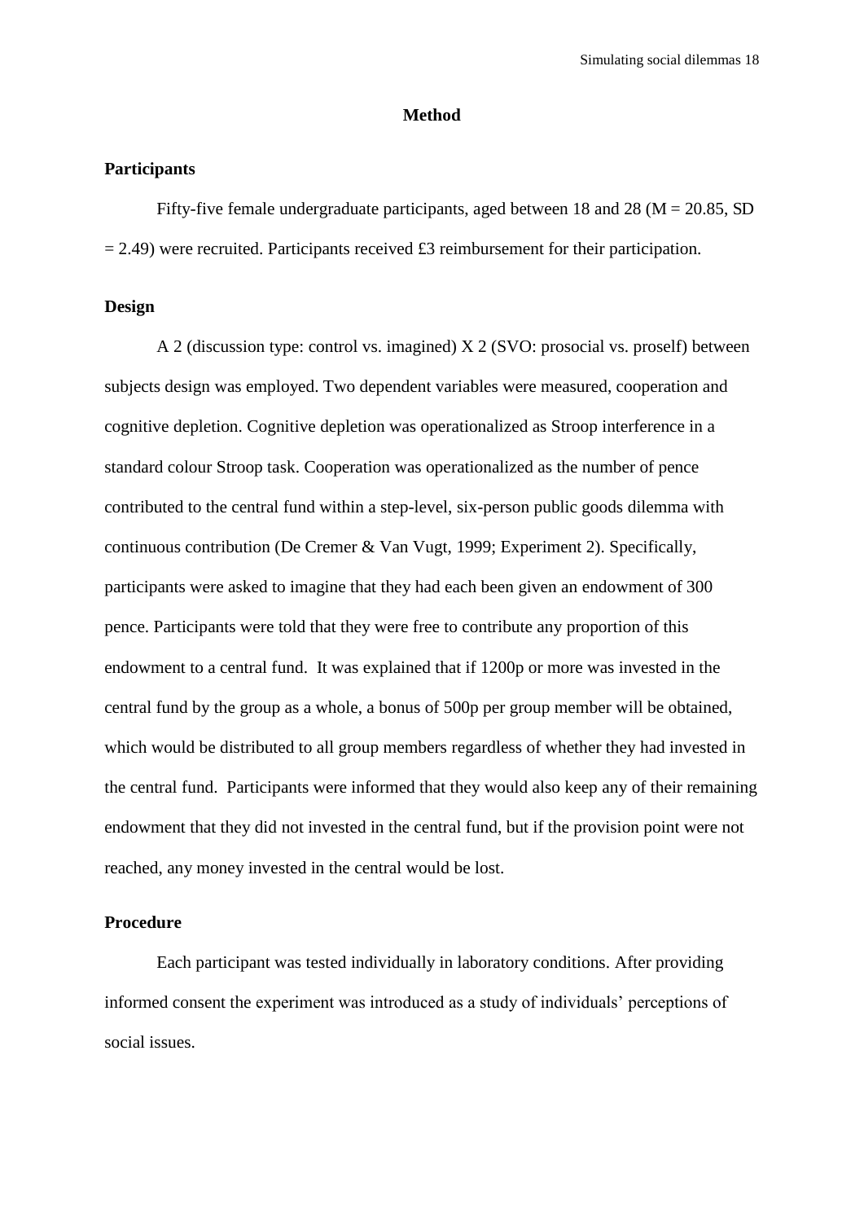## Method

### Participants

Fifty-five female undergraduate participants, aged between 18 and 28 (M = 20.85, SD = 2.49) were recruited. Participants received £3 reimbursement for their participation.

### Design

A 2 (discussion type: control vs. imagined) X 2 (SVO: prosocial vs. proself) between subjects design was employed. Two dependent variables were measured, cooperation and cognitive depletion. Cognitive depletion was operationalized as Stroop interference in a standard colour Stroop task. Cooperation was operationalized as the number of pence contributed to the central fund within a step-level, six-person public goods dilemma with continuous contribution (De Cremer & Van Vugt, 1999; Experiment 2). Specifically, participants were asked to imagine that they had each been given an endowment of 300 pence. Participants were told that they were free to contribute any proportion of this endowment to a central fund. It was explained that if 1200p or more was invested in the central fund by the group as a whole, a bonus of 500p per group member will be obtained, which would be distributed to all group members regardless of whether they had invested in the central fund. Participants were informed that they would also keep any of their remaining endowment that they did not invested in the central fund, but if the provision point were not reached, any money invested in the central would be lost.

### Procedure

Each participant was tested individually in laboratory conditions. After providing informed consent the experiment was introduced as a study of individuals' perceptions of social issues.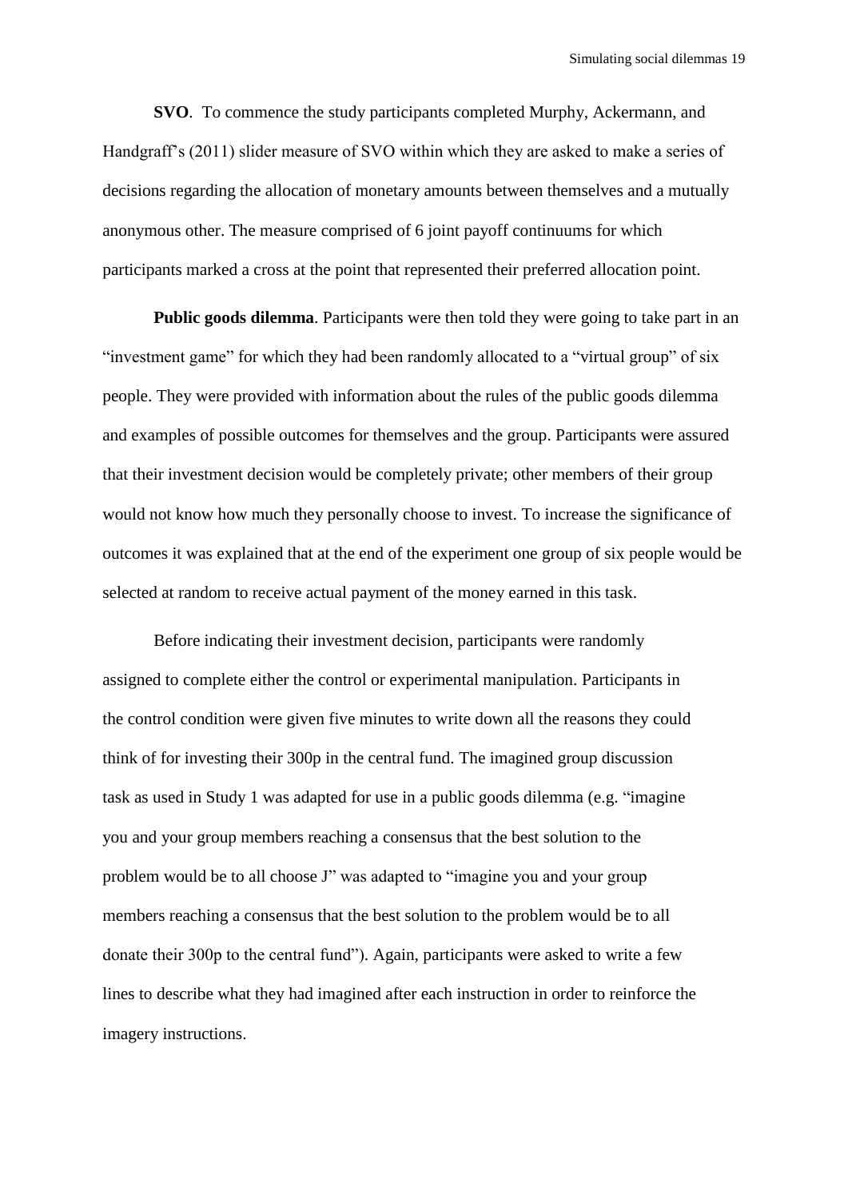**SVO**. To commence the study participants completed Murphy, Ackermann, and Handgraff's (2011) slider measure of SVO within which they are asked to make a series of decisions regarding the allocation of monetary amounts between themselves and a mutually anonymous other. The measure comprised of 6 joint payoff continuums for which participants marked a cross at the point that represented their preferred allocation point.

**Public goods dilemma**. Participants were then told they were going to take part in an "investment game" for which they had been randomly allocated to a "virtual group" of six people. They were provided with information about the rules of the public goods dilemma and examples of possible outcomes for themselves and the group. Participants were assured that their investment decision would be completely private; other members of their group would not know how much they personally choose to invest. To increase the significance of outcomes it was explained that at the end of the experiment one group of six people would be selected at random to receive actual payment of the money earned in this task.

Before indicating their investment decision, participants were randomly assigned to complete either the control or experimental manipulation. Participants in the control condition were given five minutes to write down all the reasons they could think of for investing their 300p in the central fund. The imagined group discussion task as used in Study 1 was adapted for use in a public goods dilemma (e.g. "imagine you and your group members reaching a consensus that the best solution to the problem would be to all choose J" was adapted to "imagine you and your group members reaching a consensus that the best solution to the problem would be to all donate their 300p to the central fund"). Again, participants were asked to write a few lines to describe what they had imagined after each instruction in order to reinforce the imagery instructions.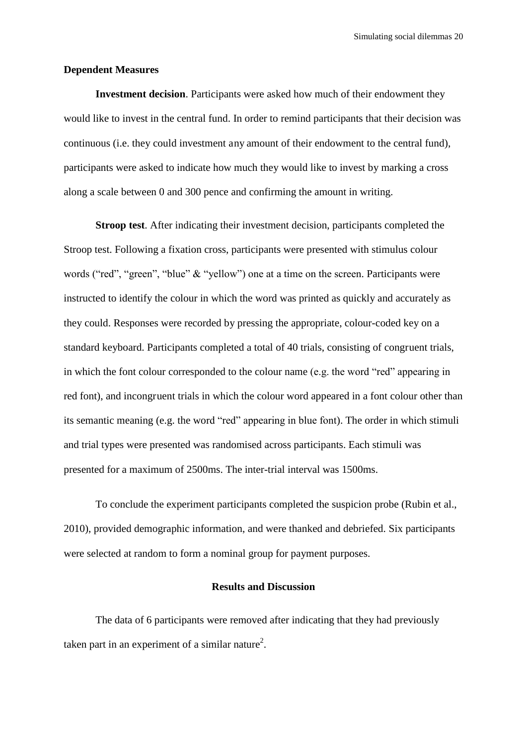**Dependent Measures**

**Investment decision**. Participants were asked how much of their endowment they would like to invest in the central fund. In order to remind participants that their decision was continuous (i.e. they could investment any amount of their endowment to the central fund), participants were asked to indicate how much they would like to invest by marking a cross along a scale between 0 and 300 pence and confirming the amount in writing.

**Stroop test**. After indicating their investment decision, participants completed the Stroop test. Following a fixation cross, participants were presented with stimulus colour words ("red", "green", "blue" & "yellow") one at a time on the screen. Participants were instructed to identify the colour in which the word was printed as quickly and accurately as they could. Responses were recorded by pressing the appropriate, colour-coded key on a standard keyboard. Participants completed a total of 40 trials, consisting of congruent trials, in which the font colour corresponded to the colour name (e.g. the word "red" appearing in red font), and incongruent trials in which the colour word appeared in a font colour other than its semantic meaning (e.g. the word "red" appearing in blue font). The order in which stimuli and trial types were presented was randomised across participants. Each stimuli was presented for a maximum of 2500ms. The inter-trial interval was 1500ms.

To conclude the experiment participants completed the suspicion probe (Rubin et al., 2010), provided demographic information, and were thanked and debriefed. Six participants were selected at random to form a nominal group for payment purposes.

## Results and Discussion

The data of 6 participants were removed after indicating that they had previously taken part in an experiment of a similar nature[2].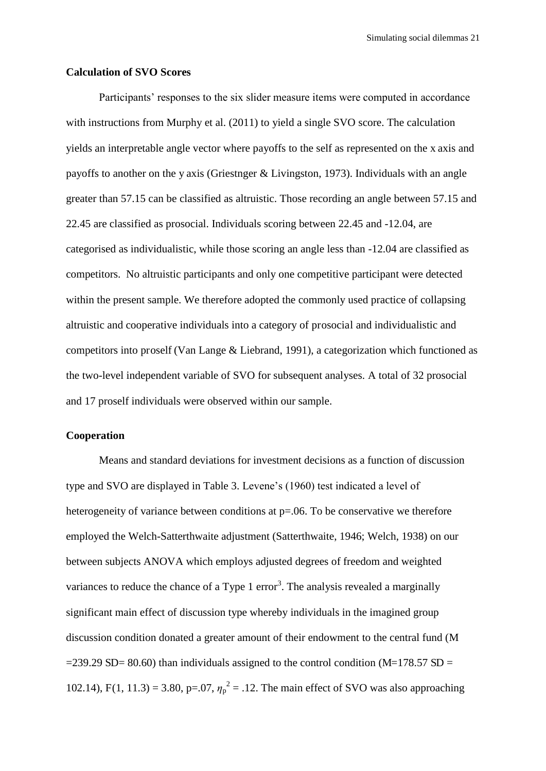**Calculation of SVO Scores**

Participants' responses to the six slider measure items were computed in accordance with instructions from Murphy et al. (2011) to yield a single SVO score. The calculation yields an interpretable angle vector where payoffs to the self as represented on the x axis and payoffs to another on the y axis (Griestnger & Livingston, 1973). Individuals with an angle greater than 57.15 can be classified as altruistic. Those recording an angle between 57.15 and 22.45 are classified as prosocial. Individuals scoring between 22.45 and -12.04, are categorised as individualistic, while those scoring an angle less than -12.04 are classified as competitors. No altruistic participants and only one competitive participant were detected within the present sample. We therefore adopted the commonly used practice of collapsing altruistic and cooperative individuals into a category of prosocial and individualistic and competitors into proself (Van Lange & Liebrand, 1991), a categorization which functioned as the two-level independent variable of SVO for subsequent analyses. A total of 32 prosocial and 17 proself individuals were observed within our sample.

**Cooperation**

Means and standard deviations for investment decisions as a function of discussion type and SVO are displayed in Table 3. Levene's (1960) test indicated a level of heterogeneity of variance between conditions at p=.06. To be conservative we therefore employed the Welch-Satterthwaite adjustment (Satterthwaite, 1946; Welch, 1938) on our between subjects ANOVA which employs adjusted degrees of freedom and weighted variances to reduce the chance of a Type 1 error[3]. The analysis revealed a marginally significant main effect of discussion type whereby individuals in the imagined group discussion condition donated a greater amount of their endowment to the central fund (M =239.29 SD= 80.60) than individuals assigned to the control condition (M=178.57 SD = 102.14), $F(1, 11.3) = 3.80$, $p=.07$, $\eta_p^2 = .12$. The main effect of SVO was also approaching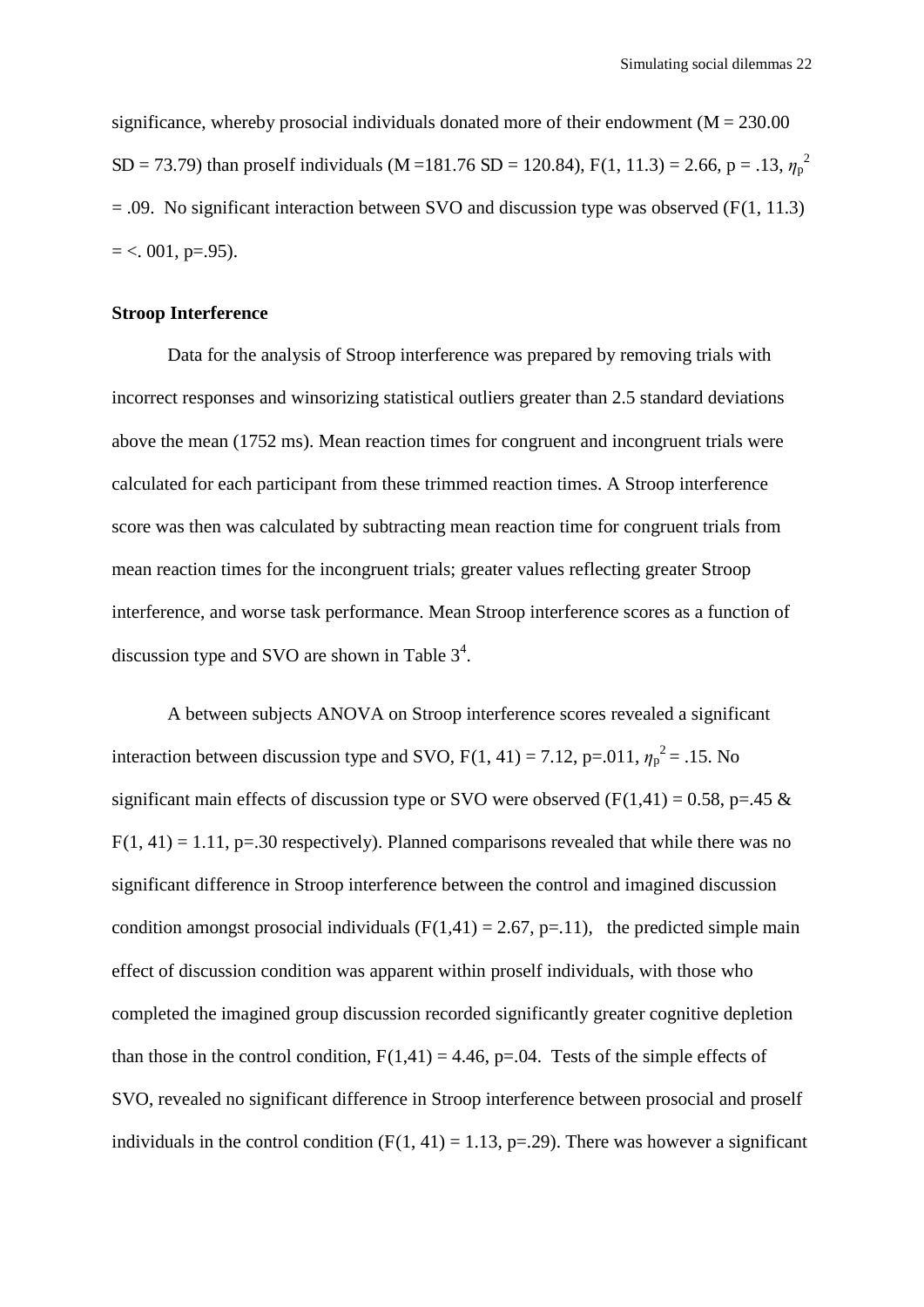significance, whereby prosocial individuals donated more of their endowment (M = 230.00 SD = 73.79) than proself individuals (M =181.76 SD = 120.84), $F(1, 11.3) = 2.66$, $p = .13$, $\eta_p^2 = .09$. No significant interaction between SVO and discussion type was observed ($F(1, 11.3) = <. 001$, $p=.95$).

**Stroop Interference**

Data for the analysis of Stroop interference was prepared by removing trials with incorrect responses and winsorizing statistical outliers greater than 2.5 standard deviations above the mean (1752 ms). Mean reaction times for congruent and incongruent trials were calculated for each participant from these trimmed reaction times. A Stroop interference score was then was calculated by subtracting mean reaction time for congruent trials from mean reaction times for the incongruent trials; greater values reflecting greater Stroop interference, and worse task performance. Mean Stroop interference scores as a function of discussion type and SVO are shown in Table 3[4].

A between subjects ANOVA on Stroop interference scores revealed a significant interaction between discussion type and SVO, $F(1, 41) = 7.12$, $p=.011$, $\eta_p^2 = .15$. No significant main effects of discussion type or SVO were observed ($F(1,41) = 0.58$, $p=.45$ & $F(1, 41) = 1.11$, $p=.30$ respectively). Planned comparisons revealed that while there was no significant difference in Stroop interference between the control and imagined discussion condition amongst prosocial individuals ($F(1,41) = 2.67$, $p=.11$), the predicted simple main effect of discussion condition was apparent within proself individuals, with those who completed the imagined group discussion recorded significantly greater cognitive depletion than those in the control condition, $F(1,41) = 4.46$, $p=.04$. Tests of the simple effects of SVO, revealed no significant difference in Stroop interference between prosocial and proself individuals in the control condition ($F(1, 41) = 1.13$, $p=.29$). There was however a significant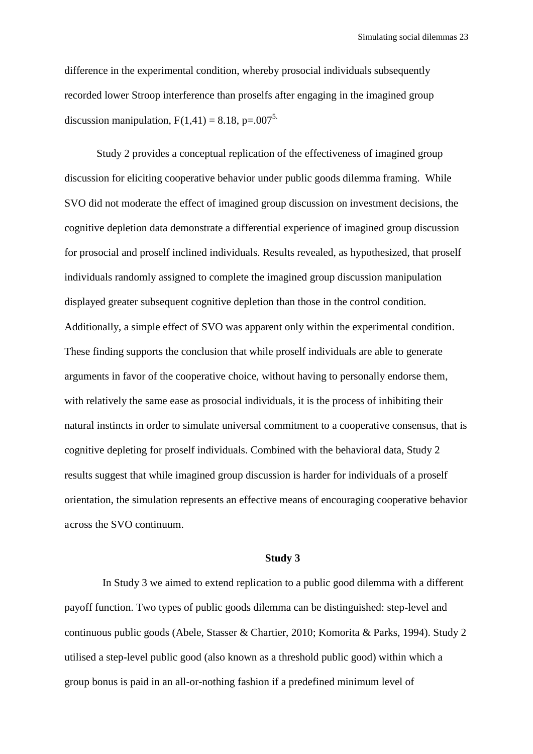difference in the experimental condition, whereby prosocial individuals subsequently recorded lower Stroop interference than proselfs after engaging in the imagined group discussion manipulation, $F(1,41) = 8.18$, $p=.007$[5.]

Study 2 provides a conceptual replication of the effectiveness of imagined group discussion for eliciting cooperative behavior under public goods dilemma framing. While SVO did not moderate the effect of imagined group discussion on investment decisions, the cognitive depletion data demonstrate a differential experience of imagined group discussion for prosocial and proself inclined individuals. Results revealed, as hypothesized, that proself individuals randomly assigned to complete the imagined group discussion manipulation displayed greater subsequent cognitive depletion than those in the control condition. Additionally, a simple effect of SVO was apparent only within the experimental condition. These finding supports the conclusion that while proself individuals are able to generate arguments in favor of the cooperative choice, without having to personally endorse them, with relatively the same ease as prosocial individuals, it is the process of inhibiting their natural instincts in order to simulate universal commitment to a cooperative consensus, that is cognitive depleting for proself individuals. Combined with the behavioral data, Study 2 results suggest that while imagined group discussion is harder for individuals of a proself orientation, the simulation represents an effective means of encouraging cooperative behavior across the SVO continuum.

## Study 3

In Study 3 we aimed to extend replication to a public good dilemma with a different payoff function. Two types of public goods dilemma can be distinguished: step-level and continuous public goods (Abele, Stasser & Chartier, 2010; Komorita & Parks, 1994). Study 2 utilised a step-level public good (also known as a threshold public good) within which a group bonus is paid in an all-or-nothing fashion if a predefined minimum level of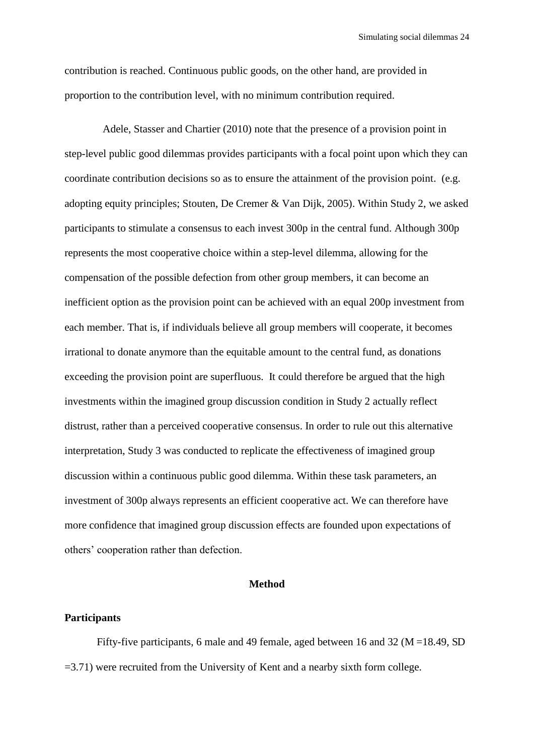contribution is reached. Continuous public goods, on the other hand, are provided in proportion to the contribution level, with no minimum contribution required.

Adele, Stasser and Chartier (2010) note that the presence of a provision point in step-level public good dilemmas provides participants with a focal point upon which they can coordinate contribution decisions so as to ensure the attainment of the provision point. (e.g. adopting equity principles; Stouten, De Cremer & Van Dijk, 2005). Within Study 2, we asked participants to stimulate a consensus to each invest 300p in the central fund. Although 300p represents the most cooperative choice within a step-level dilemma, allowing for the compensation of the possible defection from other group members, it can become an inefficient option as the provision point can be achieved with an equal 200p investment from each member. That is, if individuals believe all group members will cooperate, it becomes irrational to donate anymore than the equitable amount to the central fund, as donations exceeding the provision point are superfluous. It could therefore be argued that the high investments within the imagined group discussion condition in Study 2 actually reflect distrust, rather than a perceived cooperative consensus. In order to rule out this alternative interpretation, Study 3 was conducted to replicate the effectiveness of imagined group discussion within a continuous public good dilemma. Within these task parameters, an investment of 300p always represents an efficient cooperative act. We can therefore have more confidence that imagined group discussion effects are founded upon expectations of others' cooperation rather than defection.

## Method

### Participants

Fifty-five participants, 6 male and 49 female, aged between 16 and 32 ($M$ =18.49, $SD$ =3.71) were recruited from the University of Kent and a nearby sixth form college.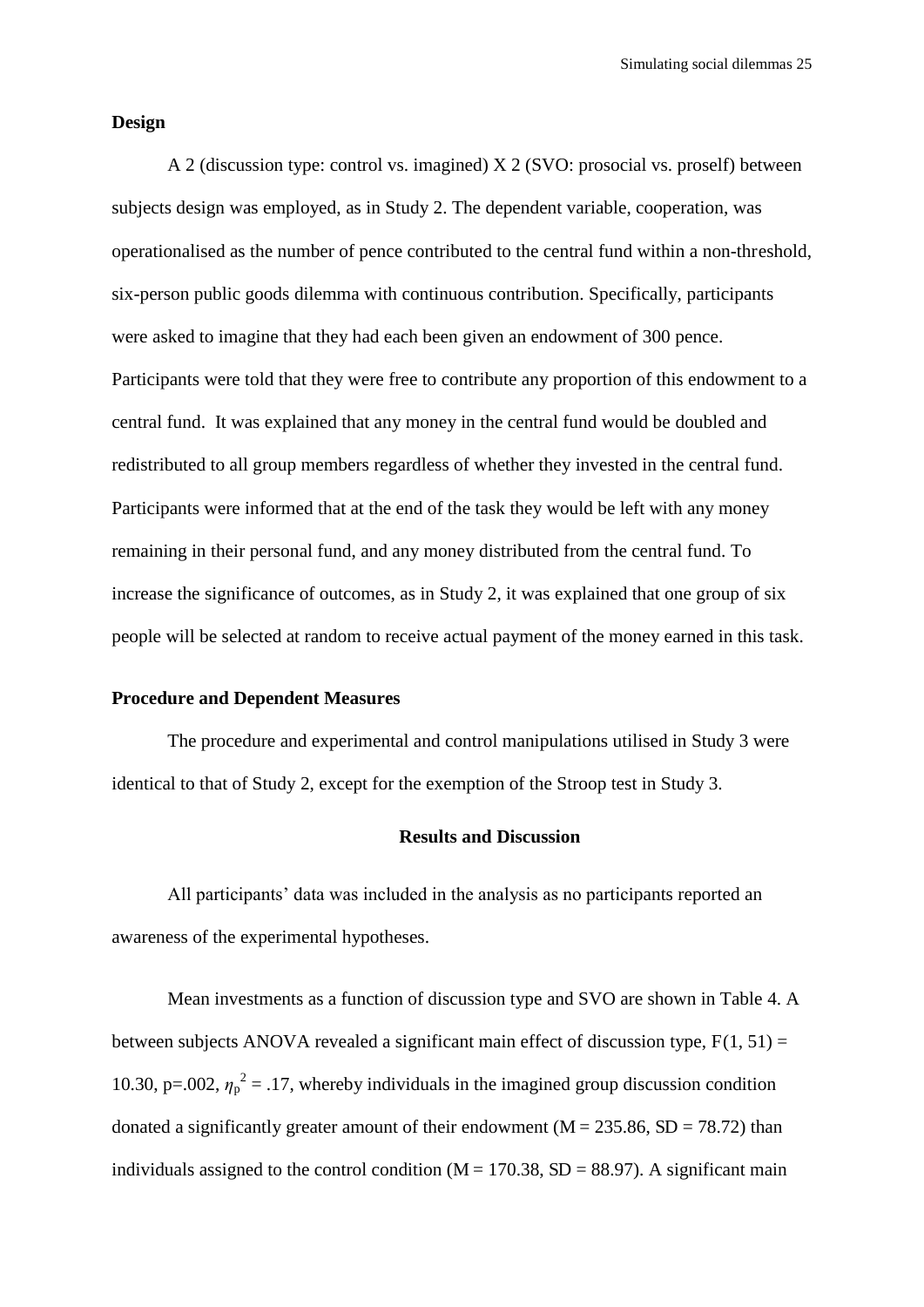**Design**

A 2 (discussion type: control vs. imagined) X 2 (SVO: prosocial vs. proself) between subjects design was employed, as in Study 2. The dependent variable, cooperation, was operationalised as the number of pence contributed to the central fund within a non-threshold, six-person public goods dilemma with continuous contribution. Specifically, participants were asked to imagine that they had each been given an endowment of 300 pence. Participants were told that they were free to contribute any proportion of this endowment to a central fund. It was explained that any money in the central fund would be doubled and redistributed to all group members regardless of whether they invested in the central fund. Participants were informed that at the end of the task they would be left with any money remaining in their personal fund, and any money distributed from the central fund. To increase the significance of outcomes, as in Study 2, it was explained that one group of six people will be selected at random to receive actual payment of the money earned in this task.

**Procedure and Dependent Measures**

The procedure and experimental and control manipulations utilised in Study 3 were identical to that of Study 2, except for the exemption of the Stroop test in Study 3.

## Results and Discussion

All participants' data was included in the analysis as no participants reported an awareness of the experimental hypotheses.

Mean investments as a function of discussion type and SVO are shown in Table 4. A between subjects ANOVA revealed a significant main effect of discussion type, $F(1, 51) = 10.30$, $p=.002$, $\eta_p^2 = .17$, whereby individuals in the imagined group discussion condition donated a significantly greater amount of their endowment ($M = 235.86$, $SD = 78.72$) than individuals assigned to the control condition ($M = 170.38$, $SD = 88.97$). A significant main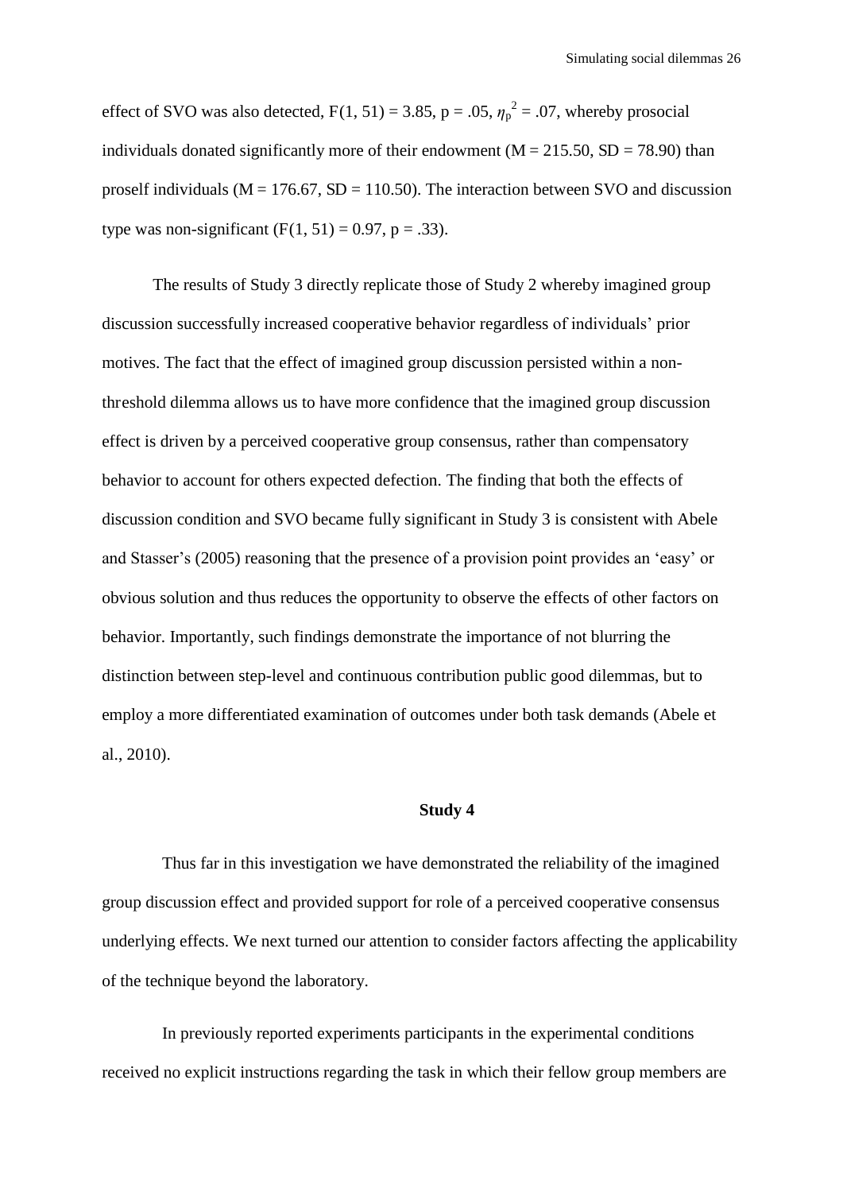effect of SVO was also detected, $F(1, 51) = 3.85$, $p = .05$, $\eta_p^2 = .07$, whereby prosocial individuals donated significantly more of their endowment ($M = 215.50$, $SD = 78.90$) than proself individuals ($M = 176.67$, $SD = 110.50$). The interaction between SVO and discussion type was non-significant ($F(1, 51) = 0.97$, $p = .33$).

The results of Study 3 directly replicate those of Study 2 whereby imagined group discussion successfully increased cooperative behavior regardless of individuals' prior motives. The fact that the effect of imagined group discussion persisted within a non-threshold dilemma allows us to have more confidence that the imagined group discussion effect is driven by a perceived cooperative group consensus, rather than compensatory behavior to account for others expected defection. The finding that both the effects of discussion condition and SVO became fully significant in Study 3 is consistent with Abele and Stasser's (2005) reasoning that the presence of a provision point provides an 'easy' or obvious solution and thus reduces the opportunity to observe the effects of other factors on behavior. Importantly, such findings demonstrate the importance of not blurring the distinction between step-level and continuous contribution public good dilemmas, but to employ a more differentiated examination of outcomes under both task demands (Abele et al., 2010).

## Study 4

Thus far in this investigation we have demonstrated the reliability of the imagined group discussion effect and provided support for role of a perceived cooperative consensus underlying effects. We next turned our attention to consider factors affecting the applicability of the technique beyond the laboratory.

In previously reported experiments participants in the experimental conditions received no explicit instructions regarding the task in which their fellow group members are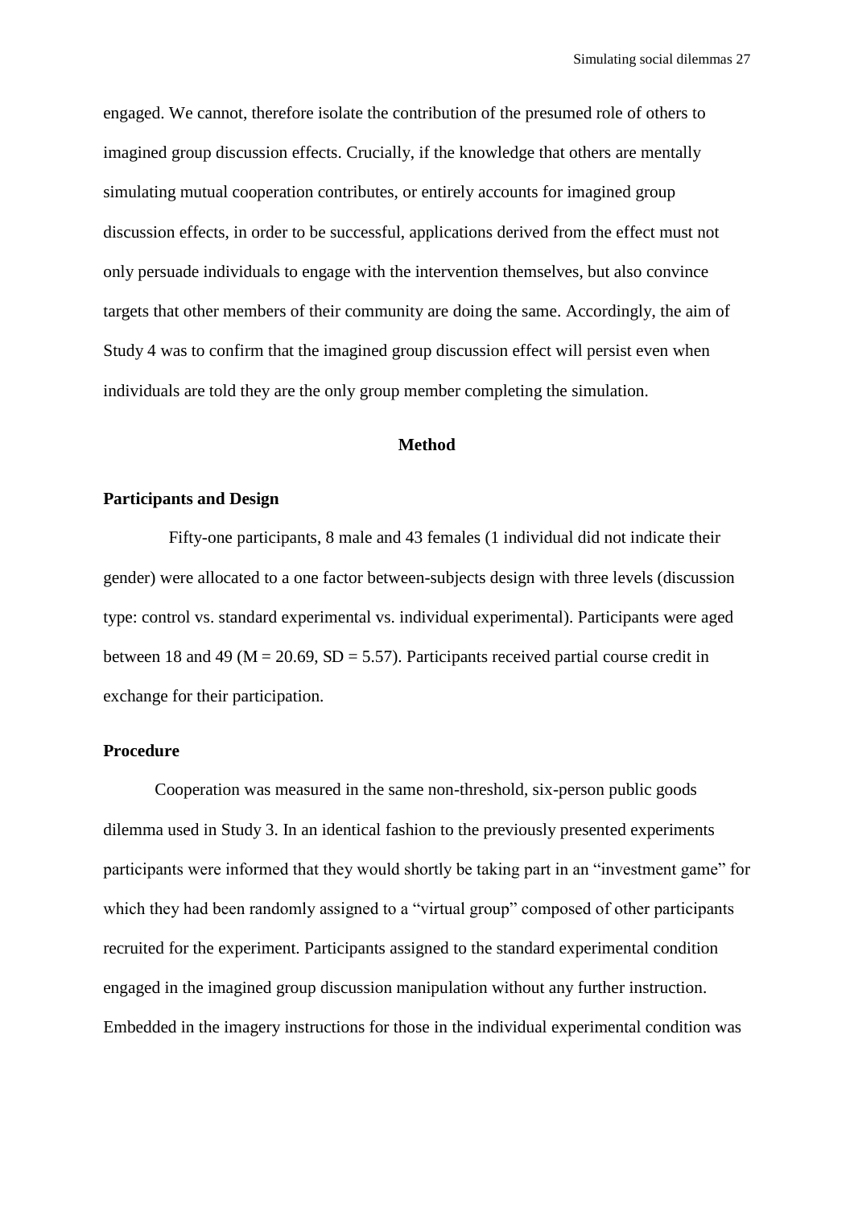engaged. We cannot, therefore isolate the contribution of the presumed role of others to imagined group discussion effects. Crucially, if the knowledge that others are mentally simulating mutual cooperation contributes, or entirely accounts for imagined group discussion effects, in order to be successful, applications derived from the effect must not only persuade individuals to engage with the intervention themselves, but also convince targets that other members of their community are doing the same. Accordingly, the aim of Study 4 was to confirm that the imagined group discussion effect will persist even when individuals are told they are the only group member completing the simulation.

## Method

### Participants and Design

Fifty-one participants, 8 male and 43 females (1 individual did not indicate their gender) were allocated to a one factor between-subjects design with three levels (discussion type: control vs. standard experimental vs. individual experimental). Participants were aged between 18 and 49 ($M = 20.69$, $SD = 5.57$). Participants received partial course credit in exchange for their participation.

### Procedure

Cooperation was measured in the same non-threshold, six-person public goods dilemma used in Study 3. In an identical fashion to the previously presented experiments participants were informed that they would shortly be taking part in an "investment game" for which they had been randomly assigned to a "virtual group" composed of other participants recruited for the experiment. Participants assigned to the standard experimental condition engaged in the imagined group discussion manipulation without any further instruction. Embedded in the imagery instructions for those in the individual experimental condition was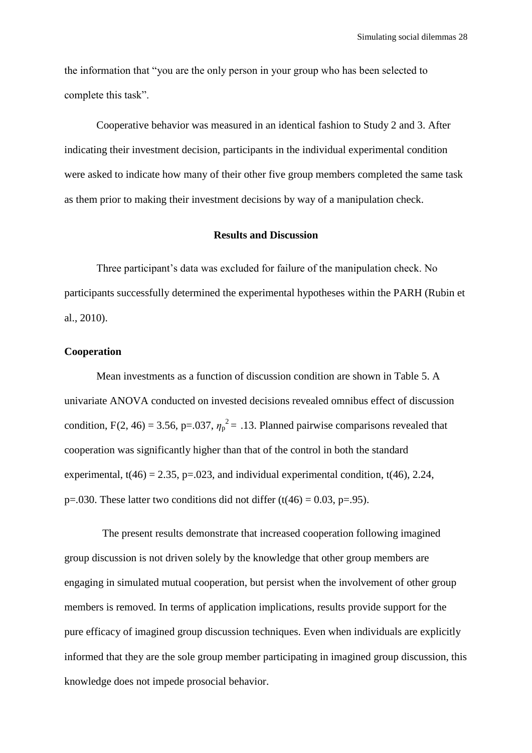the information that "you are the only person in your group who has been selected to complete this task".

Cooperative behavior was measured in an identical fashion to Study 2 and 3. After indicating their investment decision, participants in the individual experimental condition were asked to indicate how many of their other five group members completed the same task as them prior to making their investment decisions by way of a manipulation check.

## Results and Discussion

Three participant's data was excluded for failure of the manipulation check. No participants successfully determined the experimental hypotheses within the PARH (Rubin et al., 2010).

### Cooperation

Mean investments as a function of discussion condition are shown in Table 5. A univariate ANOVA conducted on invested decisions revealed omnibus effect of discussion condition, $F(2, 46) = 3.56$, $p=.037$, $\eta_p^2 = .13$. Planned pairwise comparisons revealed that cooperation was significantly higher than that of the control in both the standard experimental, $t(46) = 2.35$, $p=.023$, and individual experimental condition, $t(46)$, 2.24, $p=.030$. These latter two conditions did not differ ($t(46) = 0.03$, $p=.95$).

The present results demonstrate that increased cooperation following imagined group discussion is not driven solely by the knowledge that other group members are engaging in simulated mutual cooperation, but persist when the involvement of other group members is removed. In terms of application implications, results provide support for the pure efficacy of imagined group discussion techniques. Even when individuals are explicitly informed that they are the sole group member participating in imagined group discussion, this knowledge does not impede prosocial behavior.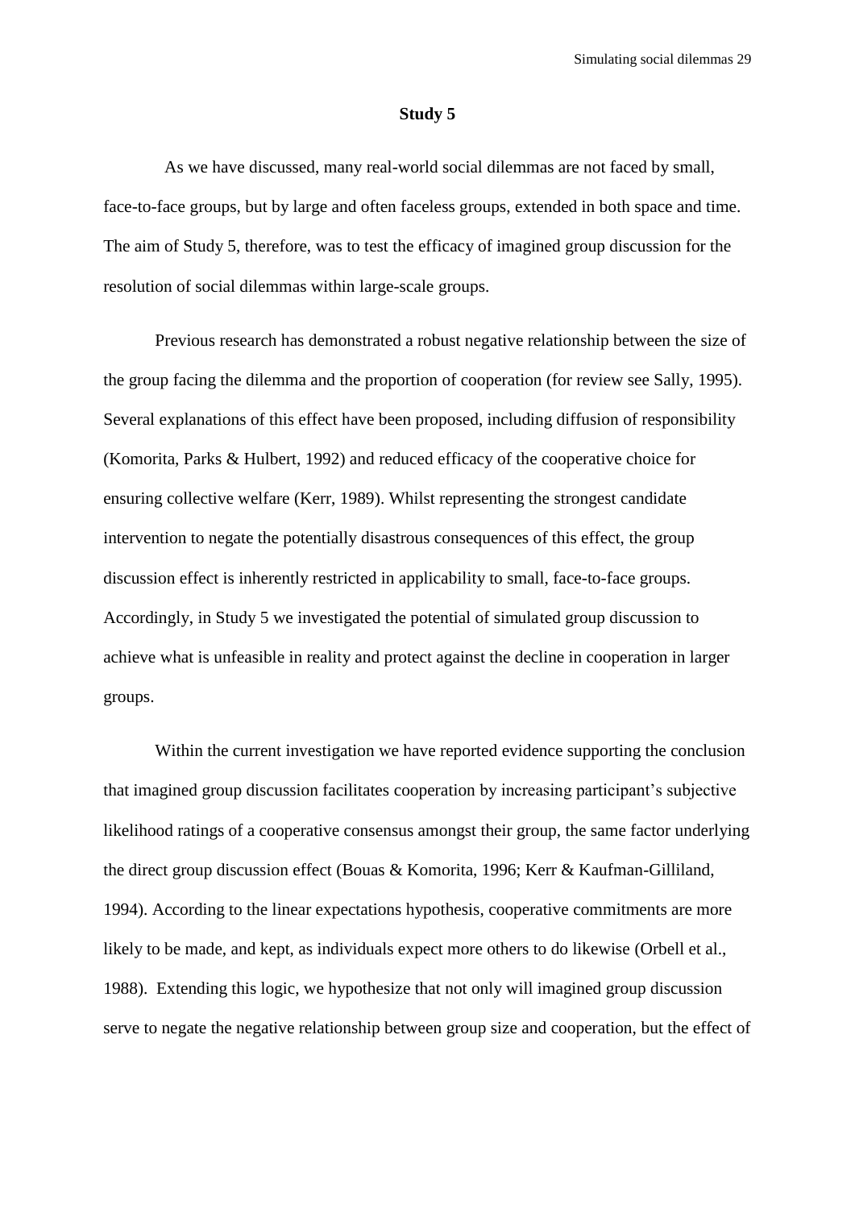## Study 5

As we have discussed, many real-world social dilemmas are not faced by small, face-to-face groups, but by large and often faceless groups, extended in both space and time. The aim of Study 5, therefore, was to test the efficacy of imagined group discussion for the resolution of social dilemmas within large-scale groups.

Previous research has demonstrated a robust negative relationship between the size of the group facing the dilemma and the proportion of cooperation (for review see Sally, 1995). Several explanations of this effect have been proposed, including diffusion of responsibility (Komorita, Parks & Hulbert, 1992) and reduced efficacy of the cooperative choice for ensuring collective welfare (Kerr, 1989). Whilst representing the strongest candidate intervention to negate the potentially disastrous consequences of this effect, the group discussion effect is inherently restricted in applicability to small, face-to-face groups. Accordingly, in Study 5 we investigated the potential of simulated group discussion to achieve what is unfeasible in reality and protect against the decline in cooperation in larger groups.

Within the current investigation we have reported evidence supporting the conclusion that imagined group discussion facilitates cooperation by increasing participant's subjective likelihood ratings of a cooperative consensus amongst their group, the same factor underlying the direct group discussion effect (Bouas & Komorita, 1996; Kerr & Kaufman-Gilliland, 1994). According to the linear expectations hypothesis, cooperative commitments are more likely to be made, and kept, as individuals expect more others to do likewise (Orbell et al., 1988). Extending this logic, we hypothesize that not only will imagined group discussion serve to negate the negative relationship between group size and cooperation, but the effect of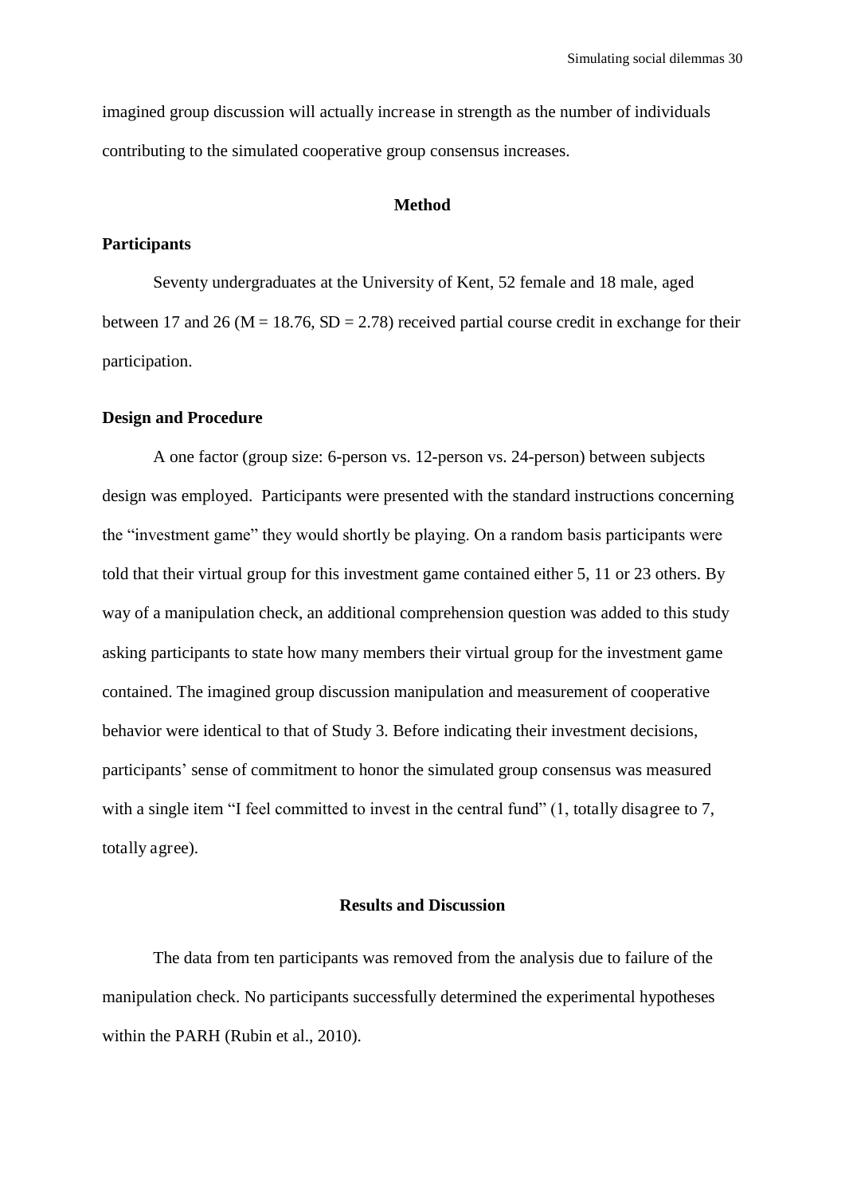imagined group discussion will actually increase in strength as the number of individuals contributing to the simulated cooperative group consensus increases.

## Method

### Participants

Seventy undergraduates at the University of Kent, 52 female and 18 male, aged between 17 and 26 (M = 18.76, SD = 2.78) received partial course credit in exchange for their participation.

### Design and Procedure

A one factor (group size: 6-person vs. 12-person vs. 24-person) between subjects design was employed. Participants were presented with the standard instructions concerning the "investment game" they would shortly be playing. On a random basis participants were told that their virtual group for this investment game contained either 5, 11 or 23 others. By way of a manipulation check, an additional comprehension question was added to this study asking participants to state how many members their virtual group for the investment game contained. The imagined group discussion manipulation and measurement of cooperative behavior were identical to that of Study 3. Before indicating their investment decisions, participants' sense of commitment to honor the simulated group consensus was measured with a single item "I feel committed to invest in the central fund" (1, totally disagree to 7, totally agree).

## Results and Discussion

The data from ten participants was removed from the analysis due to failure of the manipulation check. No participants successfully determined the experimental hypotheses within the PARH (Rubin et al., 2010).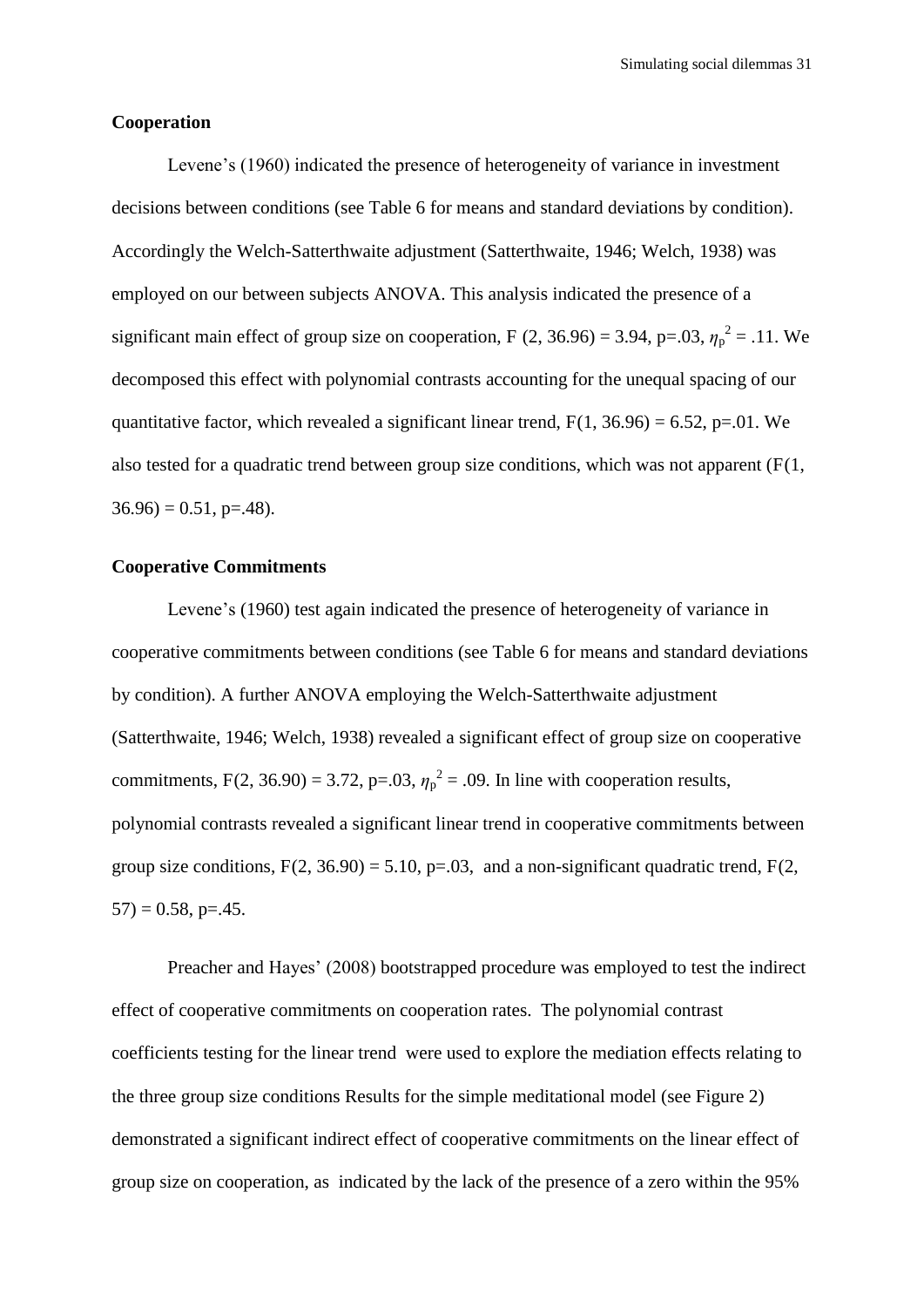**Cooperation**

Levene's (1960) indicated the presence of heterogeneity of variance in investment decisions between conditions (see Table 6 for means and standard deviations by condition). Accordingly the Welch-Satterthwaite adjustment (Satterthwaite, 1946; Welch, 1938) was employed on our between subjects ANOVA. This analysis indicated the presence of a significant main effect of group size on cooperation, F $(2, 36.96) = 3.94$, $p=.03$, $\eta_p^2 = .11$. We decomposed this effect with polynomial contrasts accounting for the unequal spacing of our quantitative factor, which revealed a significant linear trend, $F(1, 36.96) = 6.52$, $p=.01$. We also tested for a quadratic trend between group size conditions, which was not apparent ($F(1, 36.96) = 0.51$, $p=.48$).

**Cooperative Commitments**

Levene's (1960) test again indicated the presence of heterogeneity of variance in cooperative commitments between conditions (see Table 6 for means and standard deviations by condition). A further ANOVA employing the Welch-Satterthwaite adjustment (Satterthwaite, 1946; Welch, 1938) revealed a significant effect of group size on cooperative commitments, $F(2, 36.90) = 3.72$, $p=.03$, $\eta_p^2 = .09$. In line with cooperation results, polynomial contrasts revealed a significant linear trend in cooperative commitments between group size conditions, $F(2, 36.90) = 5.10$, $p=.03$, and a non-significant quadratic trend, $F(2, 57) = 0.58$, $p=.45$.

Preacher and Hayes' (2008) bootstrapped procedure was employed to test the indirect effect of cooperative commitments on cooperation rates. The polynomial contrast coefficients testing for the linear trend were used to explore the mediation effects relating to the three group size conditions Results for the simple meditational model (see Figure 2) demonstrated a significant indirect effect of cooperative commitments on the linear effect of group size on cooperation, as indicated by the lack of the presence of a zero within the 95%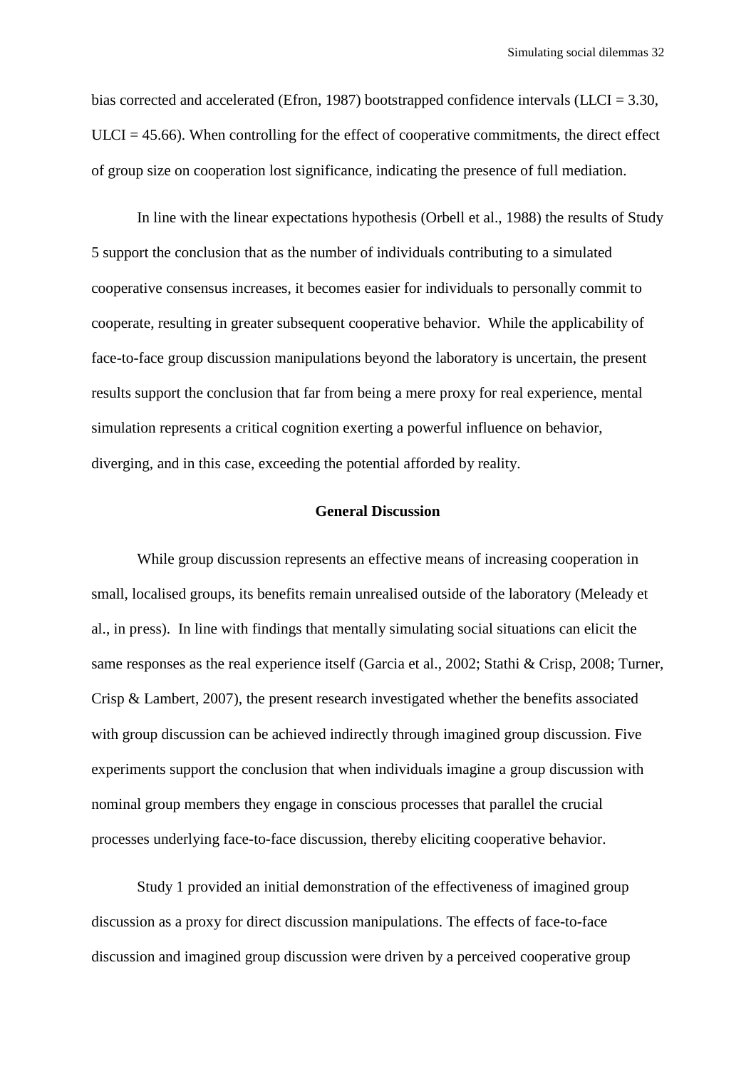bias corrected and accelerated (Efron, 1987) bootstrapped confidence intervals (LLCI = 3.30, ULCI = 45.66). When controlling for the effect of cooperative commitments, the direct effect of group size on cooperation lost significance, indicating the presence of full mediation.

In line with the linear expectations hypothesis (Orbell et al., 1988) the results of Study 5 support the conclusion that as the number of individuals contributing to a simulated cooperative consensus increases, it becomes easier for individuals to personally commit to cooperate, resulting in greater subsequent cooperative behavior. While the applicability of face-to-face group discussion manipulations beyond the laboratory is uncertain, the present results support the conclusion that far from being a mere proxy for real experience, mental simulation represents a critical cognition exerting a powerful influence on behavior, diverging, and in this case, exceeding the potential afforded by reality.

## General Discussion

While group discussion represents an effective means of increasing cooperation in small, localised groups, its benefits remain unrealised outside of the laboratory (Meleady et al., in press). In line with findings that mentally simulating social situations can elicit the same responses as the real experience itself (Garcia et al., 2002; Stathi & Crisp, 2008; Turner, Crisp & Lambert, 2007), the present research investigated whether the benefits associated with group discussion can be achieved indirectly through imagined group discussion. Five experiments support the conclusion that when individuals imagine a group discussion with nominal group members they engage in conscious processes that parallel the crucial processes underlying face-to-face discussion, thereby eliciting cooperative behavior.

Study 1 provided an initial demonstration of the effectiveness of imagined group discussion as a proxy for direct discussion manipulations. The effects of face-to-face discussion and imagined group discussion were driven by a perceived cooperative group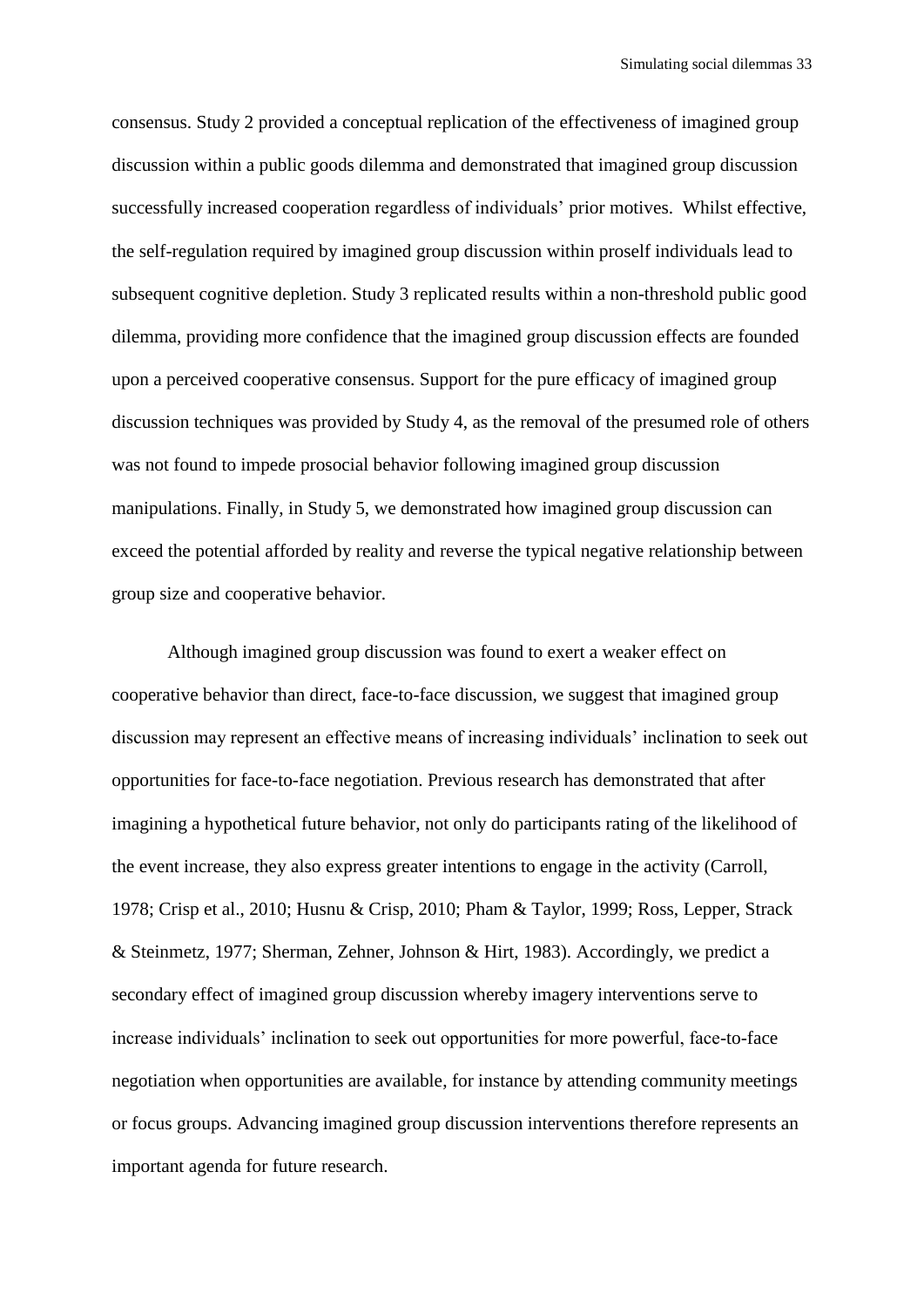consensus. Study 2 provided a conceptual replication of the effectiveness of imagined group discussion within a public goods dilemma and demonstrated that imagined group discussion successfully increased cooperation regardless of individuals' prior motives. Whilst effective, the self-regulation required by imagined group discussion within proself individuals lead to subsequent cognitive depletion. Study 3 replicated results within a non-threshold public good dilemma, providing more confidence that the imagined group discussion effects are founded upon a perceived cooperative consensus. Support for the pure efficacy of imagined group discussion techniques was provided by Study 4, as the removal of the presumed role of others was not found to impede prosocial behavior following imagined group discussion manipulations. Finally, in Study 5, we demonstrated how imagined group discussion can exceed the potential afforded by reality and reverse the typical negative relationship between group size and cooperative behavior.

Although imagined group discussion was found to exert a weaker effect on cooperative behavior than direct, face-to-face discussion, we suggest that imagined group discussion may represent an effective means of increasing individuals' inclination to seek out opportunities for face-to-face negotiation. Previous research has demonstrated that after imagining a hypothetical future behavior, not only do participants rating of the likelihood of the event increase, they also express greater intentions to engage in the activity (Carroll, 1978; Crisp et al., 2010; Husnu & Crisp, 2010; Pham & Taylor, 1999; Ross, Lepper, Strack & Steinmetz, 1977; Sherman, Zehner, Johnson & Hirt, 1983). Accordingly, we predict a secondary effect of imagined group discussion whereby imagery interventions serve to increase individuals' inclination to seek out opportunities for more powerful, face-to-face negotiation when opportunities are available, for instance by attending community meetings or focus groups. Advancing imagined group discussion interventions therefore represents an important agenda for future research.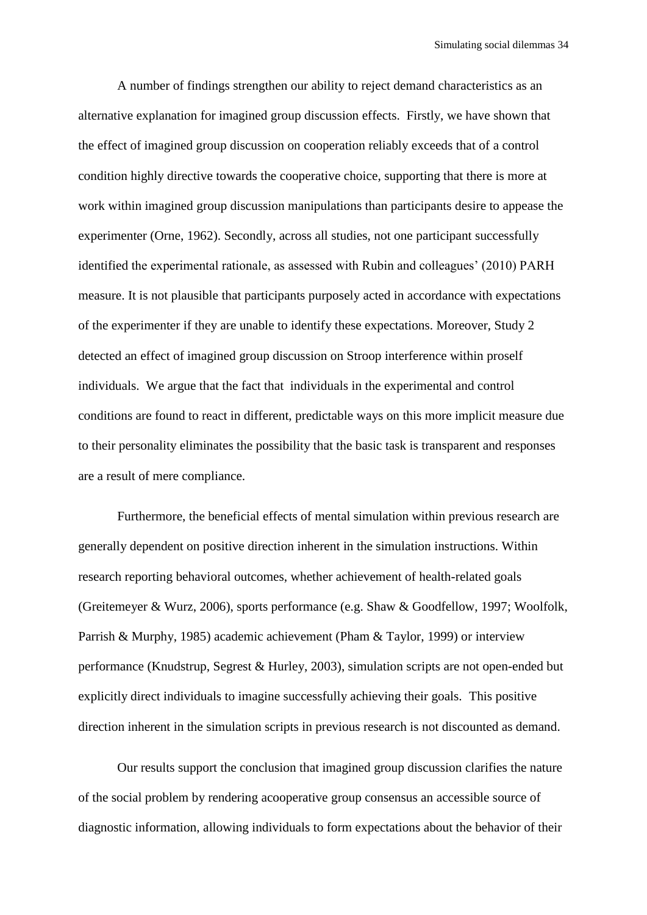A number of findings strengthen our ability to reject demand characteristics as an alternative explanation for imagined group discussion effects. Firstly, we have shown that the effect of imagined group discussion on cooperation reliably exceeds that of a control condition highly directive towards the cooperative choice, supporting that there is more at work within imagined group discussion manipulations than participants desire to appease the experimenter (Orne, 1962). Secondly, across all studies, not one participant successfully identified the experimental rationale, as assessed with Rubin and colleagues' (2010) PARH measure. It is not plausible that participants purposely acted in accordance with expectations of the experimenter if they are unable to identify these expectations. Moreover, Study 2 detected an effect of imagined group discussion on Stroop interference within proself individuals. We argue that the fact that individuals in the experimental and control conditions are found to react in different, predictable ways on this more implicit measure due to their personality eliminates the possibility that the basic task is transparent and responses are a result of mere compliance.

Furthermore, the beneficial effects of mental simulation within previous research are generally dependent on positive direction inherent in the simulation instructions. Within research reporting behavioral outcomes, whether achievement of health-related goals (Greitemeyer & Wurz, 2006), sports performance (e.g. Shaw & Goodfellow, 1997; Woolfolk, Parrish & Murphy, 1985) academic achievement (Pham & Taylor, 1999) or interview performance (Knudstrup, Segrest & Hurley, 2003), simulation scripts are not open-ended but explicitly direct individuals to imagine successfully achieving their goals. This positive direction inherent in the simulation scripts in previous research is not discounted as demand.

Our results support the conclusion that imagined group discussion clarifies the nature of the social problem by rendering acooperative group consensus an accessible source of diagnostic information, allowing individuals to form expectations about the behavior of their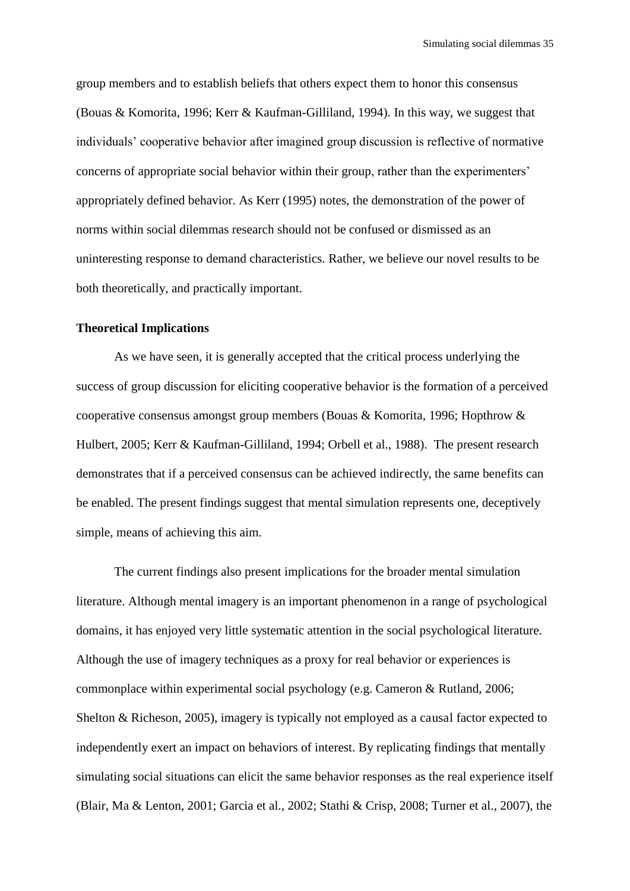group members and to establish beliefs that others expect them to honor this consensus (Bouas & Komorita, 1996; Kerr & Kaufman-Gilliland, 1994). In this way, we suggest that individuals' cooperative behavior after imagined group discussion is reflective of normative concerns of appropriate social behavior within their group, rather than the experimenters' appropriately defined behavior. As Kerr (1995) notes, the demonstration of the power of norms within social dilemmas research should not be confused or dismissed as an uninteresting response to demand characteristics. Rather, we believe our novel results to be both theoretically, and practically important.

**Theoretical Implications**

As we have seen, it is generally accepted that the critical process underlying the success of group discussion for eliciting cooperative behavior is the formation of a perceived cooperative consensus amongst group members (Bouas & Komorita, 1996; Hopthrow & Hulbert, 2005; Kerr & Kaufman-Gilliland, 1994; Orbell et al., 1988). The present research demonstrates that if a perceived consensus can be achieved indirectly, the same benefits can be enabled. The present findings suggest that mental simulation represents one, deceptively simple, means of achieving this aim.

The current findings also present implications for the broader mental simulation literature. Although mental imagery is an important phenomenon in a range of psychological domains, it has enjoyed very little systematic attention in the social psychological literature. Although the use of imagery techniques as a proxy for real behavior or experiences is commonplace within experimental social psychology (e.g. Cameron & Rutland, 2006; Shelton & Richeson, 2005), imagery is typically not employed as a causal factor expected to independently exert an impact on behaviors of interest. By replicating findings that mentally simulating social situations can elicit the same behavior responses as the real experience itself (Blair, Ma & Lenton, 2001; Garcia et al., 2002; Stathi & Crisp, 2008; Turner et al., 2007), the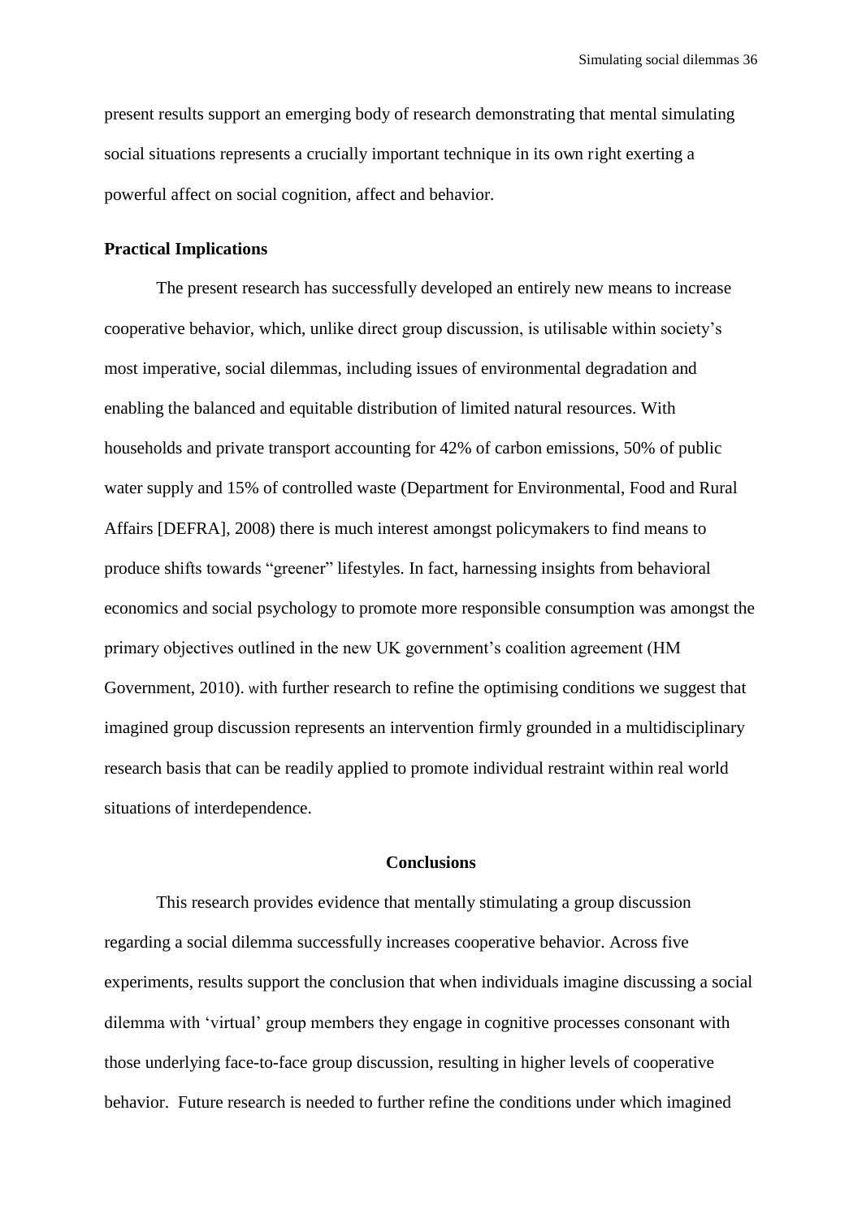present results support an emerging body of research demonstrating that mental simulating social situations represents a crucially important technique in its own right exerting a powerful affect on social cognition, affect and behavior.

**Practical Implications**

The present research has successfully developed an entirely new means to increase cooperative behavior, which, unlike direct group discussion, is utilisable within society's most imperative, social dilemmas, including issues of environmental degradation and enabling the balanced and equitable distribution of limited natural resources. With households and private transport accounting for 42% of carbon emissions, 50% of public water supply and 15% of controlled waste (Department for Environmental, Food and Rural Affairs [DEFRA], 2008) there is much interest amongst policymakers to find means to produce shifts towards "greener" lifestyles. In fact, harnessing insights from behavioral economics and social psychology to promote more responsible consumption was amongst the primary objectives outlined in the new UK government's coalition agreement (HM Government, 2010). with further research to refine the optimising conditions we suggest that imagined group discussion represents an intervention firmly grounded in a multidisciplinary research basis that can be readily applied to promote individual restraint within real world situations of interdependence.

## Conclusions

This research provides evidence that mentally stimulating a group discussion regarding a social dilemma successfully increases cooperative behavior. Across five experiments, results support the conclusion that when individuals imagine discussing a social dilemma with 'virtual' group members they engage in cognitive processes consonant with those underlying face-to-face group discussion, resulting in higher levels of cooperative behavior. Future research is needed to further refine the conditions under which imagined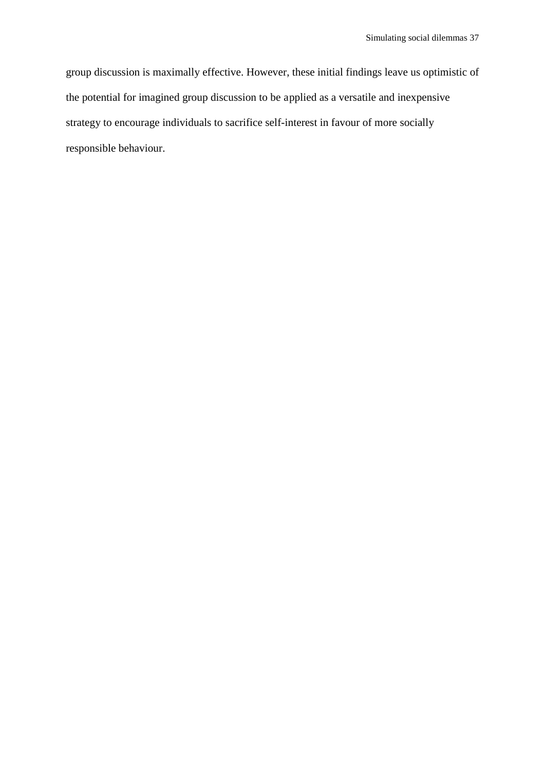group discussion is maximally effective. However, these initial findings leave us optimistic of the potential for imagined group discussion to be applied as a versatile and inexpensive strategy to encourage individuals to sacrifice self-interest in favour of more socially responsible behaviour.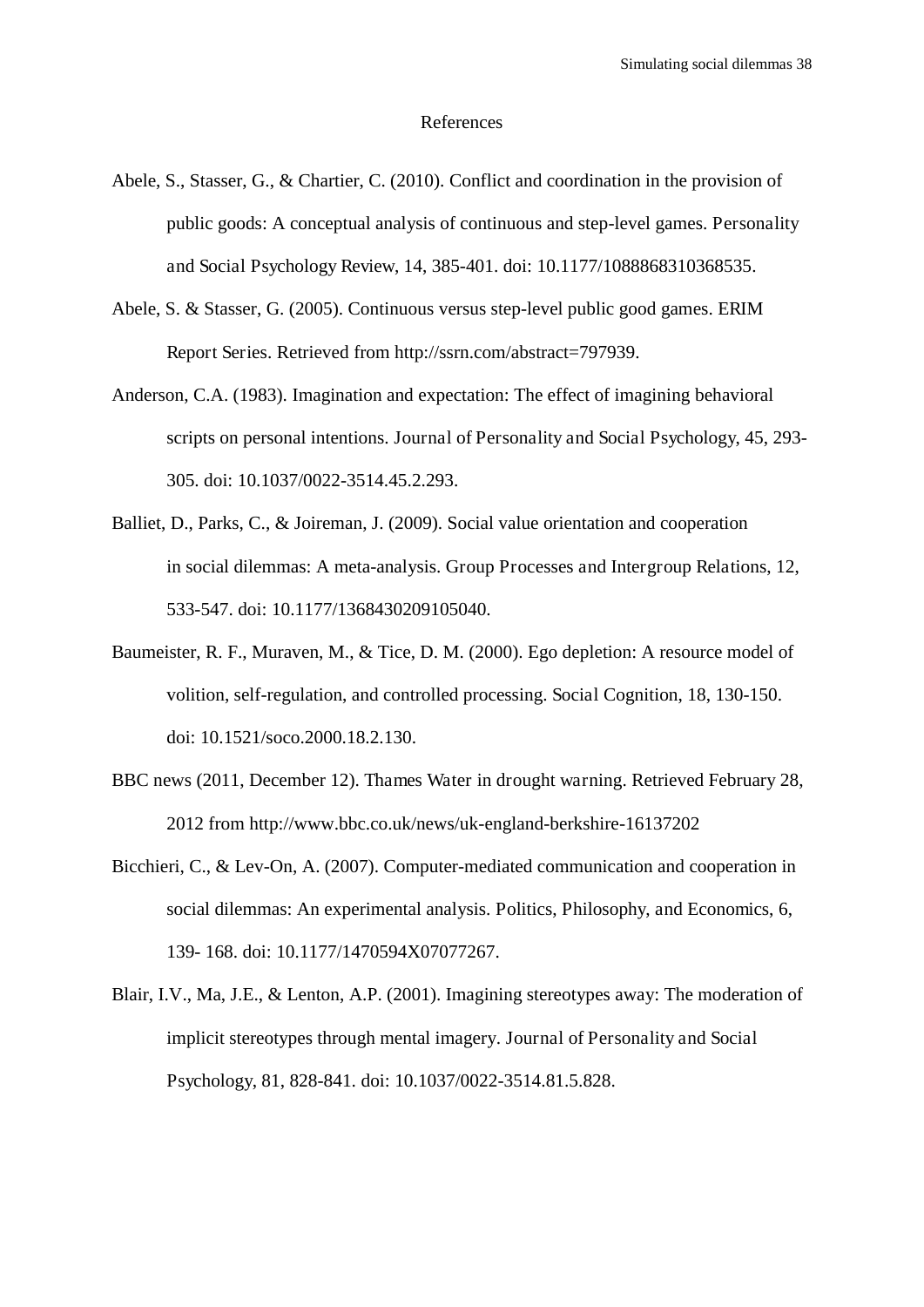# References

Abele, S., Stasser, G., & Chartier, C. (2010). Conflict and coordination in the provision of public goods: A conceptual analysis of continuous and step-level games. Personality and Social Psychology Review, 14, 385-401. doi: 10.1177/1088868310368535.

Abele, S. & Stasser, G. (2005). Continuous versus step-level public good games. ERIM Report Series. Retrieved from http://ssrn.com/abstract=797939.

Anderson, C.A. (1983). Imagination and expectation: The effect of imagining behavioral scripts on personal intentions. Journal of Personality and Social Psychology, 45, 293-305. doi: 10.1037/0022-3514.45.2.293.

Balliet, D., Parks, C., & Joireman, J. (2009). Social value orientation and cooperation in social dilemmas: A meta-analysis. Group Processes and Intergroup Relations, 12, 533-547. doi: 10.1177/1368430209105040.

Baumeister, R. F., Muraven, M., & Tice, D. M. (2000). Ego depletion: A resource model of volition, self-regulation, and controlled processing. Social Cognition, 18, 130-150. doi: 10.1521/soco.2000.18.2.130.

BBC news (2011, December 12). Thames Water in drought warning. Retrieved February 28, 2012 from http://www.bbc.co.uk/news/uk-england-berkshire-16137202

Bicchieri, C., & Lev-On, A. (2007). Computer-mediated communication and cooperation in social dilemmas: An experimental analysis. Politics, Philosophy, and Economics, 6, 139- 168. doi: 10.1177/1470594X07077267.

Blair, I.V., Ma, J.E., & Lenton, A.P. (2001). Imagining stereotypes away: The moderation of implicit stereotypes through mental imagery. Journal of Personality and Social Psychology, 81, 828-841. doi: 10.1037/0022-3514.81.5.828.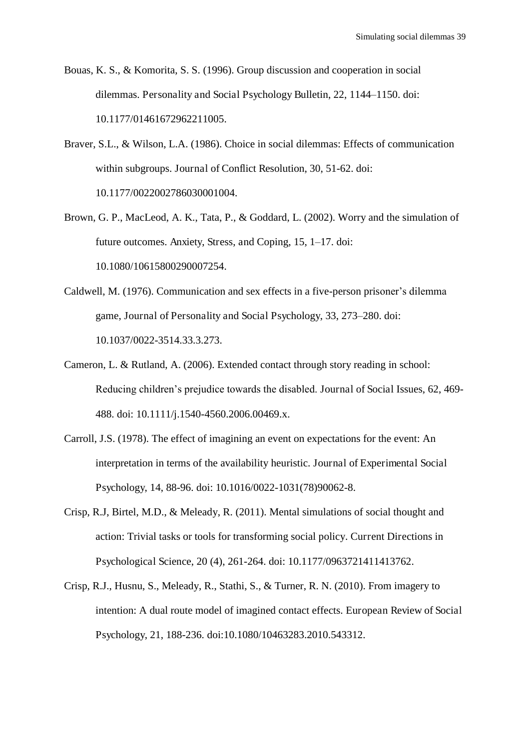Bouas, K. S., & Komorita, S. S. (1996). Group discussion and cooperation in social dilemmas. Personality and Social Psychology Bulletin, 22, 1144–1150. doi: 10.1177/01461672962211005.

Braver, S.L., & Wilson, L.A. (1986). Choice in social dilemmas: Effects of communication within subgroups. Journal of Conflict Resolution, 30, 51-62. doi: 10.1177/0022002786030001004.

Brown, G. P., MacLeod, A. K., Tata, P., & Goddard, L. (2002). Worry and the simulation of future outcomes. Anxiety, Stress, and Coping, 15, 1–17. doi: 10.1080/10615800290007254.

Caldwell, M. (1976). Communication and sex effects in a five-person prisoner's dilemma game, Journal of Personality and Social Psychology, 33, 273–280. doi: 10.1037/0022-3514.33.3.273.

Cameron, L. & Rutland, A. (2006). Extended contact through story reading in school: Reducing children's prejudice towards the disabled. Journal of Social Issues, 62, 469-488. doi: 10.1111/j.1540-4560.2006.00469.x.

Carroll, J.S. (1978). The effect of imagining an event on expectations for the event: An interpretation in terms of the availability heuristic. Journal of Experimental Social Psychology, 14, 88-96. doi: 10.1016/0022-1031(78)90062-8.

Crisp, R.J, Birtel, M.D., & Meleady, R. (2011). Mental simulations of social thought and action: Trivial tasks or tools for transforming social policy. Current Directions in Psychological Science, 20 (4), 261-264. doi: 10.1177/0963721411413762.

Crisp, R.J., Husnu, S., Meleady, R., Stathi, S., & Turner, R. N. (2010). From imagery to intention: A dual route model of imagined contact effects. European Review of Social Psychology, 21, 188-236. doi:10.1080/10463283.2010.543312.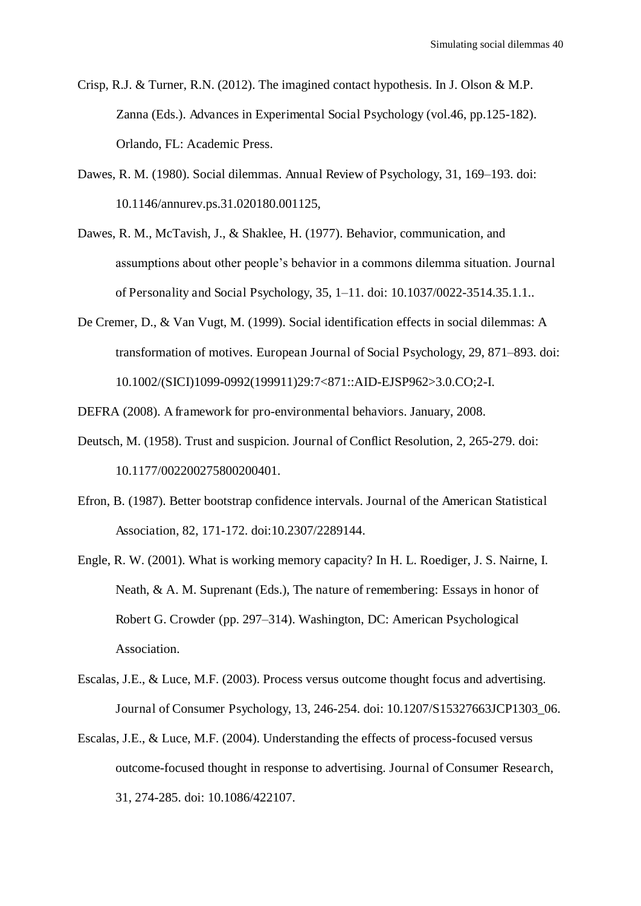Crisp, R.J. & Turner, R.N. (2012). The imagined contact hypothesis. In J. Olson & M.P. Zanna (Eds.). Advances in Experimental Social Psychology (vol.46, pp.125-182). Orlando, FL: Academic Press.

Dawes, R. M. (1980). Social dilemmas. Annual Review of Psychology, 31, 169–193. doi: 10.1146/annurev.ps.31.020180.001125,

Dawes, R. M., McTavish, J., & Shaklee, H. (1977). Behavior, communication, and assumptions about other people's behavior in a commons dilemma situation. Journal of Personality and Social Psychology, 35, 1–11. doi: 10.1037/0022-3514.35.1.1..

De Cremer, D., & Van Vugt, M. (1999). Social identification effects in social dilemmas: A transformation of motives. European Journal of Social Psychology, 29, 871–893. doi: 10.1002/(SICI)1099-0992(199911)29:7<871::AID-EJSP962>3.0.CO;2-I.

DEFRA (2008). A framework for pro-environmental behaviors. January, 2008.

Deutsch, M. (1958). Trust and suspicion. Journal of Conflict Resolution, 2, 265-279. doi: 10.1177/002200275800200401.

Efron, B. (1987). Better bootstrap confidence intervals. Journal of the American Statistical Association, 82, 171-172. doi:10.2307/2289144.

Engle, R. W. (2001). What is working memory capacity? In H. L. Roediger, J. S. Nairne, I. Neath, & A. M. Suprenant (Eds.), The nature of remembering: Essays in honor of Robert G. Crowder (pp. 297–314). Washington, DC: American Psychological Association.

Escalas, J.E., & Luce, M.F. (2003). Process versus outcome thought focus and advertising. Journal of Consumer Psychology, 13, 246-254. doi: 10.1207/S15327663JCP1303_06.

Escalas, J.E., & Luce, M.F. (2004). Understanding the effects of process-focused versus outcome-focused thought in response to advertising. Journal of Consumer Research, 31, 274-285. doi: 10.1086/422107.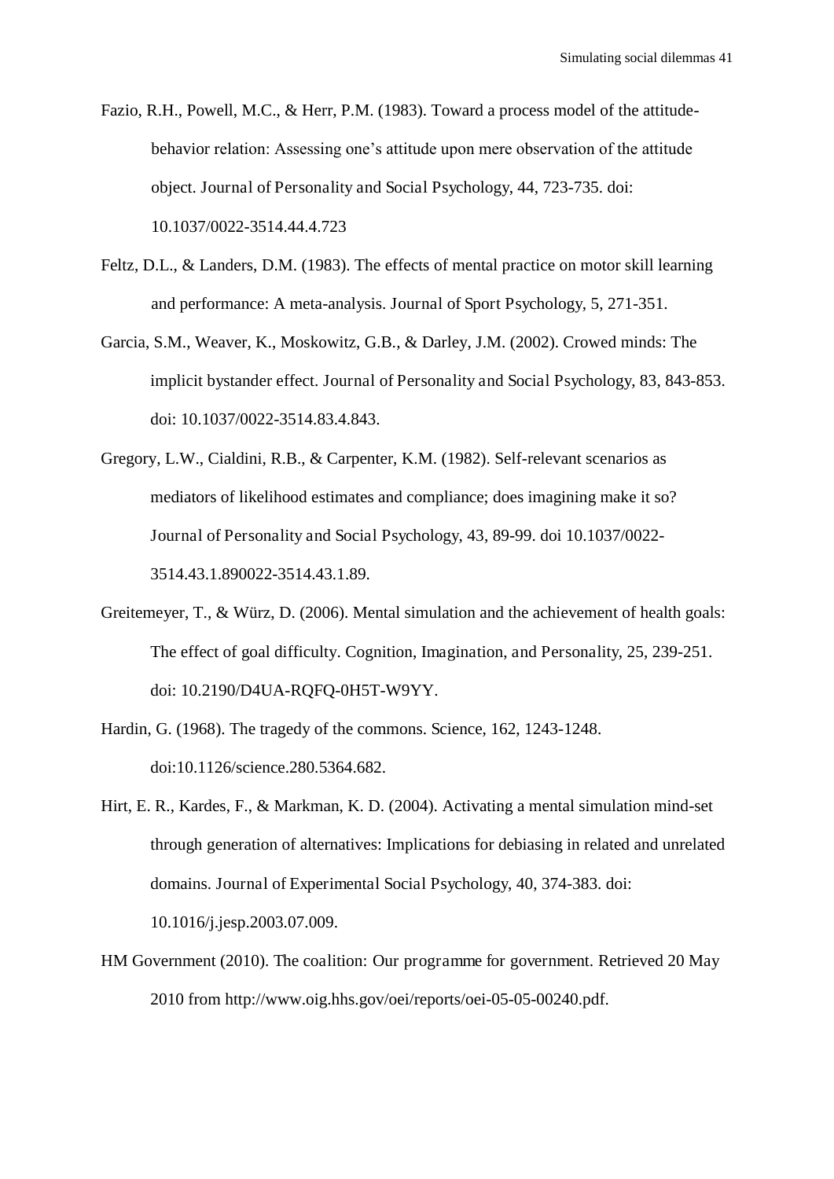Fazio, R.H., Powell, M.C., & Herr, P.M. (1983). Toward a process model of the attitude-behavior relation: Assessing one's attitude upon mere observation of the attitude object. Journal of Personality and Social Psychology, 44, 723-735. doi: 10.1037/0022-3514.44.4.723

Feltz, D.L., & Landers, D.M. (1983). The effects of mental practice on motor skill learning and performance: A meta-analysis. Journal of Sport Psychology, 5, 271-351.

Garcia, S.M., Weaver, K., Moskowitz, G.B., & Darley, J.M. (2002). Crowed minds: The implicit bystander effect. Journal of Personality and Social Psychology, 83, 843-853. doi: 10.1037/0022-3514.83.4.843.

Gregory, L.W., Cialdini, R.B., & Carpenter, K.M. (1982). Self-relevant scenarios as mediators of likelihood estimates and compliance; does imagining make it so? Journal of Personality and Social Psychology, 43, 89-99. doi 10.1037/0022-3514.43.1.890022-3514.43.1.89.

Greitemeyer, T., & Würz, D. (2006). Mental simulation and the achievement of health goals: The effect of goal difficulty. Cognition, Imagination, and Personality, 25, 239-251. doi: 10.2190/D4UA-RQFQ-0H5T-W9YY.

Hardin, G. (1968). The tragedy of the commons. Science, 162, 1243-1248. doi:10.1126/science.280.5364.682.

Hirt, E. R., Kardes, F., & Markman, K. D. (2004). Activating a mental simulation mind-set through generation of alternatives: Implications for debiasing in related and unrelated domains. Journal of Experimental Social Psychology, 40, 374-383. doi: 10.1016/j.jesp.2003.07.009.

HM Government (2010). The coalition: Our programme for government. Retrieved 20 May 2010 from http://www.oig.hhs.gov/oei/reports/oei-05-05-00240.pdf.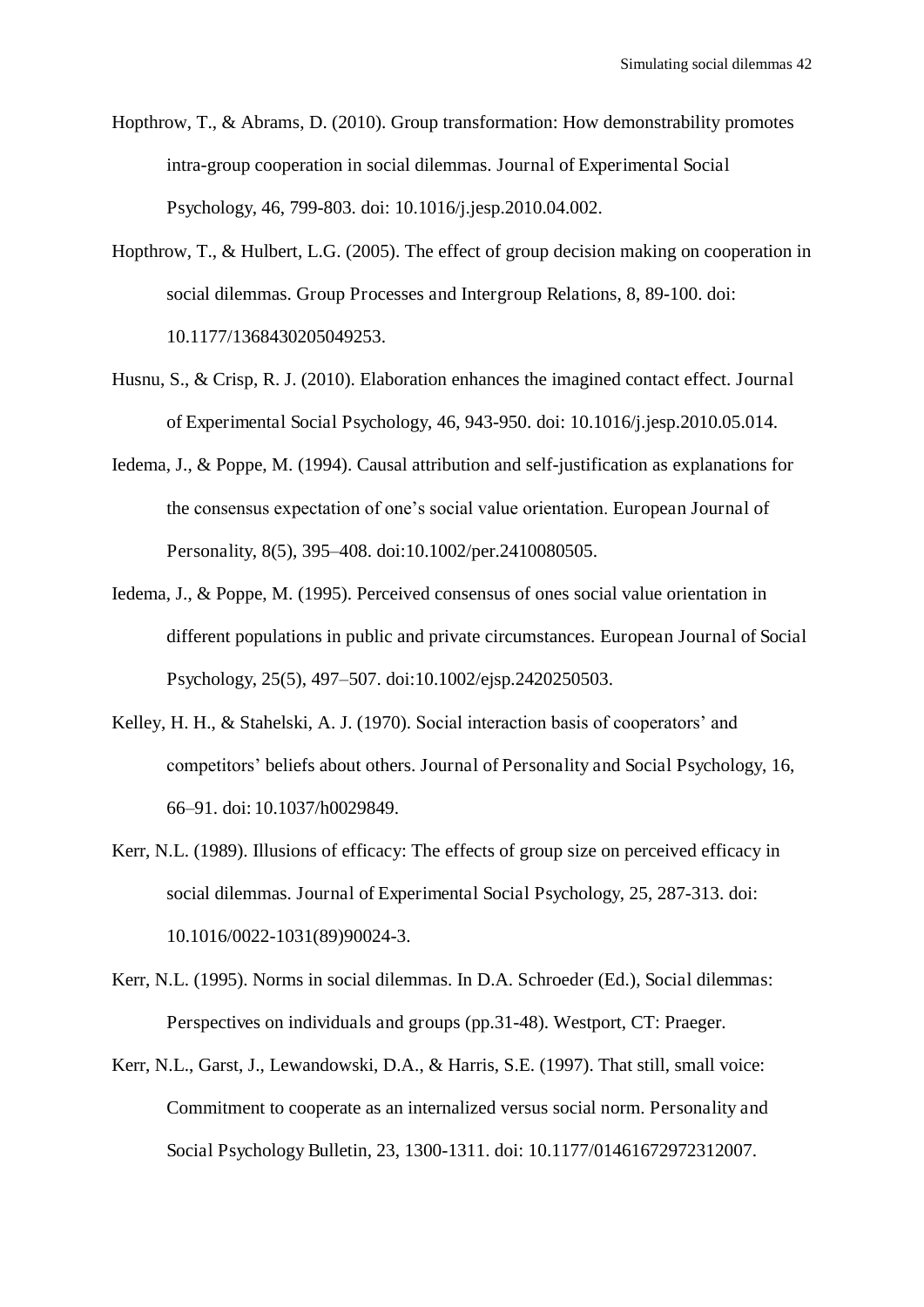Hopthrow, T., & Abrams, D. (2010). Group transformation: How demonstrability promotes intra-group cooperation in social dilemmas. Journal of Experimental Social Psychology, 46, 799-803. doi: 10.1016/j.jesp.2010.04.002.

Hopthrow, T., & Hulbert, L.G. (2005). The effect of group decision making on cooperation in social dilemmas. Group Processes and Intergroup Relations, 8, 89-100. doi: 10.1177/1368430205049253.

Husnu, S., & Crisp, R. J. (2010). Elaboration enhances the imagined contact effect. Journal of Experimental Social Psychology, 46, 943-950. doi: 10.1016/j.jesp.2010.05.014.

Iedema, J., & Poppe, M. (1994). Causal attribution and self-justification as explanations for the consensus expectation of one's social value orientation. European Journal of Personality, 8(5), 395–408. doi:10.1002/per.2410080505.

Iedema, J., & Poppe, M. (1995). Perceived consensus of ones social value orientation in different populations in public and private circumstances. European Journal of Social Psychology, 25(5), 497–507. doi:10.1002/ejsp.2420250503.

Kelley, H. H., & Stahelski, A. J. (1970). Social interaction basis of cooperators' and competitors' beliefs about others. Journal of Personality and Social Psychology, 16, 66–91. doi: 10.1037/h0029849.

Kerr, N.L. (1989). Illusions of efficacy: The effects of group size on perceived efficacy in social dilemmas. Journal of Experimental Social Psychology, 25, 287-313. doi: 10.1016/0022-1031(89)90024-3.

Kerr, N.L. (1995). Norms in social dilemmas. In D.A. Schroeder (Ed.), Social dilemmas: Perspectives on individuals and groups (pp.31-48). Westport, CT: Praeger.

Kerr, N.L., Garst, J., Lewandowski, D.A., & Harris, S.E. (1997). That still, small voice: Commitment to cooperate as an internalized versus social norm. Personality and Social Psychology Bulletin, 23, 1300-1311. doi: 10.1177/01461672972312007.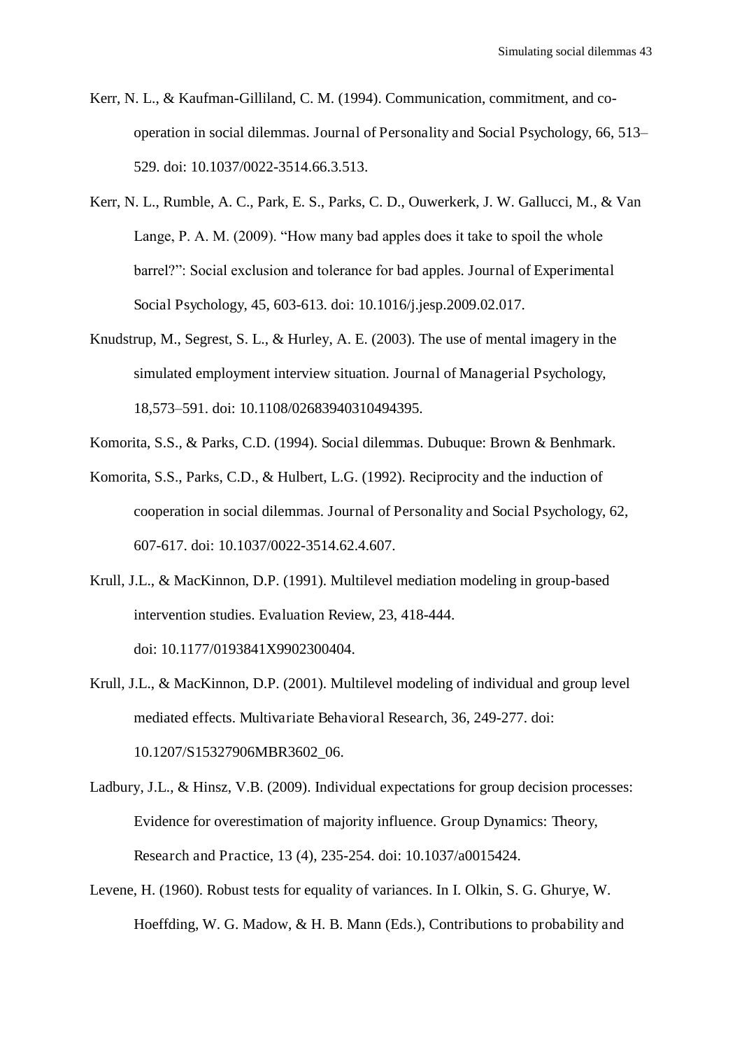Kerr, N. L., & Kaufman-Gilliland, C. M. (1994). Communication, commitment, and co-operation in social dilemmas. Journal of Personality and Social Psychology, 66, 513–529. doi: 10.1037/0022-3514.66.3.513.

Kerr, N. L., Rumble, A. C., Park, E. S., Parks, C. D., Ouwerkerk, J. W. Gallucci, M., & Van Lange, P. A. M. (2009). "How many bad apples does it take to spoil the whole barrel?": Social exclusion and tolerance for bad apples. Journal of Experimental Social Psychology, 45, 603-613. doi: 10.1016/j.jesp.2009.02.017.

Knudstrup, M., Segrest, S. L., & Hurley, A. E. (2003). The use of mental imagery in the simulated employment interview situation. Journal of Managerial Psychology, 18,573–591. doi: 10.1108/02683940310494395.

Komorita, S.S., & Parks, C.D. (1994). Social dilemmas. Dubuque: Brown & Benhmark.

Komorita, S.S., Parks, C.D., & Hulbert, L.G. (1992). Reciprocity and the induction of cooperation in social dilemmas. Journal of Personality and Social Psychology, 62, 607-617. doi: 10.1037/0022-3514.62.4.607.

Krull, J.L., & MacKinnon, D.P. (1991). Multilevel mediation modeling in group-based intervention studies. Evaluation Review, 23, 418-444. doi: 10.1177/0193841X9902300404.

Krull, J.L., & MacKinnon, D.P. (2001). Multilevel modeling of individual and group level mediated effects. Multivariate Behavioral Research, 36, 249-277. doi: 10.1207/S15327906MBR3602_06.

Ladbury, J.L., & Hinsz, V.B. (2009). Individual expectations for group decision processes: Evidence for overestimation of majority influence. Group Dynamics: Theory, Research and Practice, 13 (4), 235-254. doi: 10.1037/a0015424.

Levene, H. (1960). Robust tests for equality of variances. In I. Olkin, S. G. Ghurye, W. Hoeffding, W. G. Madow, & H. B. Mann (Eds.), Contributions to probability and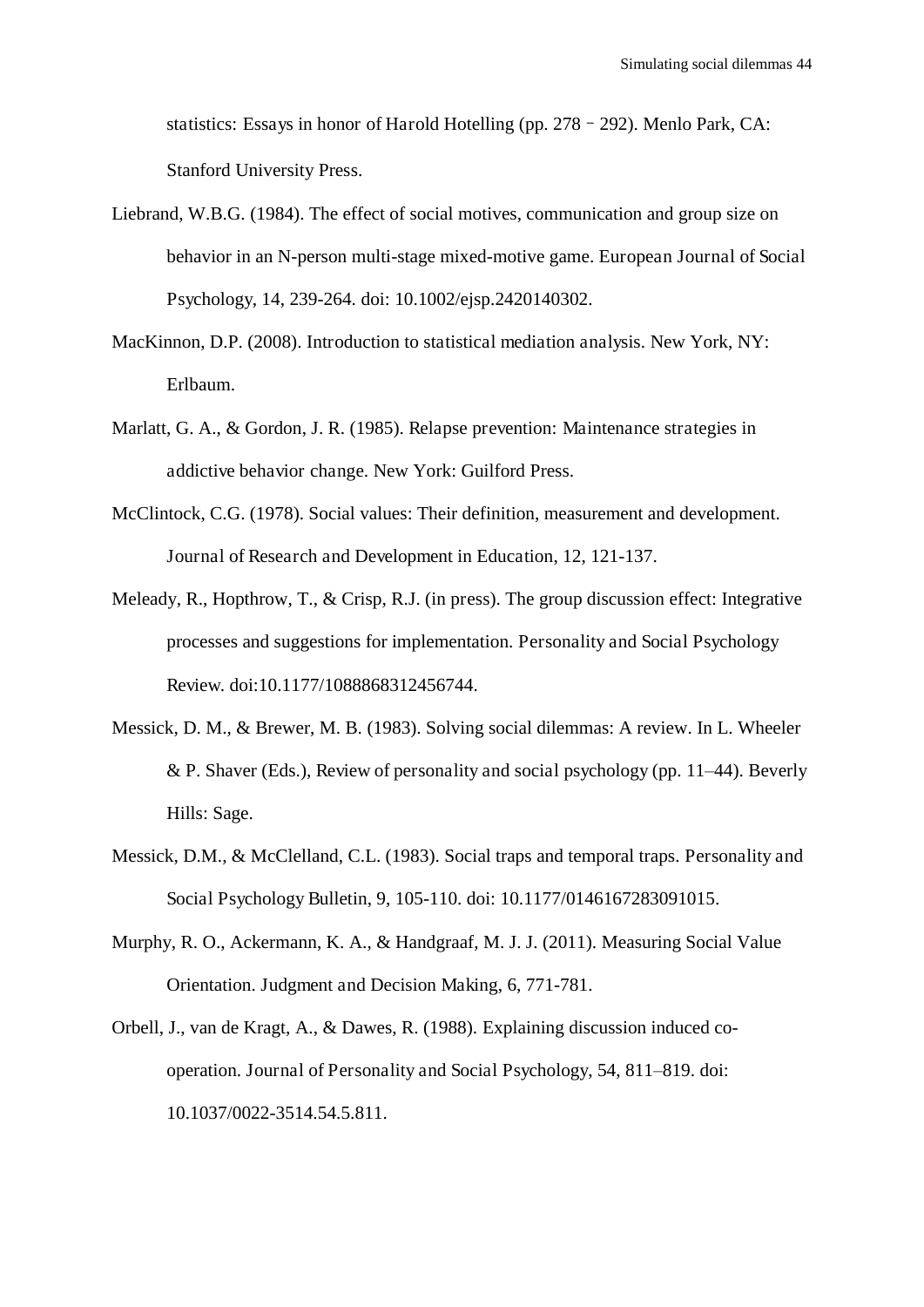statistics: Essays in honor of Harold Hotelling (pp. 278 – 292). Menlo Park, CA: Stanford University Press.

Liebrand, W.B.G. (1984). The effect of social motives, communication and group size on behavior in an N-person multi-stage mixed-motive game. European Journal of Social Psychology, 14, 239-264. doi: 10.1002/ejsp.2420140302.

MacKinnon, D.P. (2008). Introduction to statistical mediation analysis. New York, NY: Erlbaum.

Marlatt, G. A., & Gordon, J. R. (1985). Relapse prevention: Maintenance strategies in addictive behavior change. New York: Guilford Press.

McClintock, C.G. (1978). Social values: Their definition, measurement and development. Journal of Research and Development in Education, 12, 121-137.

Meleady, R., Hopthrow, T., & Crisp, R.J. (in press). The group discussion effect: Integrative processes and suggestions for implementation. Personality and Social Psychology Review. doi:10.1177/1088868312456744.

Messick, D. M., & Brewer, M. B. (1983). Solving social dilemmas: A review. In L. Wheeler & P. Shaver (Eds.), Review of personality and social psychology (pp. 11–44). Beverly Hills: Sage.

Messick, D.M., & McClelland, C.L. (1983). Social traps and temporal traps. Personality and Social Psychology Bulletin, 9, 105-110. doi: 10.1177/0146167283091015.

Murphy, R. O., Ackermann, K. A., & Handgraaf, M. J. J. (2011). Measuring Social Value Orientation. Judgment and Decision Making, 6, 771-781.

Orbell, J., van de Kragt, A., & Dawes, R. (1988). Explaining discussion induced co-operation. Journal of Personality and Social Psychology, 54, 811–819. doi: 10.1037/0022-3514.54.5.811.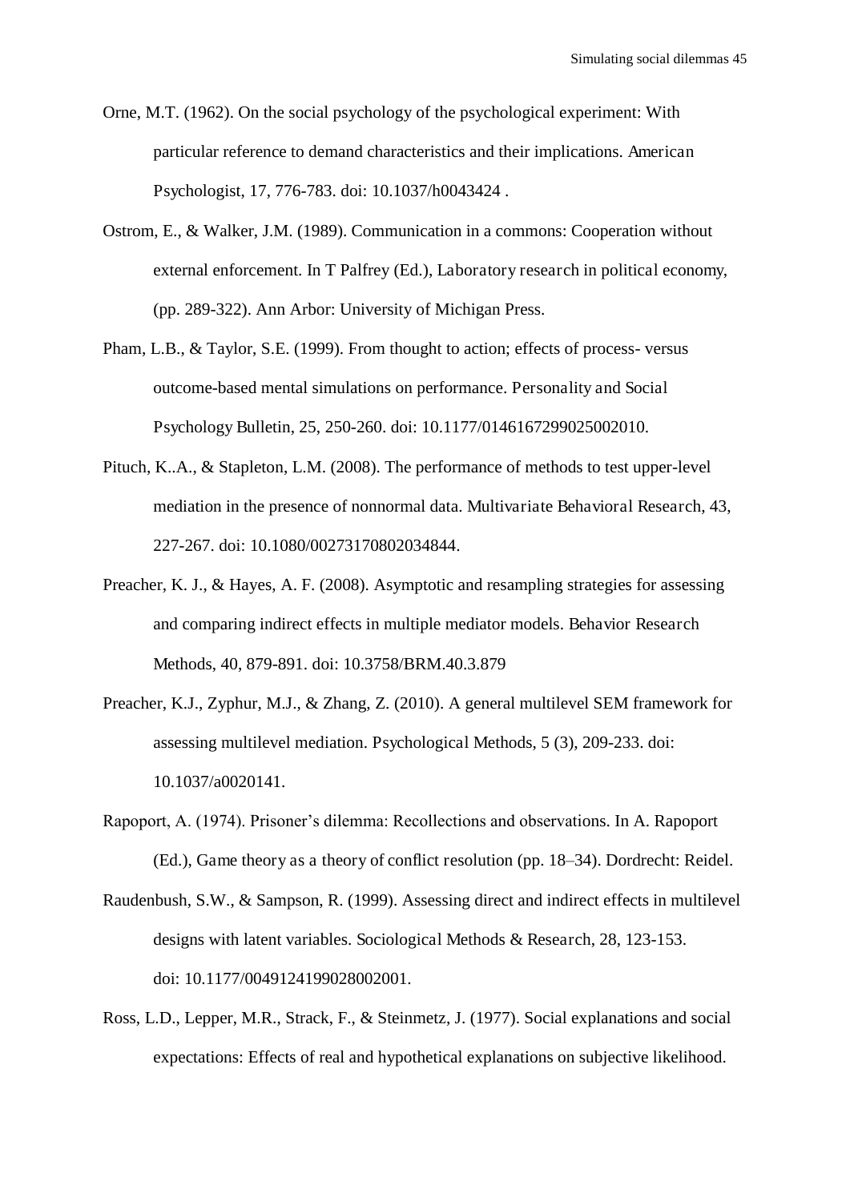Orne, M.T. (1962). On the social psychology of the psychological experiment: With particular reference to demand characteristics and their implications. American Psychologist, 17, 776-783. doi: 10.1037/h0043424 .

Ostrom, E., & Walker, J.M. (1989). Communication in a commons: Cooperation without external enforcement. In T Palfrey (Ed.), Laboratory research in political economy, (pp. 289-322). Ann Arbor: University of Michigan Press.

Pham, L.B., & Taylor, S.E. (1999). From thought to action; effects of process- versus outcome-based mental simulations on performance. Personality and Social Psychology Bulletin, 25, 250-260. doi: 10.1177/0146167299025002010.

Pituch, K..A., & Stapleton, L.M. (2008). The performance of methods to test upper-level mediation in the presence of nonnormal data. Multivariate Behavioral Research, 43, 227-267. doi: 10.1080/00273170802034844.

Preacher, K. J., & Hayes, A. F. (2008). Asymptotic and resampling strategies for assessing and comparing indirect effects in multiple mediator models. Behavior Research Methods, 40, 879-891. doi: 10.3758/BRM.40.3.879

Preacher, K.J., Zyphur, M.J., & Zhang, Z. (2010). A general multilevel SEM framework for assessing multilevel mediation. Psychological Methods, 5 (3), 209-233. doi: 10.1037/a0020141.

Rapoport, A. (1974). Prisoner's dilemma: Recollections and observations. In A. Rapoport (Ed.), Game theory as a theory of conflict resolution (pp. 18–34). Dordrecht: Reidel.

Raudenbush, S.W., & Sampson, R. (1999). Assessing direct and indirect effects in multilevel designs with latent variables. Sociological Methods & Research, 28, 123-153. doi: 10.1177/0049124199028002001.

Ross, L.D., Lepper, M.R., Strack, F., & Steinmetz, J. (1977). Social explanations and social expectations: Effects of real and hypothetical explanations on subjective likelihood.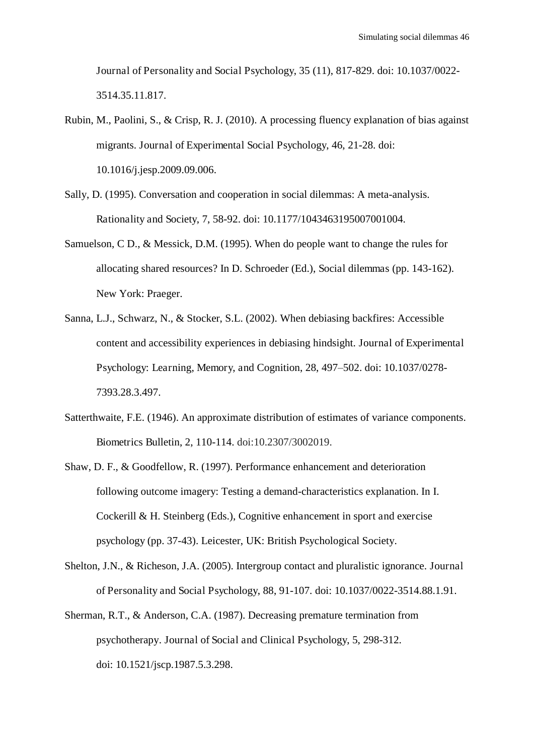Journal of Personality and Social Psychology, 35 (11), 817-829. doi: 10.1037/0022-3514.35.11.817.

Rubin, M., Paolini, S., & Crisp, R. J. (2010). A processing fluency explanation of bias against migrants. Journal of Experimental Social Psychology, 46, 21-28. doi: 10.1016/j.jesp.2009.09.006.

Sally, D. (1995). Conversation and cooperation in social dilemmas: A meta-analysis. Rationality and Society, 7, 58-92. doi: 10.1177/1043463195007001004.

Samuelson, C D., & Messick, D.M. (1995). When do people want to change the rules for allocating shared resources? In D. Schroeder (Ed.), Social dilemmas (pp. 143-162). New York: Praeger.

Sanna, L.J., Schwarz, N., & Stocker, S.L. (2002). When debiasing backfires: Accessible content and accessibility experiences in debiasing hindsight. Journal of Experimental Psychology: Learning, Memory, and Cognition, 28, 497–502. doi: 10.1037/0278-7393.28.3.497.

Satterthwaite, F.E. (1946). An approximate distribution of estimates of variance components. Biometrics Bulletin, 2, 110-114. doi:10.2307/3002019.

Shaw, D. F., & Goodfellow, R. (1997). Performance enhancement and deterioration following outcome imagery: Testing a demand-characteristics explanation. In I. Cockerill & H. Steinberg (Eds.), Cognitive enhancement in sport and exercise psychology (pp. 37-43). Leicester, UK: British Psychological Society.

Shelton, J.N., & Richeson, J.A. (2005). Intergroup contact and pluralistic ignorance. Journal of Personality and Social Psychology, 88, 91-107. doi: 10.1037/0022-3514.88.1.91.

Sherman, R.T., & Anderson, C.A. (1987). Decreasing premature termination from psychotherapy. Journal of Social and Clinical Psychology, 5, 298-312. doi: 10.1521/jscp.1987.5.3.298.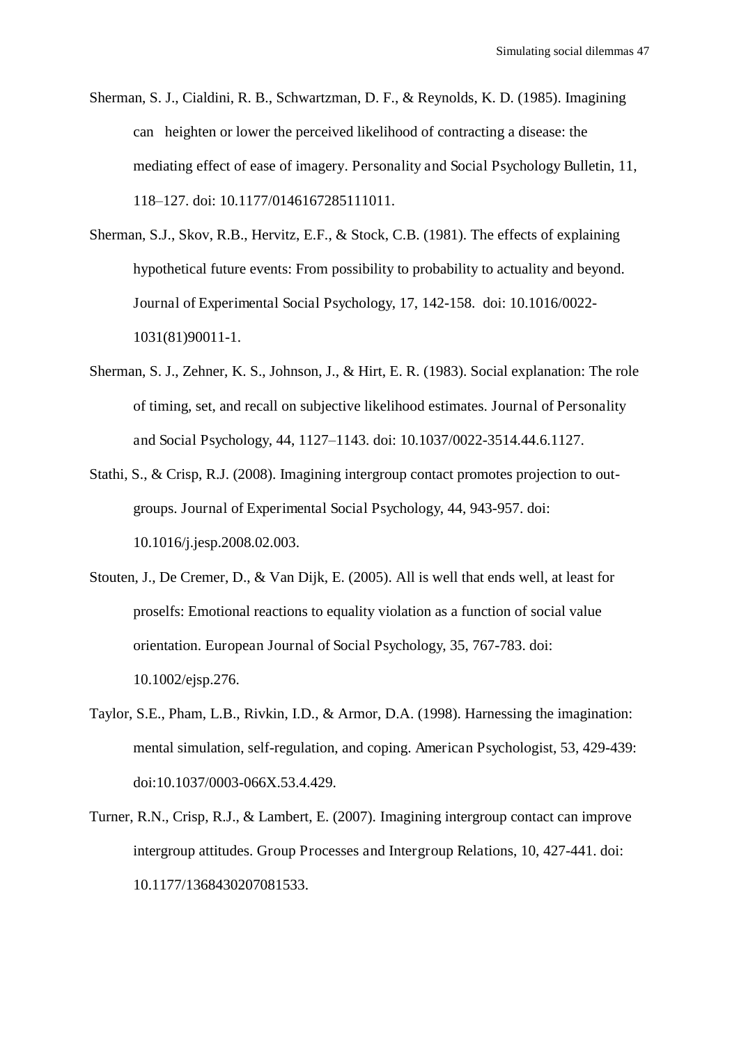Sherman, S. J., Cialdini, R. B., Schwartzman, D. F., & Reynolds, K. D. (1985). Imagining can heighten or lower the perceived likelihood of contracting a disease: the mediating effect of ease of imagery. Personality and Social Psychology Bulletin, 11, 118–127. doi: 10.1177/0146167285111011.

Sherman, S.J., Skov, R.B., Hervitz, E.F., & Stock, C.B. (1981). The effects of explaining hypothetical future events: From possibility to probability to actuality and beyond. Journal of Experimental Social Psychology, 17, 142-158. doi: 10.1016/0022-1031(81)90011-1.

Sherman, S. J., Zehner, K. S., Johnson, J., & Hirt, E. R. (1983). Social explanation: The role of timing, set, and recall on subjective likelihood estimates. Journal of Personality and Social Psychology, 44, 1127–1143. doi: 10.1037/0022-3514.44.6.1127.

Stathi, S., & Crisp, R.J. (2008). Imagining intergroup contact promotes projection to out-groups. Journal of Experimental Social Psychology, 44, 943-957. doi: 10.1016/j.jesp.2008.02.003.

Stouten, J., De Cremer, D., & Van Dijk, E. (2005). All is well that ends well, at least for proselfs: Emotional reactions to equality violation as a function of social value orientation. European Journal of Social Psychology, 35, 767-783. doi: 10.1002/ejsp.276.

Taylor, S.E., Pham, L.B., Rivkin, I.D., & Armor, D.A. (1998). Harnessing the imagination: mental simulation, self-regulation, and coping. American Psychologist, 53, 429-439: doi:10.1037/0003-066X.53.4.429.

Turner, R.N., Crisp, R.J., & Lambert, E. (2007). Imagining intergroup contact can improve intergroup attitudes. Group Processes and Intergroup Relations, 10, 427-441. doi: 10.1177/1368430207081533.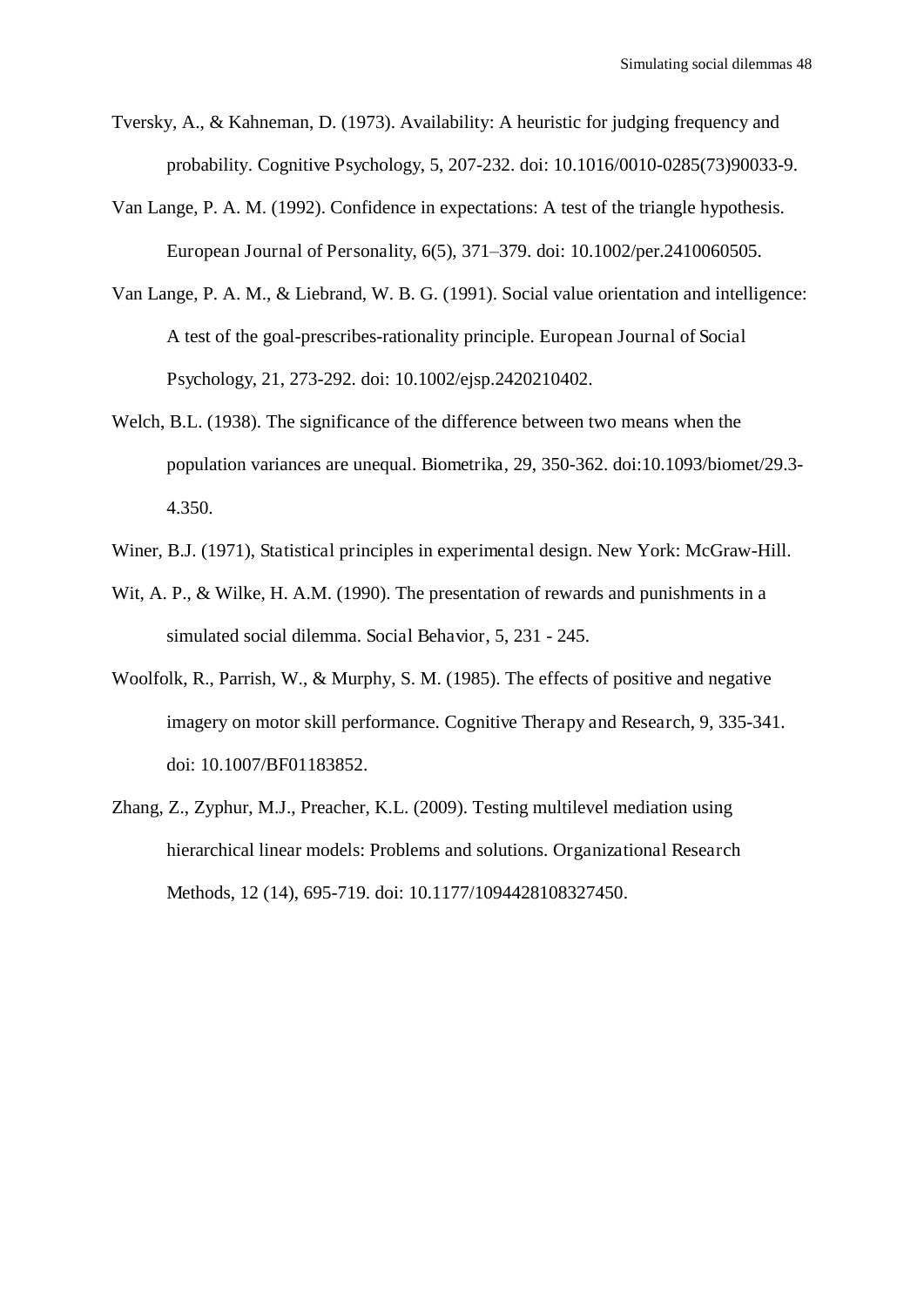Tversky, A., & Kahneman, D. (1973). Availability: A heuristic for judging frequency and probability. Cognitive Psychology, 5, 207-232. doi: 10.1016/0010-0285(73)90033-9.

Van Lange, P. A. M. (1992). Confidence in expectations: A test of the triangle hypothesis. European Journal of Personality, 6(5), 371–379. doi: 10.1002/per.2410060505.

Van Lange, P. A. M., & Liebrand, W. B. G. (1991). Social value orientation and intelligence: A test of the goal-prescribes-rationality principle. European Journal of Social Psychology, 21, 273-292. doi: 10.1002/ejsp.2420210402.

Welch, B.L. (1938). The significance of the difference between two means when the population variances are unequal. Biometrika, 29, 350-362. doi:10.1093/biomet/29.3-4.350.

Winer, B.J. (1971), Statistical principles in experimental design. New York: McGraw-Hill.

Wit, A. P., & Wilke, H. A.M. (1990). The presentation of rewards and punishments in a simulated social dilemma. Social Behavior, 5, 231 - 245.

Woolfolk, R., Parrish, W., & Murphy, S. M. (1985). The effects of positive and negative imagery on motor skill performance. Cognitive Therapy and Research, 9, 335-341. doi: 10.1007/BF01183852.

Zhang, Z., Zyphur, M.J., Preacher, K.L. (2009). Testing multilevel mediation using hierarchical linear models: Problems and solutions. Organizational Research Methods, 12 (14), 695-719. doi: 10.1177/1094428108327450.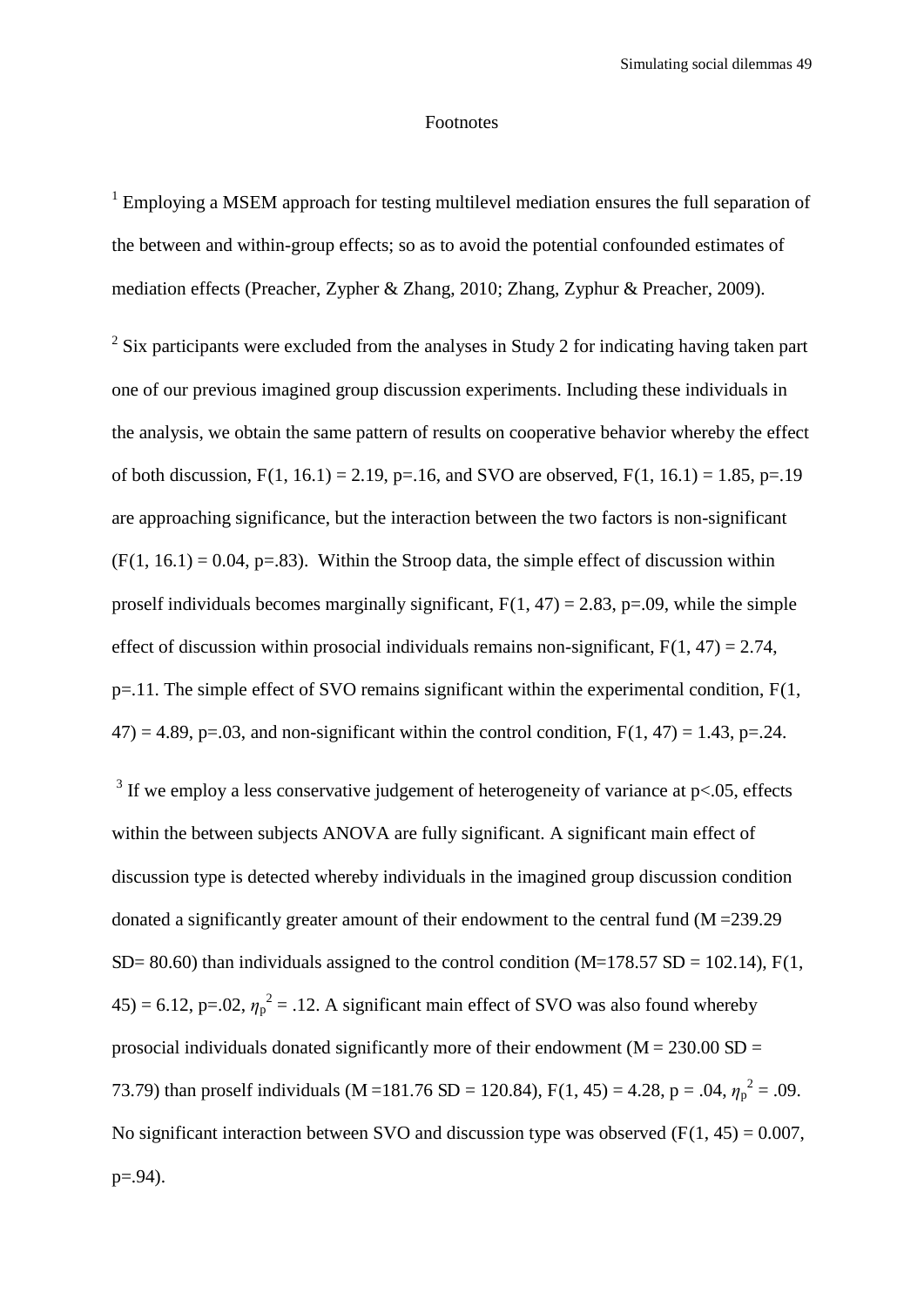# Footnotes

[1] Employing a MSEM approach for testing multilevel mediation ensures the full separation of the between and within-group effects; so as to avoid the potential confounded estimates of mediation effects (Preacher, Zypher & Zhang, 2010; Zhang, Zyphur & Preacher, 2009).

[2] Six participants were excluded from the analyses in Study 2 for indicating having taken part one of our previous imagined group discussion experiments. Including these individuals in the analysis, we obtain the same pattern of results on cooperative behavior whereby the effect of both discussion, $F(1, 16.1) = 2.19$, $p=.16$, and SVO are observed, $F(1, 16.1) = 1.85$, $p=.19$ are approaching significance, but the interaction between the two factors is non-significant ($F(1, 16.1) = 0.04$, $p=.83$). Within the Stroop data, the simple effect of discussion within proself individuals becomes marginally significant, $F(1, 47) = 2.83$, $p=.09$, while the simple effect of discussion within prosocial individuals remains non-significant, $F(1, 47) = 2.74$, $p=.11$. The simple effect of SVO remains significant within the experimental condition, $F(1, 47) = 4.89$, $p=.03$, and non-significant within the control condition, $F(1, 47) = 1.43$, $p=.24$.

[3] If we employ a less conservative judgement of heterogeneity of variance at $p<.05$, effects within the between subjects ANOVA are fully significant. A significant main effect of discussion type is detected whereby individuals in the imagined group discussion condition donated a significantly greater amount of their endowment to the central fund (M =239.29 SD= 80.60) than individuals assigned to the control condition (M=178.57 SD = 102.14), $F(1, 45) = 6.12$, $p=.02$, $\eta_p^2 = .12$. A significant main effect of SVO was also found whereby prosocial individuals donated significantly more of their endowment (M = 230.00 SD = 73.79) than proself individuals (M =181.76 SD = 120.84), $F(1, 45) = 4.28$, $p = .04$, $\eta_p^2 = .09$. No significant interaction between SVO and discussion type was observed ($F(1, 45) = 0.007$, $p=.94$).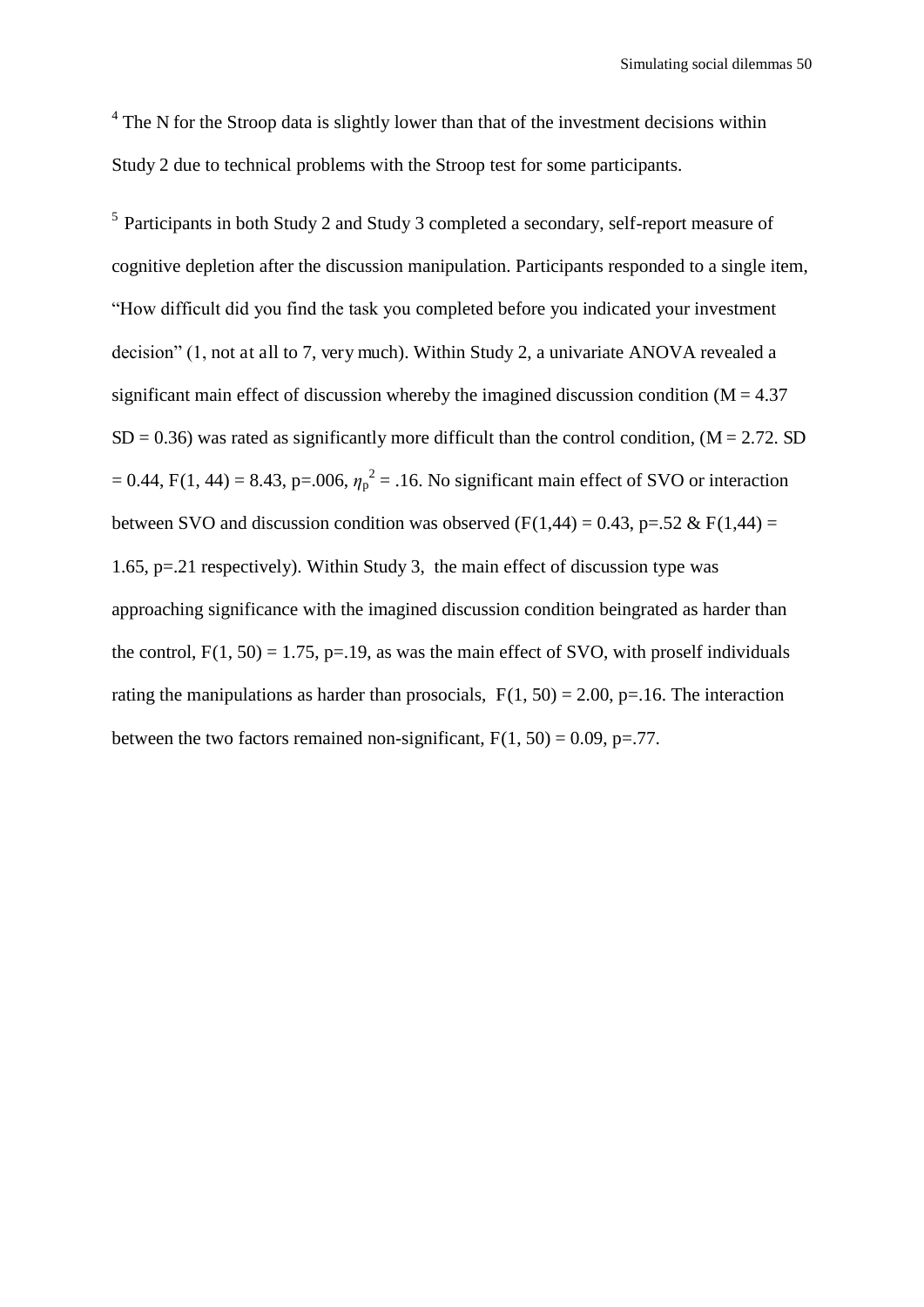[4] The N for the Stroop data is slightly lower than that of the investment decisions within Study 2 due to technical problems with the Stroop test for some participants.

[5] Participants in both Study 2 and Study 3 completed a secondary, self-report measure of cognitive depletion after the discussion manipulation. Participants responded to a single item, "How difficult did you find the task you completed before you indicated your investment decision" (1, not at all to 7, very much). Within Study 2, a univariate ANOVA revealed a significant main effect of discussion whereby the imagined discussion condition ($M = 4.37$ $SD = 0.36$) was rated as significantly more difficult than the control condition, ($M = 2.72$. $SD = 0.44$, $F(1, 44) = 8.43$, $p=.006$, $\eta_p^2 = .16$. No significant main effect of SVO or interaction between SVO and discussion condition was observed ($F(1,44) = 0.43$, $p=.52$ & $F(1,44) = 1.65$, $p=.21$ respectively). Within Study 3, the main effect of discussion type was approaching significance with the imagined discussion condition beingrated as harder than the control, $F(1, 50) = 1.75$, $p=.19$, as was the main effect of SVO, with proself individuals rating the manipulations as harder than prosocials, $F(1, 50) = 2.00$, $p=.16$. The interaction between the two factors remained non-significant, $F(1, 50) = 0.09$, $p=.77$.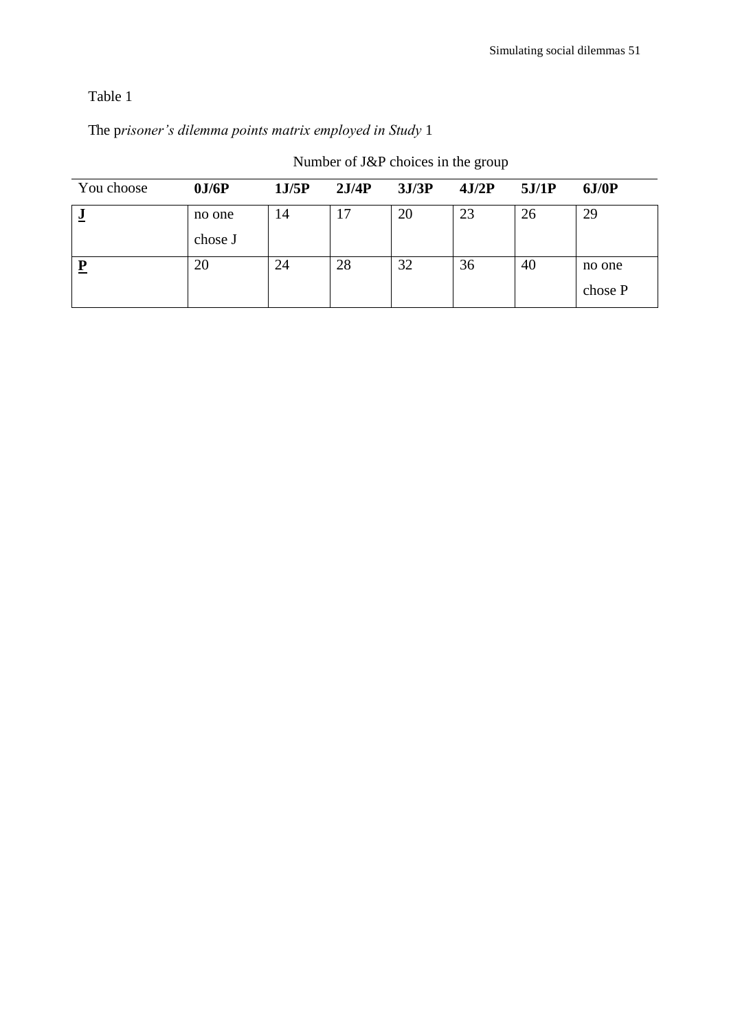Table 1

The p*risoner's dilemma points matrix employed in Study* 1

| | Number of J&P choices in the group | | | | | | |
|---|---|---|---|---|---|---|---|
| You choose | **0J/6P** | **1J/5P** | **2J/4P** | **3J/3P** | **4J/2P** | **5J/1P** | **6J/0P** |
| **J** | no one chose J | 14 | 17 | 20 | 23 | 26 | 29 |
| **P** | 20 | 24 | 28 | 32 | 36 | 40 | no one chose P |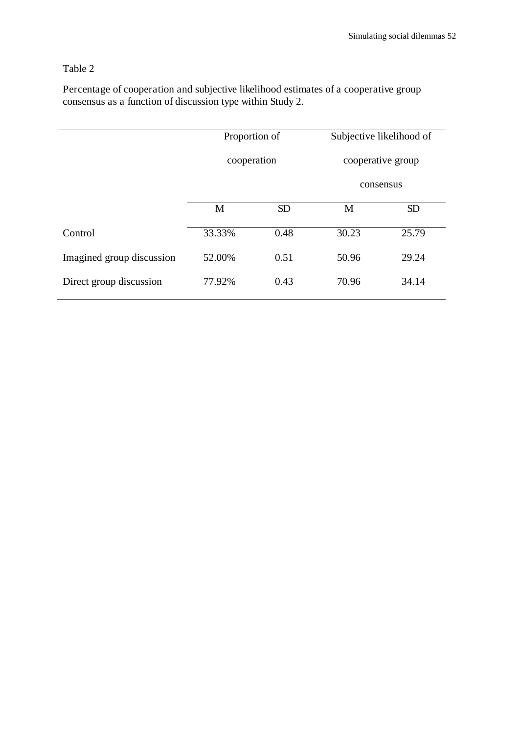Table 2

Percentage of cooperation and subjective likelihood estimates of a cooperative group consensus as a function of discussion type within Study 2.

| | Proportion of cooperation | | Subjective likelihood of cooperative group consensus | |
|---|---|---|---|---|
| | M | SD | M | SD |
| Control | 33.33% | 0.48 | 30.23 | 25.79 |
| Imagined group discussion | 52.00% | 0.51 | 50.96 | 29.24 |
| Direct group discussion | 77.92% | 0.43 | 70.96 | 34.14 |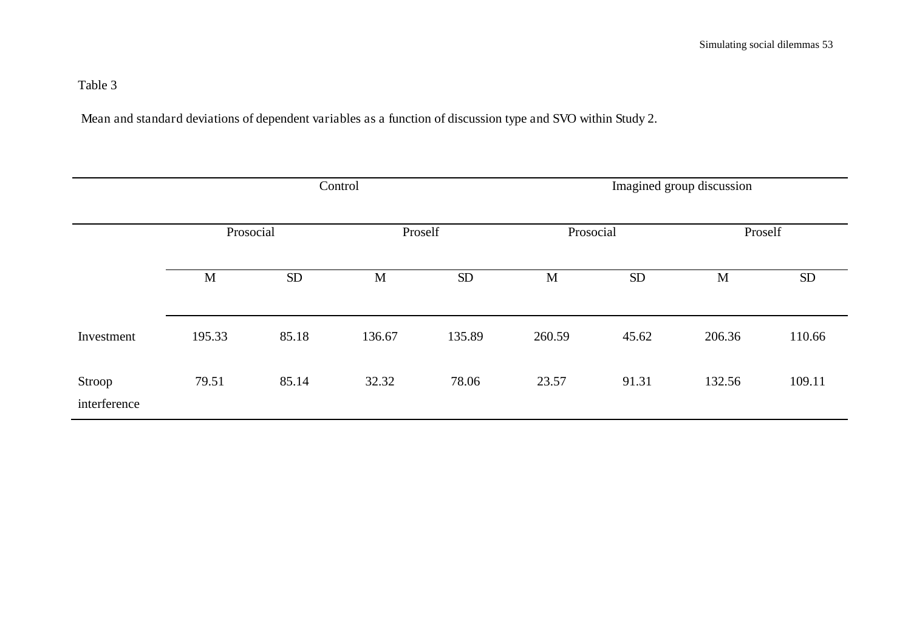Table 3

Mean and standard deviations of dependent variables as a function of discussion type and SVO within Study 2.

| | Control | | | | Imagined group discussion | | | |
|---|---|---|---|---|---|---|---|---|
| | Prosocial | | Proself | | Prosocial | | Proself | |
| | M | SD | M | SD | M | SD | M | SD |
| Investment | 195.33 | 85.18 | 136.67 | 135.89 | 260.59 | 45.62 | 206.36 | 110.66 |
| Stroop interference | 79.51 | 85.14 | 32.32 | 78.06 | 23.57 | 91.31 | 132.56 | 109.11 |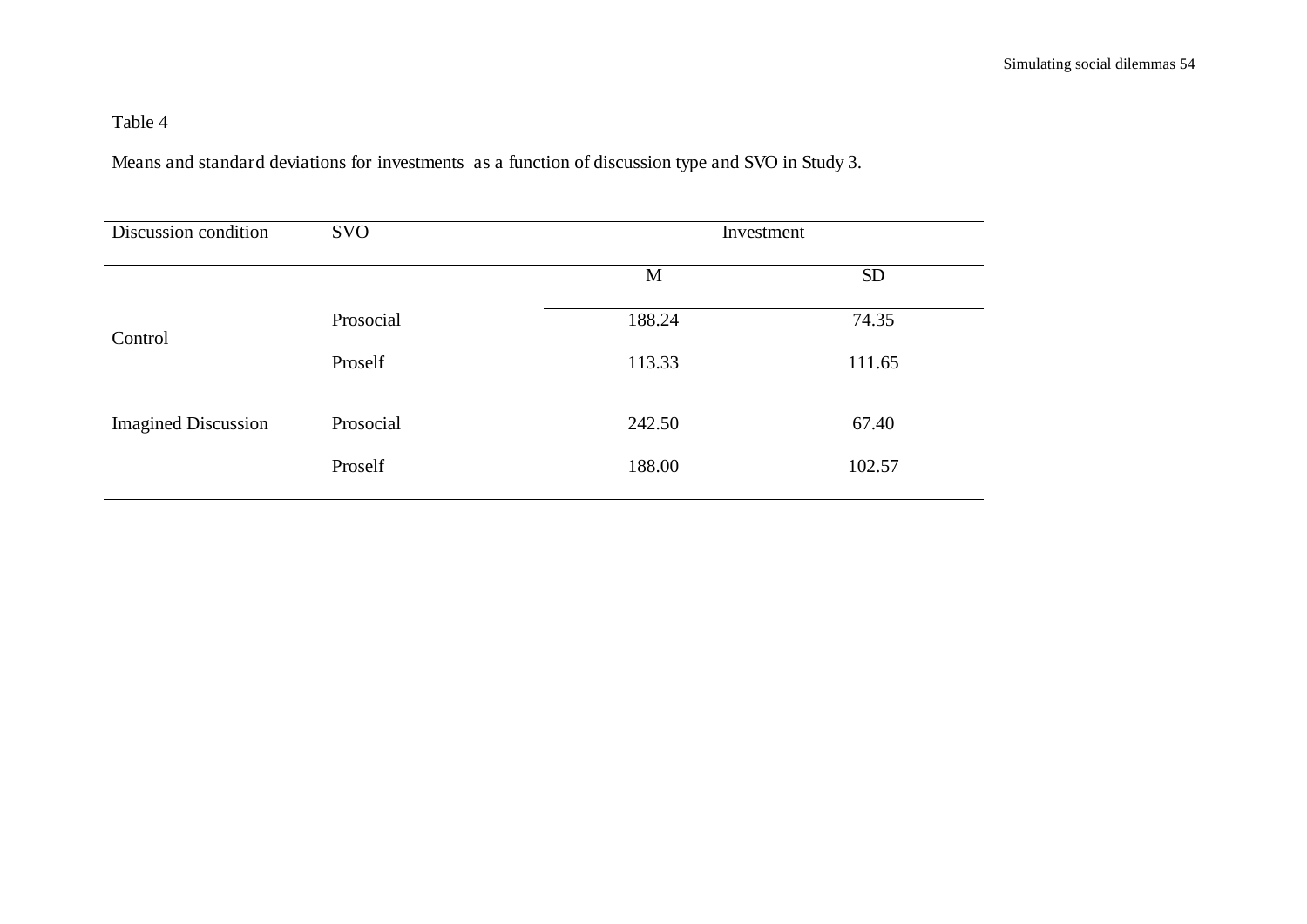Table 4

Means and standard deviations for investments as a function of discussion type and SVO in Study 3.

| Discussion condition | SVO | Investment | |
|---|---|---|---|
| | | M | SD |
| Control | Prosocial | 188.24 | 74.35 |
| | Proself | 113.33 | 111.65 |
| Imagined Discussion | Prosocial | 242.50 | 67.40 |
| | Proself | 188.00 | 102.57 |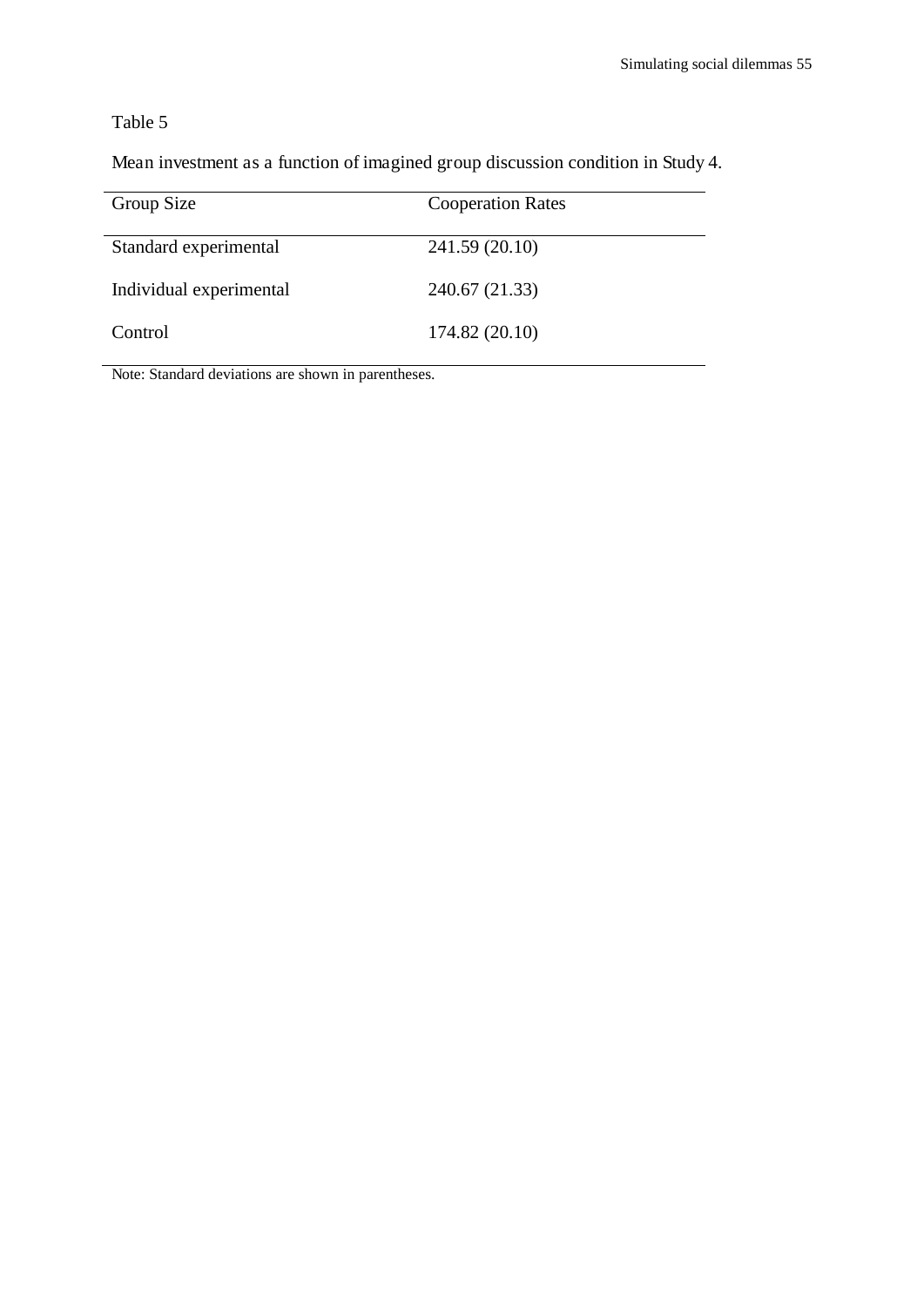Table 5

Mean investment as a function of imagined group discussion condition in Study 4.

| Group Size | Cooperation Rates |
|---|---|
| Standard experimental | 241.59 (20.10) |
| Individual experimental | 240.67 (21.33) |
| Control | 174.82 (20.10) |

Note: Standard deviations are shown in parentheses.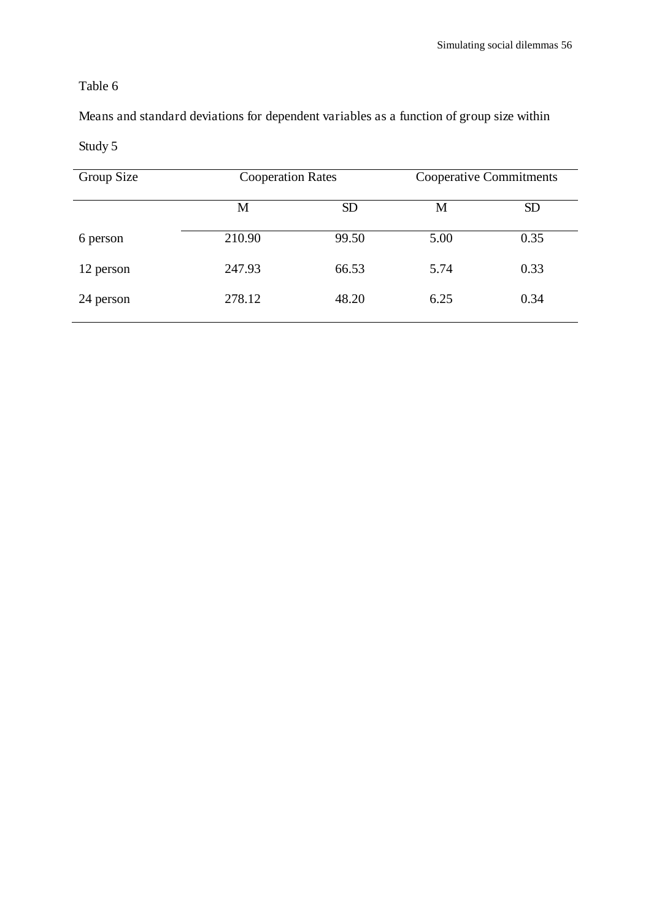Table 6

Means and standard deviations for dependent variables as a function of group size within Study 5

| Group Size | Cooperation Rates | | Cooperative Commitments | |
|---|---|---|---|---|
| | M | SD | M | SD |
| 6 person | 210.90 | 99.50 | 5.00 | 0.35 |
| 12 person | 247.93 | 66.53 | 5.74 | 0.33 |
| 24 person | 278.12 | 48.20 | 6.25 | 0.34 |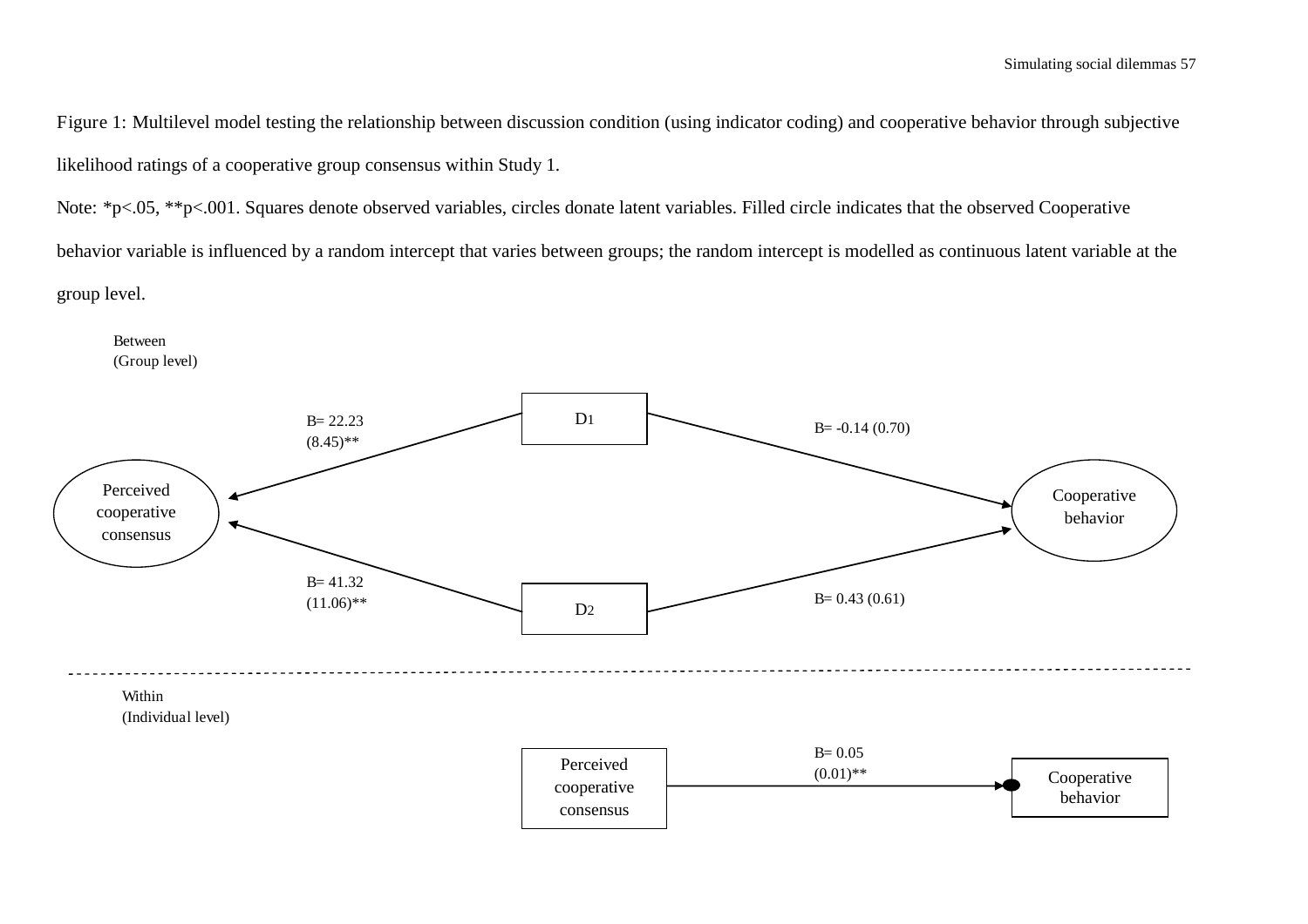Figure 1: Multilevel model testing the relationship between discussion condition (using indicator coding) and cooperative behavior through subjective likelihood ratings of a cooperative group consensus within Study 1.

Note: *p<.05, **p<.001. Squares denote observed variables, circles donate latent variables. Filled circle indicates that the observed Cooperative behavior variable is influenced by a random intercept that varies between groups; the random intercept is modelled as continuous latent variable at the group level.

Between
(Group level)

D1

B= 22.23
(8.45)**

B= -0.14 (0.70)

Perceived cooperative consensus

Cooperative behavior

B= 41.32
(11.06)**

B= 0.43 (0.61)

D2

Within
(Individual level)

Perceived cooperative consensus

B= 0.05
(0.01)**

Cooperative behavior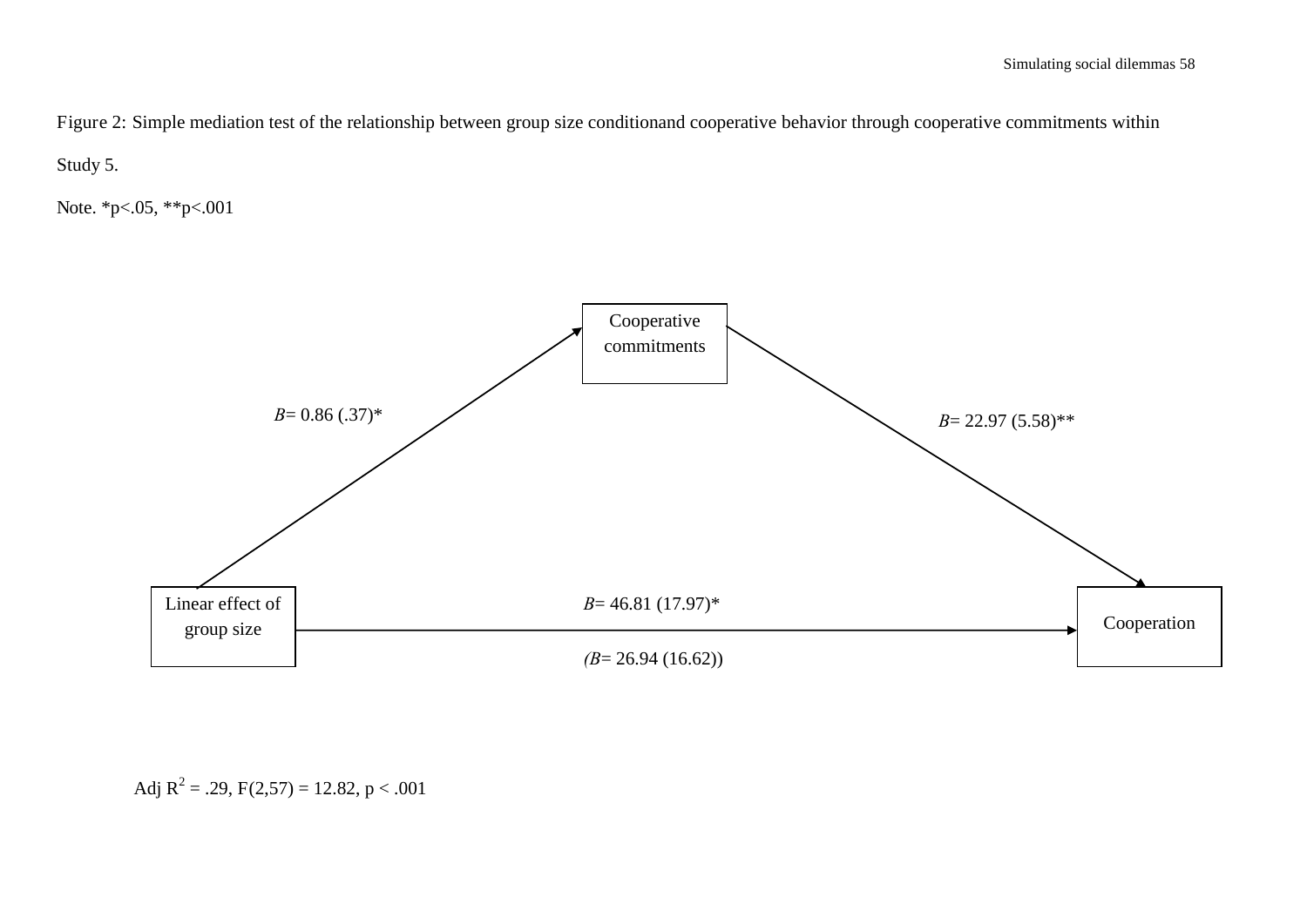Figure 2: Simple mediation test of the relationship between group size conditionand cooperative behavior through cooperative commitments within Study 5.

Note. *p<.05, **p<.001

Cooperative commitments

*B*= 0.86 (.37)*

*B*= 22.97 (5.58)**

Linear effect of group size

*B*= 46.81 (17.97)*

(*B*= 26.94 (16.62))

Cooperation

Adj $R^2$ = .29, F(2,57) = 12.82, p < .001